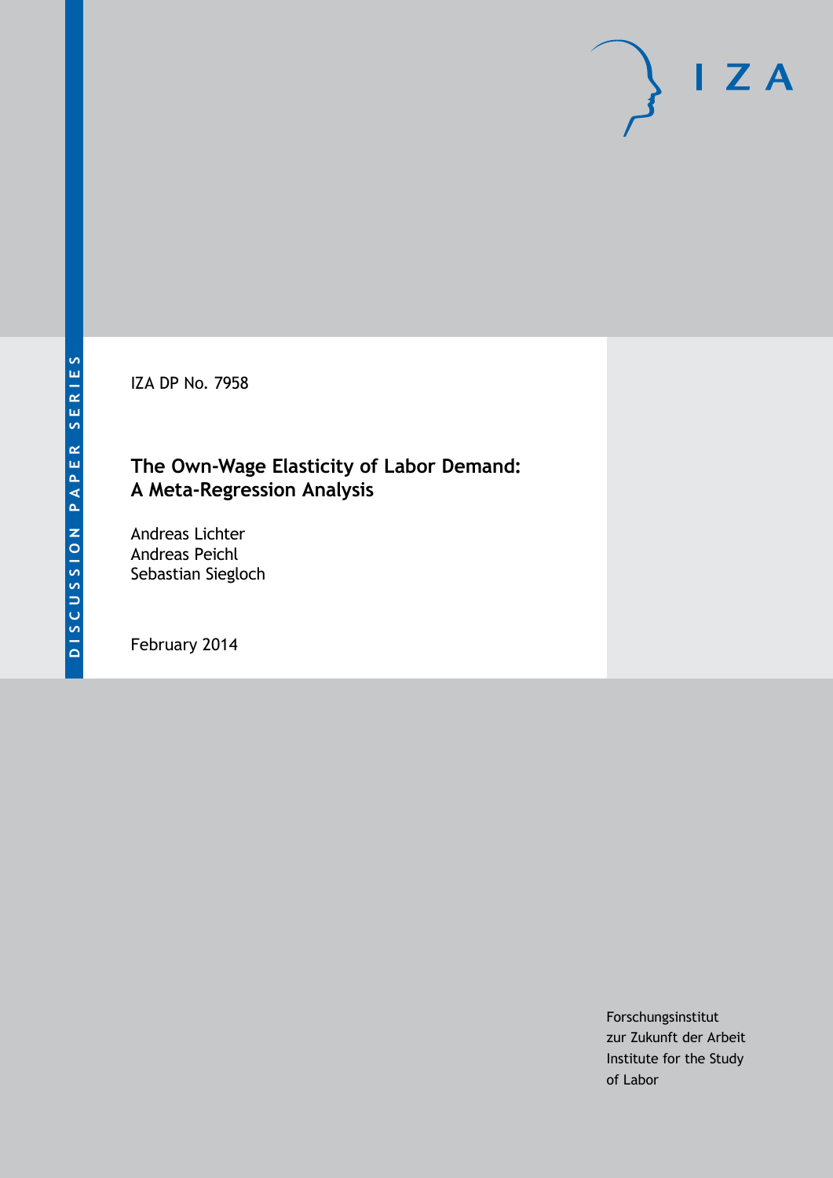DISCUSSION PAPER SERIES

IZA DP No. 7958

# The Own-Wage Elasticity of Labor Demand: A Meta-Regression Analysis

Andreas Lichter
Andreas Peichl
Sebastian Siegloch

February 2014

Forschungsinstitut
zur Zukunft der Arbeit
Institute for the Study
of Labor

IZA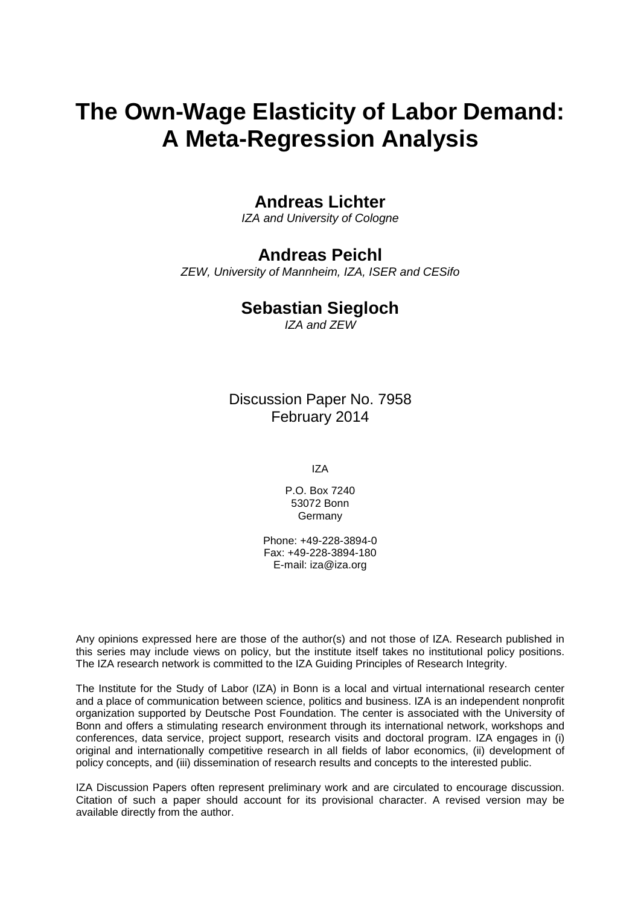# The Own-Wage Elasticity of Labor Demand: A Meta-Regression Analysis

**Andreas Lichter**
*IZA and University of Cologne*

**Andreas Peichl**
*ZEW, University of Mannheim, IZA, ISER and CESifo*

**Sebastian Siegloch**
*IZA and ZEW*

Discussion Paper No. 7958
February 2014

IZA

P.O. Box 7240
53072 Bonn
Germany

Phone: +49-228-3894-0
Fax: +49-228-3894-180
E-mail: iza@iza.org

Any opinions expressed here are those of the author(s) and not those of IZA. Research published in this series may include views on policy, but the institute itself takes no institutional policy positions. The IZA research network is committed to the IZA Guiding Principles of Research Integrity.

The Institute for the Study of Labor (IZA) in Bonn is a local and virtual international research center and a place of communication between science, politics and business. IZA is an independent nonprofit organization supported by Deutsche Post Foundation. The center is associated with the University of Bonn and offers a stimulating research environment through its international network, workshops and conferences, data service, project support, research visits and doctoral program. IZA engages in (i) original and internationally competitive research in all fields of labor economics, (ii) development of policy concepts, and (iii) dissemination of research results and concepts to the interested public.

IZA Discussion Papers often represent preliminary work and are circulated to encourage discussion. Citation of such a paper should account for its provisional character. A revised version may be available directly from the author.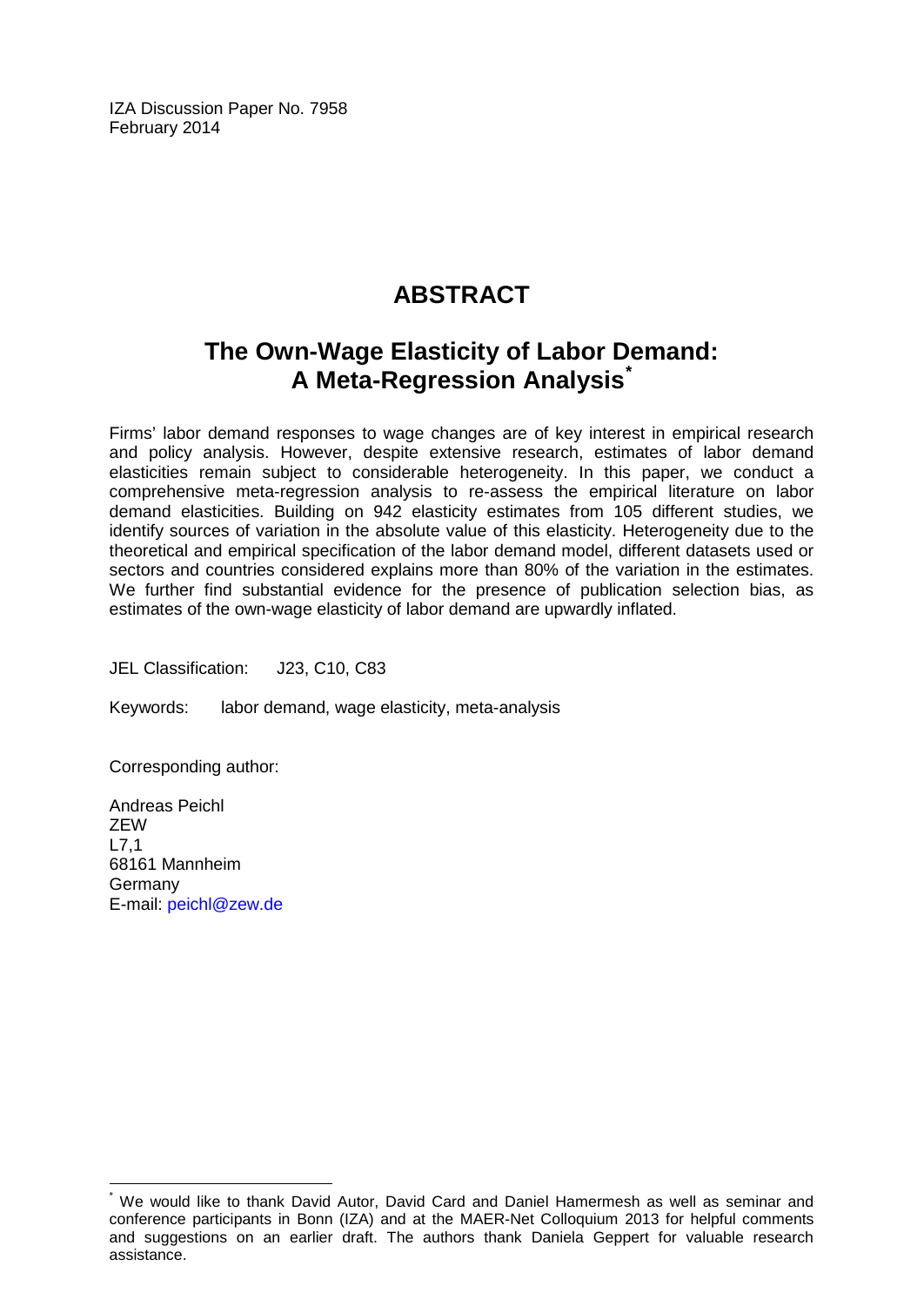IZA Discussion Paper No. 7958
February 2014

# ABSTRACT

## The Own-Wage Elasticity of Labor Demand: A Meta-Regression Analysis*

Firms' labor demand responses to wage changes are of key interest in empirical research and policy analysis. However, despite extensive research, estimates of labor demand elasticities remain subject to considerable heterogeneity. In this paper, we conduct a comprehensive meta-regression analysis to re-assess the empirical literature on labor demand elasticities. Building on 942 elasticity estimates from 105 different studies, we identify sources of variation in the absolute value of this elasticity. Heterogeneity due to the theoretical and empirical specification of the labor demand model, different datasets used or sectors and countries considered explains more than 80% of the variation in the estimates. We further find substantial evidence for the presence of publication selection bias, as estimates of the own-wage elasticity of labor demand are upwardly inflated.

JEL Classification: J23, C10, C83

Keywords: labor demand, wage elasticity, meta-analysis

Corresponding author:

Andreas Peichl
ZEW
L7,1
68161 Mannheim
Germany
E-mail: peichl@zew.de

* We would like to thank David Autor, David Card and Daniel Hamermesh as well as seminar and conference participants in Bonn (IZA) and at the MAER-Net Colloquium 2013 for helpful comments and suggestions on an earlier draft. The authors thank Daniela Geppert for valuable research assistance.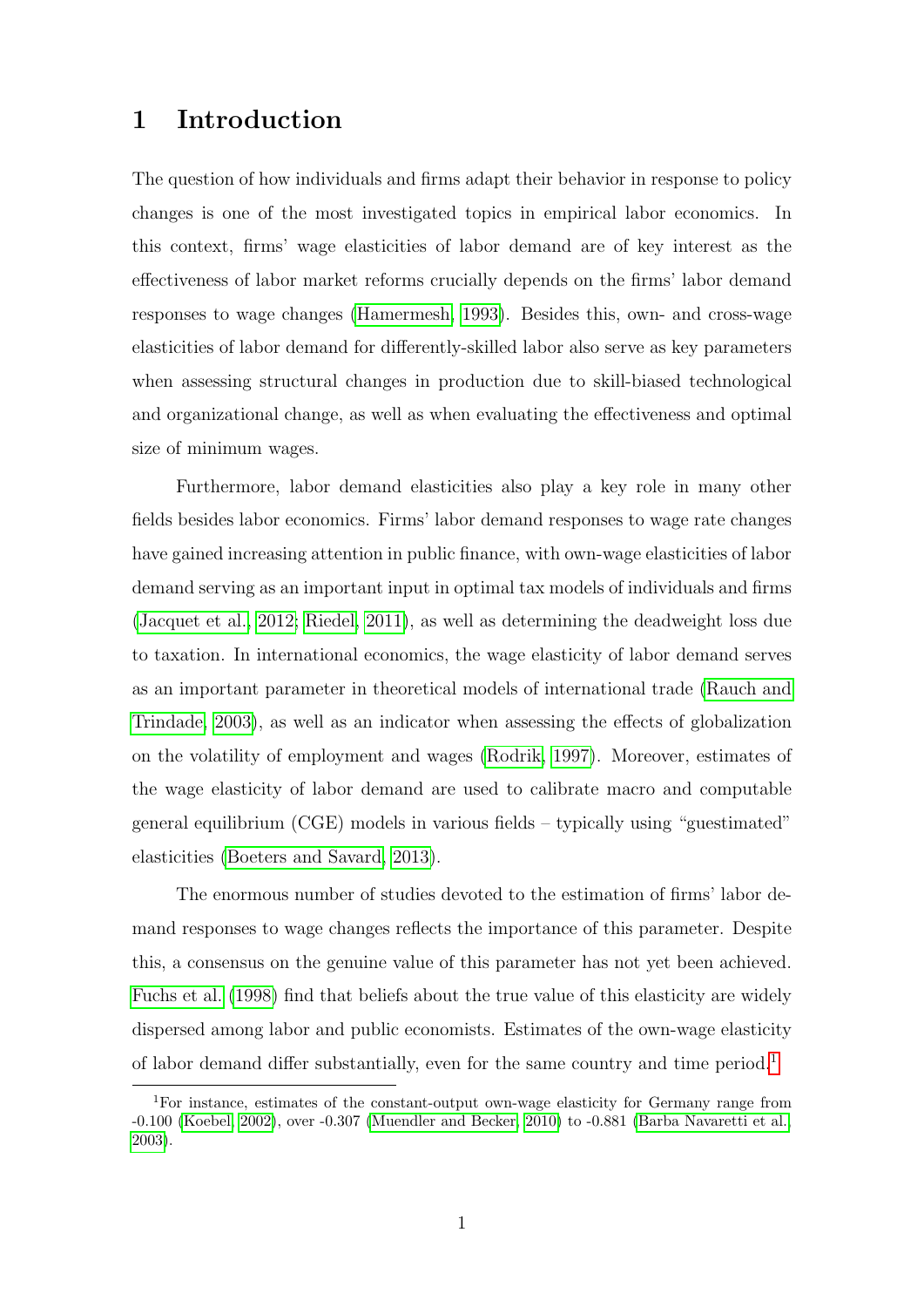# 1 Introduction

The question of how individuals and firms adapt their behavior in response to policy changes is one of the most investigated topics in empirical labor economics. In this context, firms' wage elasticities of labor demand are of key interest as the effectiveness of labor market reforms crucially depends on the firms' labor demand responses to wage changes (Hamermesh, 1993). Besides this, own- and cross-wage elasticities of labor demand for differently-skilled labor also serve as key parameters when assessing structural changes in production due to skill-biased technological and organizational change, as well as when evaluating the effectiveness and optimal size of minimum wages.

Furthermore, labor demand elasticities also play a key role in many other fields besides labor economics. Firms' labor demand responses to wage rate changes have gained increasing attention in public finance, with own-wage elasticities of labor demand serving as an important input in optimal tax models of individuals and firms (Jacquet et al., 2012; Riedel, 2011), as well as determining the deadweight loss due to taxation. In international economics, the wage elasticity of labor demand serves as an important parameter in theoretical models of international trade (Rauch and Trindade, 2003), as well as an indicator when assessing the effects of globalization on the volatility of employment and wages (Rodrik, 1997). Moreover, estimates of the wage elasticity of labor demand are used to calibrate macro and computable general equilibrium (CGE) models in various fields – typically using "guestimated" elasticities (Boeters and Savard, 2013).

The enormous number of studies devoted to the estimation of firms' labor demand responses to wage changes reflects the importance of this parameter. Despite this, a consensus on the genuine value of this parameter has not yet been achieved. Fuchs et al. (1998) find that beliefs about the true value of this elasticity are widely dispersed among labor and public economists. Estimates of the own-wage elasticity of labor demand differ substantially, even for the same country and time period.[1]

[1] For instance, estimates of the constant-output own-wage elasticity for Germany range from -0.100 (Koebel, 2002), over -0.307 (Muendler and Becker, 2010) to -0.881 (Barba Navaretti et al. 2003).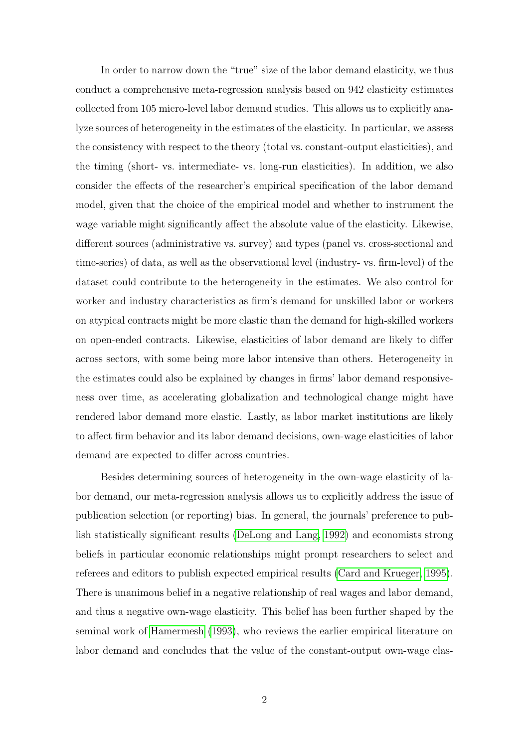In order to narrow down the "true" size of the labor demand elasticity, we thus conduct a comprehensive meta-regression analysis based on 942 elasticity estimates collected from 105 micro-level labor demand studies. This allows us to explicitly analyze sources of heterogeneity in the estimates of the elasticity. In particular, we assess the consistency with respect to the theory (total vs. constant-output elasticities), and the timing (short- vs. intermediate- vs. long-run elasticities). In addition, we also consider the effects of the researcher's empirical specification of the labor demand model, given that the choice of the empirical model and whether to instrument the wage variable might significantly affect the absolute value of the elasticity. Likewise, different sources (administrative vs. survey) and types (panel vs. cross-sectional and time-series) of data, as well as the observational level (industry- vs. firm-level) of the dataset could contribute to the heterogeneity in the estimates. We also control for worker and industry characteristics as firm's demand for unskilled labor or workers on atypical contracts might be more elastic than the demand for high-skilled workers on open-ended contracts. Likewise, elasticities of labor demand are likely to differ across sectors, with some being more labor intensive than others. Heterogeneity in the estimates could also be explained by changes in firms' labor demand responsiveness over time, as accelerating globalization and technological change might have rendered labor demand more elastic. Lastly, as labor market institutions are likely to affect firm behavior and its labor demand decisions, own-wage elasticities of labor demand are expected to differ across countries.

Besides determining sources of heterogeneity in the own-wage elasticity of labor demand, our meta-regression analysis allows us to explicitly address the issue of publication selection (or reporting) bias. In general, the journals' preference to publish statistically significant results (DeLong and Lang, 1992) and economists strong beliefs in particular economic relationships might prompt researchers to select and referees and editors to publish expected empirical results (Card and Krueger, 1995). There is unanimous belief in a negative relationship of real wages and labor demand, and thus a negative own-wage elasticity. This belief has been further shaped by the seminal work of Hamermesh (1993), who reviews the earlier empirical literature on labor demand and concludes that the value of the constant-output own-wage elas-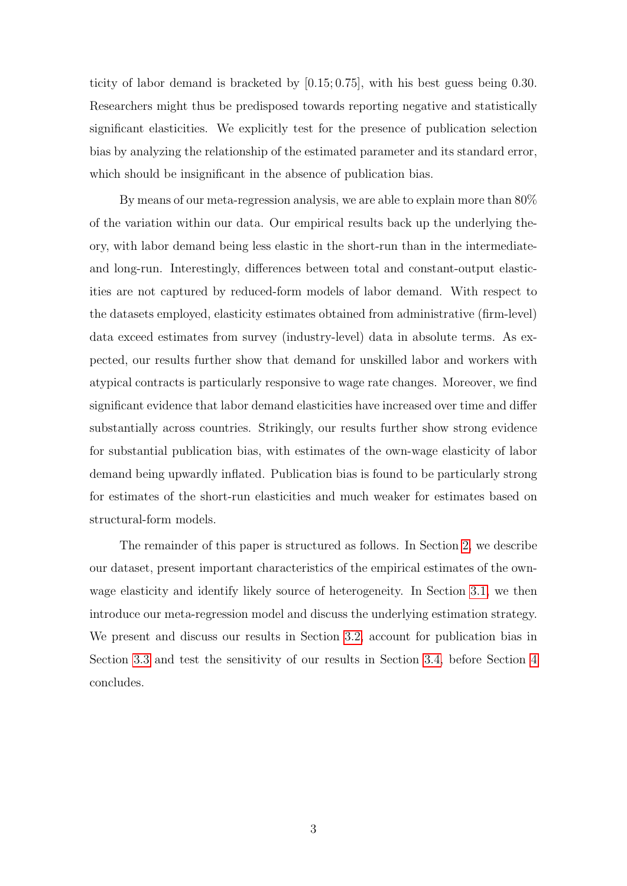ticity of labor demand is bracketed by $[0.15; 0.75]$, with his best guess being 0.30. Researchers might thus be predisposed towards reporting negative and statistically significant elasticities. We explicitly test for the presence of publication selection bias by analyzing the relationship of the estimated parameter and its standard error, which should be insignificant in the absence of publication bias.

By means of our meta-regression analysis, we are able to explain more than 80% of the variation within our data. Our empirical results back up the underlying theory, with labor demand being less elastic in the short-run than in the intermediate- and long-run. Interestingly, differences between total and constant-output elasticities are not captured by reduced-form models of labor demand. With respect to the datasets employed, elasticity estimates obtained from administrative (firm-level) data exceed estimates from survey (industry-level) data in absolute terms. As expected, our results further show that demand for unskilled labor and workers with atypical contracts is particularly responsive to wage rate changes. Moreover, we find significant evidence that labor demand elasticities have increased over time and differ substantially across countries. Strikingly, our results further show strong evidence for substantial publication bias, with estimates of the own-wage elasticity of labor demand being upwardly inflated. Publication bias is found to be particularly strong for estimates of the short-run elasticities and much weaker for estimates based on structural-form models.

The remainder of this paper is structured as follows. In Section 2, we describe our dataset, present important characteristics of the empirical estimates of the own-wage elasticity and identify likely source of heterogeneity. In Section 3.1, we then introduce our meta-regression model and discuss the underlying estimation strategy. We present and discuss our results in Section 3.2, account for publication bias in Section 3.3 and test the sensitivity of our results in Section 3.4, before Section 4 concludes.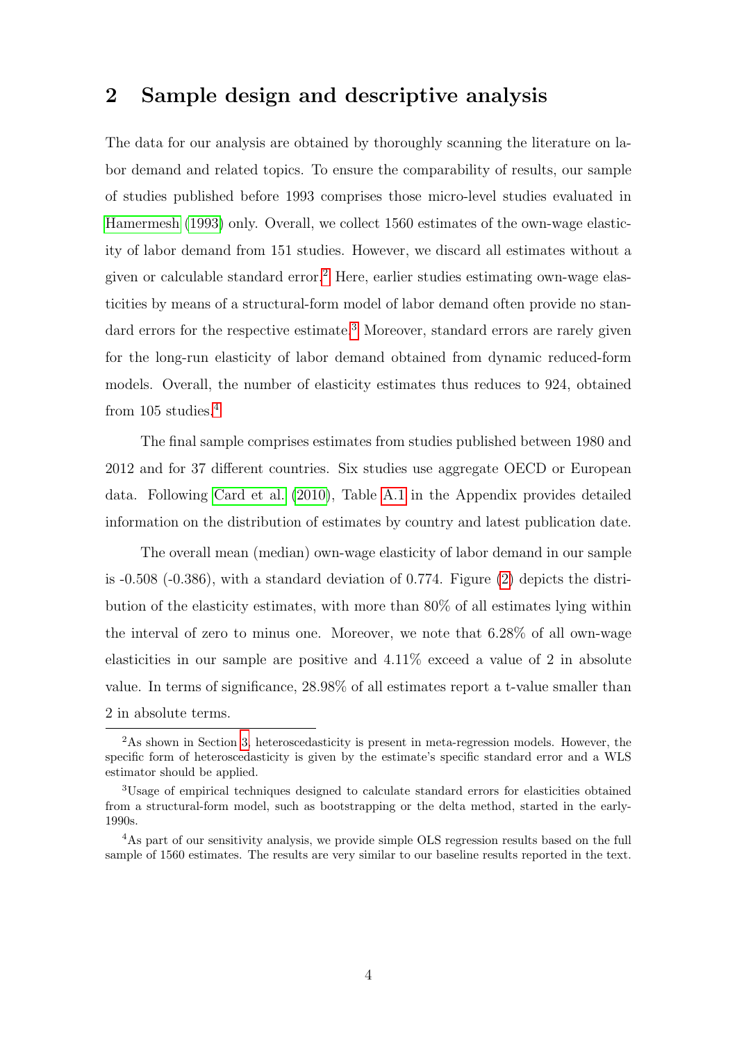## 2 Sample design and descriptive analysis

The data for our analysis are obtained by thoroughly scanning the literature on labor demand and related topics. To ensure the comparability of results, our sample of studies published before 1993 comprises those micro-level studies evaluated in Hamermesh (1993) only. Overall, we collect 1560 estimates of the own-wage elasticity of labor demand from 151 studies. However, we discard all estimates without a given or calculable standard error.[2] Here, earlier studies estimating own-wage elasticities by means of a structural-form model of labor demand often provide no standard errors for the respective estimate.[3] Moreover, standard errors are rarely given for the long-run elasticity of labor demand obtained from dynamic reduced-form models. Overall, the number of elasticity estimates thus reduces to 924, obtained from 105 studies.[4]

The final sample comprises estimates from studies published between 1980 and 2012 and for 37 different countries. Six studies use aggregate OECD or European data. Following Card et al. (2010), Table A.1 in the Appendix provides detailed information on the distribution of estimates by country and latest publication date.

The overall mean (median) own-wage elasticity of labor demand in our sample is -0.508 (-0.386), with a standard deviation of 0.774. Figure (2) depicts the distribution of the elasticity estimates, with more than 80% of all estimates lying within the interval of zero to minus one. Moreover, we note that 6.28% of all own-wage elasticities in our sample are positive and 4.11% exceed a value of 2 in absolute value. In terms of significance, 28.98% of all estimates report a t-value smaller than 2 in absolute terms.

---

[2] As shown in Section 3, heteroscedasticity is present in meta-regression models. However, the specific form of heteroscedasticity is given by the estimate's specific standard error and a WLS estimator should be applied.

[3] Usage of empirical techniques designed to calculate standard errors for elasticities obtained from a structural-form model, such as bootstrapping or the delta method, started in the early-1990s.

[4] As part of our sensitivity analysis, we provide simple OLS regression results based on the full sample of 1560 estimates. The results are very similar to our baseline results reported in the text.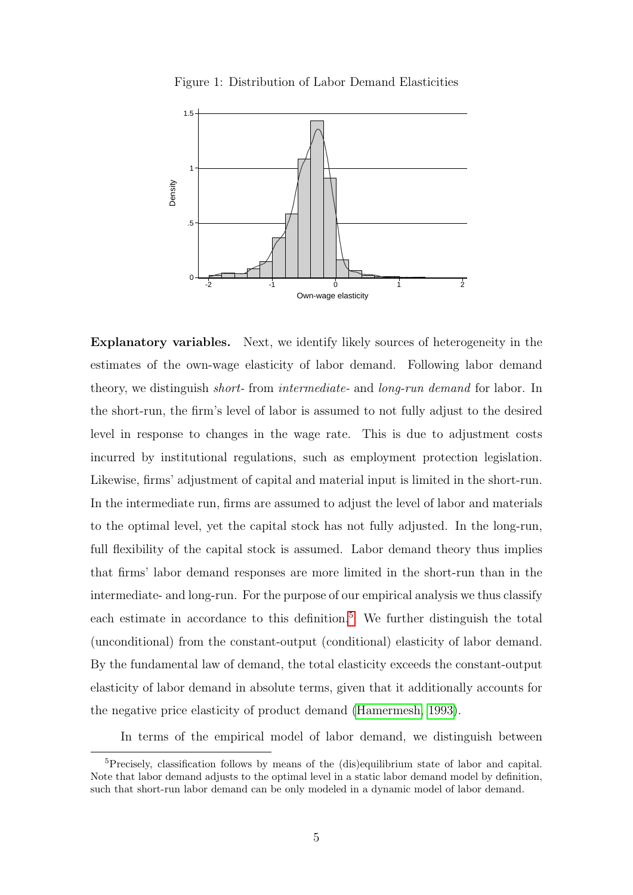Figure 1: Distribution of Labor Demand Elasticities

**Explanatory variables.** Next, we identify likely sources of heterogeneity in the estimates of the own-wage elasticity of labor demand. Following labor demand theory, we distinguish *short-* from *intermediate-* and *long-run demand* for labor. In the short-run, the firm's level of labor is assumed to not fully adjust to the desired level in response to changes in the wage rate. This is due to adjustment costs incurred by institutional regulations, such as employment protection legislation. Likewise, firms' adjustment of capital and material input is limited in the short-run. In the intermediate run, firms are assumed to adjust the level of labor and materials to the optimal level, yet the capital stock has not fully adjusted. In the long-run, full flexibility of the capital stock is assumed. Labor demand theory thus implies that firms' labor demand responses are more limited in the short-run than in the intermediate- and long-run. For the purpose of our empirical analysis we thus classify each estimate in accordance to this definition.[5] We further distinguish the total (unconditional) from the constant-output (conditional) elasticity of labor demand. By the fundamental law of demand, the total elasticity exceeds the constant-output elasticity of labor demand in absolute terms, given that it additionally accounts for the negative price elasticity of product demand (Hamermesh, 1993).

In terms of the empirical model of labor demand, we distinguish between

[5] Precisely, classification follows by means of the (dis)equilibrium state of labor and capital. Note that labor demand adjusts to the optimal level in a static labor demand model by definition, such that short-run labor demand can be only modeled in a dynamic model of labor demand.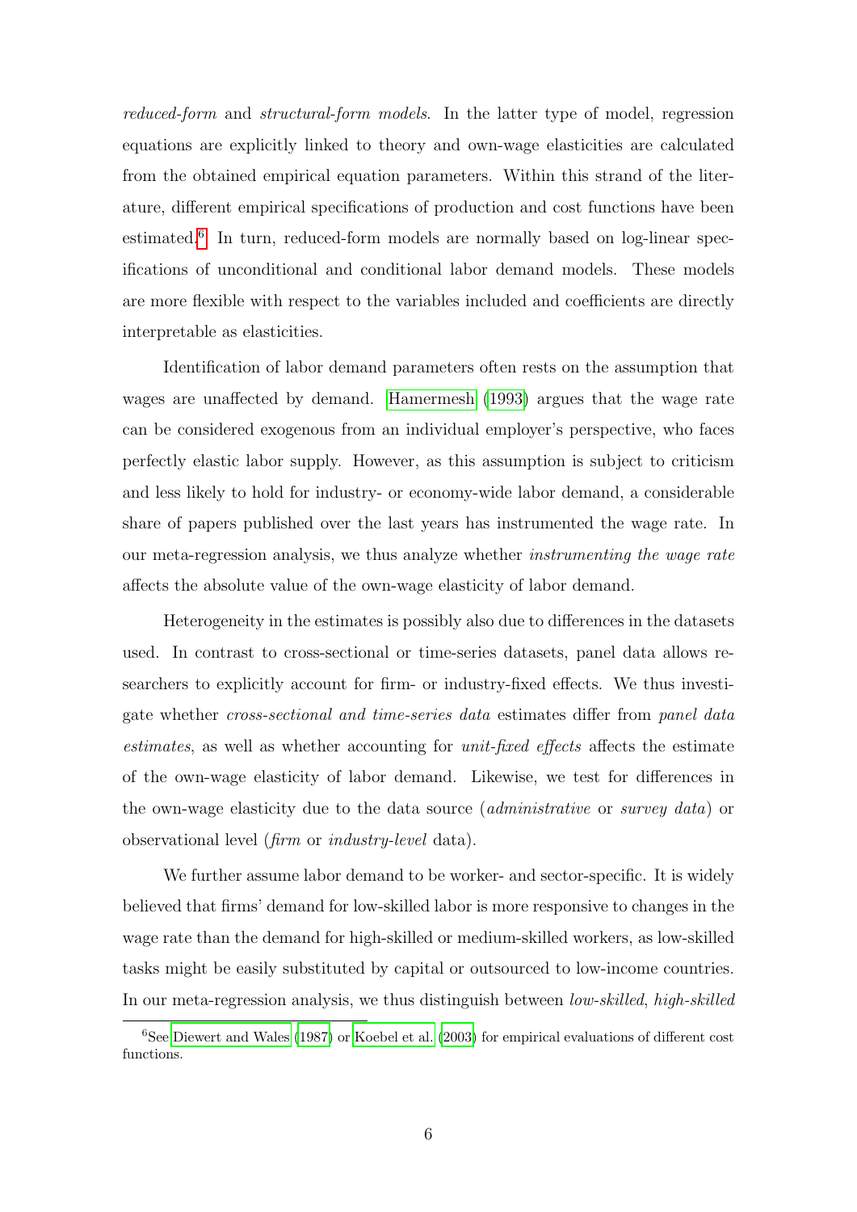*reduced-form* and *structural-form models*. In the latter type of model, regression equations are explicitly linked to theory and own-wage elasticities are calculated from the obtained empirical equation parameters. Within this strand of the literature, different empirical specifications of production and cost functions have been estimated.[6] In turn, reduced-form models are normally based on log-linear specifications of unconditional and conditional labor demand models. These models are more flexible with respect to the variables included and coefficients are directly interpretable as elasticities.

Identification of labor demand parameters often rests on the assumption that wages are unaffected by demand. Hamermesh (1993) argues that the wage rate can be considered exogenous from an individual employer's perspective, who faces perfectly elastic labor supply. However, as this assumption is subject to criticism and less likely to hold for industry- or economy-wide labor demand, a considerable share of papers published over the last years has instrumented the wage rate. In our meta-regression analysis, we thus analyze whether *instrumenting the wage rate* affects the absolute value of the own-wage elasticity of labor demand.

Heterogeneity in the estimates is possibly also due to differences in the datasets used. In contrast to cross-sectional or time-series datasets, panel data allows researchers to explicitly account for firm- or industry-fixed effects. We thus investigate whether *cross-sectional and time-series data* estimates differ from *panel data estimates*, as well as whether accounting for *unit-fixed effects* affects the estimate of the own-wage elasticity of labor demand. Likewise, we test for differences in the own-wage elasticity due to the data source (*administrative* or *survey data*) or observational level (*firm* or *industry-level* data).

We further assume labor demand to be worker- and sector-specific. It is widely believed that firms' demand for low-skilled labor is more responsive to changes in the wage rate than the demand for high-skilled or medium-skilled workers, as low-skilled tasks might be easily substituted by capital or outsourced to low-income countries. In our meta-regression analysis, we thus distinguish between *low-skilled*, *high-skilled*

[6] See Diewert and Wales (1987) or Koebel et al. (2003) for empirical evaluations of different cost functions.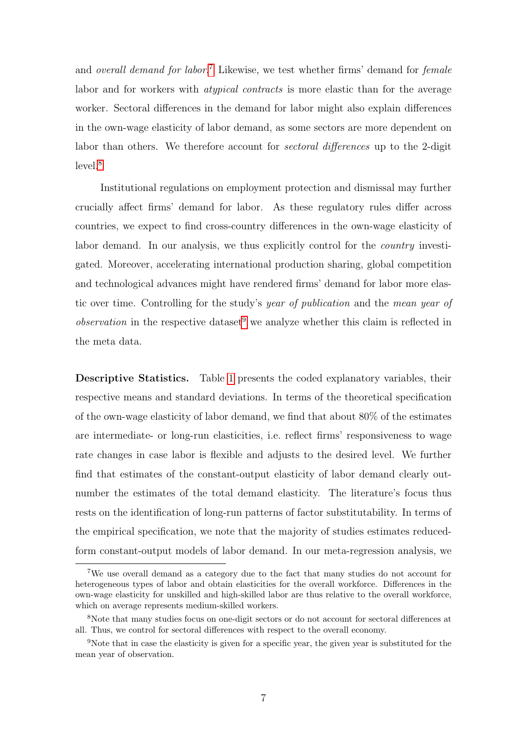and *overall demand for labor*.[7] Likewise, we test whether firms' demand for *female* labor and for workers with *atypical contracts* is more elastic than for the average worker. Sectoral differences in the demand for labor might also explain differences in the own-wage elasticity of labor demand, as some sectors are more dependent on labor than others. We therefore account for *sectoral differences* up to the 2-digit level.[8]

Institutional regulations on employment protection and dismissal may further crucially affect firms' demand for labor. As these regulatory rules differ across countries, we expect to find cross-country differences in the own-wage elasticity of labor demand. In our analysis, we thus explicitly control for the *country* investigated. Moreover, accelerating international production sharing, global competition and technological advances might have rendered firms' demand for labor more elastic over time. Controlling for the study's *year of publication* and the *mean year of observation* in the respective dataset[9] we analyze whether this claim is reflected in the meta data.

**Descriptive Statistics.** Table 1 presents the coded explanatory variables, their respective means and standard deviations. In terms of the theoretical specification of the own-wage elasticity of labor demand, we find that about 80% of the estimates are intermediate- or long-run elasticities, i.e. reflect firms' responsiveness to wage rate changes in case labor is flexible and adjusts to the desired level. We further find that estimates of the constant-output elasticity of labor demand clearly outnumber the estimates of the total demand elasticity. The literature's focus thus rests on the identification of long-run patterns of factor substitutability. In terms of the empirical specification, we note that the majority of studies estimates reduced-form constant-output models of labor demand. In our meta-regression analysis, we

[7] We use overall demand as a category due to the fact that many studies do not account for heterogeneous types of labor and obtain elasticities for the overall workforce. Differences in the own-wage elasticity for unskilled and high-skilled labor are thus relative to the overall workforce, which on average represents medium-skilled workers.

[8] Note that many studies focus on one-digit sectors or do not account for sectoral differences at all. Thus, we control for sectoral differences with respect to the overall economy.

[9] Note that in case the elasticity is given for a specific year, the given year is substituted for the mean year of observation.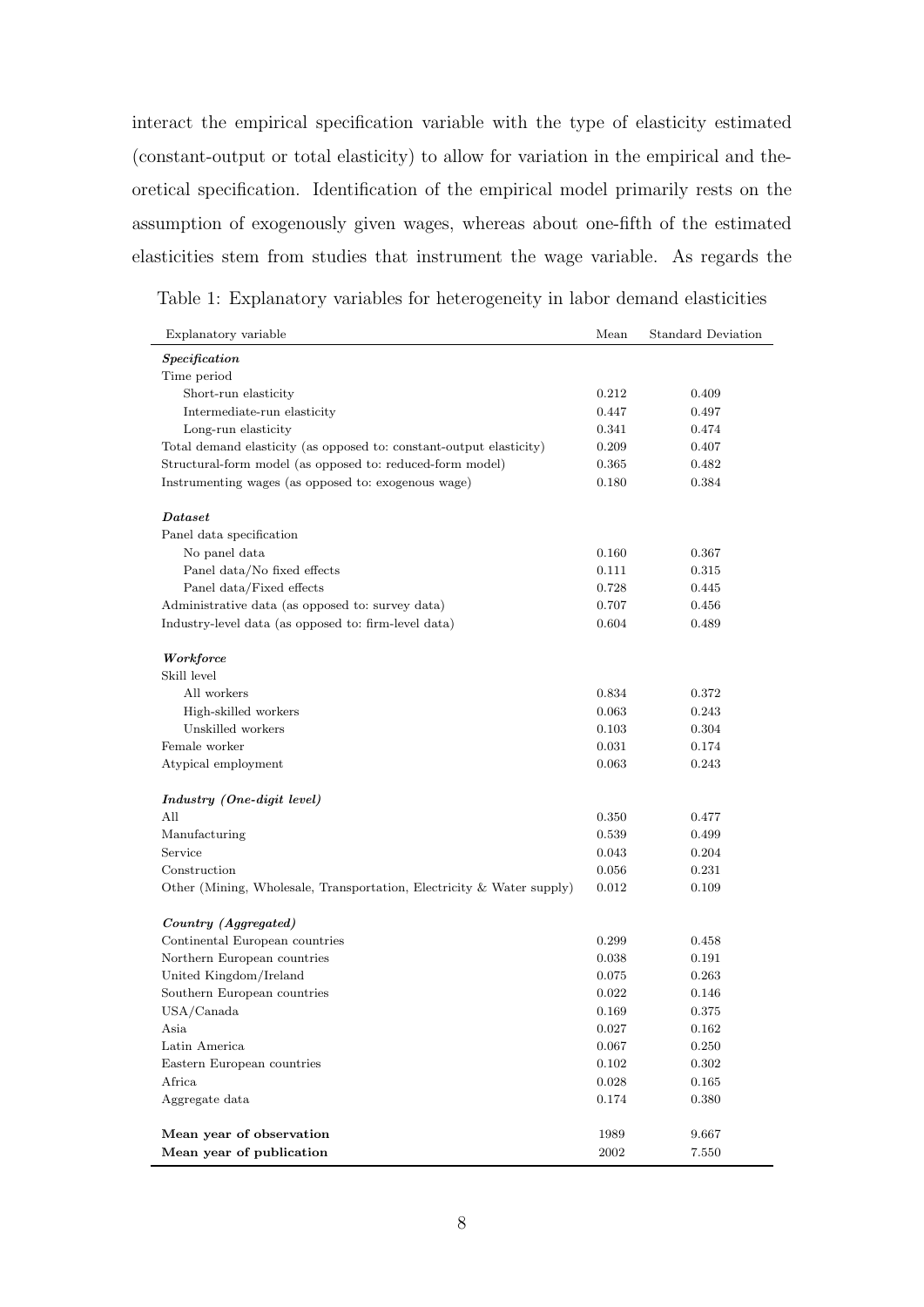interact the empirical specification variable with the type of elasticity estimated (constant-output or total elasticity) to allow for variation in the empirical and theoretical specification. Identification of the empirical model primarily rests on the assumption of exogenously given wages, whereas about one-fifth of the estimated elasticities stem from studies that instrument the wage variable. As regards the

Table 1: Explanatory variables for heterogeneity in labor demand elasticities

| Explanatory variable | Mean | Standard Deviation |
|---|---|---|
| ***Specification*** | | |
| Time period | | |
| Short-run elasticity | 0.212 | 0.409 |
| Intermediate-run elasticity | 0.447 | 0.497 |
| Long-run elasticity | 0.341 | 0.474 |
| Total demand elasticity (as opposed to: constant-output elasticity) | 0.209 | 0.407 |
| Structural-form model (as opposed to: reduced-form model) | 0.365 | 0.482 |
| Instrumenting wages (as opposed to: exogenous wage) | 0.180 | 0.384 |
| ***Dataset*** | | |
| Panel data specification | | |
| No panel data | 0.160 | 0.367 |
| Panel data/No fixed effects | 0.111 | 0.315 |
| Panel data/Fixed effects | 0.728 | 0.445 |
| Administrative data (as opposed to: survey data) | 0.707 | 0.456 |
| Industry-level data (as opposed to: firm-level data) | 0.604 | 0.489 |
| ***Workforce*** | | |
| Skill level | | |
| All workers | 0.834 | 0.372 |
| High-skilled workers | 0.063 | 0.243 |
| Unskilled workers | 0.103 | 0.304 |
| Female worker | 0.031 | 0.174 |
| Atypical employment | 0.063 | 0.243 |
| ***Industry (One-digit level)*** | | |
| All | 0.350 | 0.477 |
| Manufacturing | 0.539 | 0.499 |
| Service | 0.043 | 0.204 |
| Construction | 0.056 | 0.231 |
| Other (Mining, Wholesale, Transportation, Electricity & Water supply) | 0.012 | 0.109 |
| ***Country (Aggregated)*** | | |
| Continental European countries | 0.299 | 0.458 |
| Northern European countries | 0.038 | 0.191 |
| United Kingdom/Ireland | 0.075 | 0.263 |
| Southern European countries | 0.022 | 0.146 |
| USA/Canada | 0.169 | 0.375 |
| Asia | 0.027 | 0.162 |
| Latin America | 0.067 | 0.250 |
| Eastern European countries | 0.102 | 0.302 |
| Africa | 0.028 | 0.165 |
| Aggregate data | 0.174 | 0.380 |
| **Mean year of observation** | 1989 | 9.667 |
| **Mean year of publication** | 2002 | 7.550 |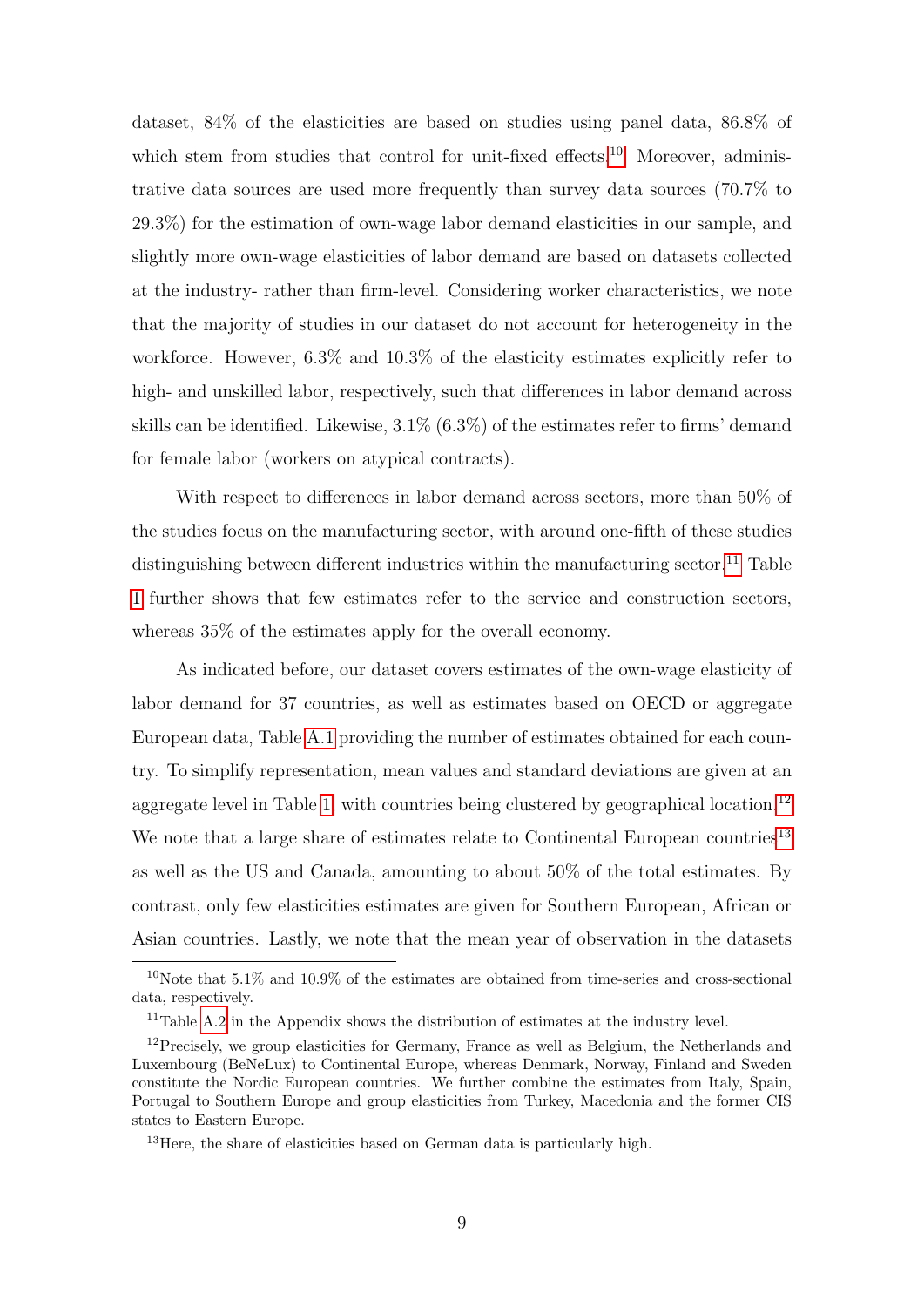dataset, 84% of the elasticities are based on studies using panel data, 86.8% of which stem from studies that control for unit-fixed effects.[10] Moreover, administrative data sources are used more frequently than survey data sources (70.7% to 29.3%) for the estimation of own-wage labor demand elasticities in our sample, and slightly more own-wage elasticities of labor demand are based on datasets collected at the industry- rather than firm-level. Considering worker characteristics, we note that the majority of studies in our dataset do not account for heterogeneity in the workforce. However, 6.3% and 10.3% of the elasticity estimates explicitly refer to high- and unskilled labor, respectively, such that differences in labor demand across skills can be identified. Likewise, 3.1% (6.3%) of the estimates refer to firms' demand for female labor (workers on atypical contracts).

With respect to differences in labor demand across sectors, more than 50% of the studies focus on the manufacturing sector, with around one-fifth of these studies distinguishing between different industries within the manufacturing sector.[11] Table 1 further shows that few estimates refer to the service and construction sectors, whereas 35% of the estimates apply for the overall economy.

As indicated before, our dataset covers estimates of the own-wage elasticity of labor demand for 37 countries, as well as estimates based on OECD or aggregate European data, Table A.1 providing the number of estimates obtained for each country. To simplify representation, mean values and standard deviations are given at an aggregate level in Table 1, with countries being clustered by geographical location.[12] We note that a large share of estimates relate to Continental European countries[13] as well as the US and Canada, amounting to about 50% of the total estimates. By contrast, only few elasticities estimates are given for Southern European, African or Asian countries. Lastly, we note that the mean year of observation in the datasets

[10] Note that 5.1% and 10.9% of the estimates are obtained from time-series and cross-sectional data, respectively.

[11] Table A.2 in the Appendix shows the distribution of estimates at the industry level.

[12] Precisely, we group elasticities for Germany, France as well as Belgium, the Netherlands and Luxembourg (BeNeLux) to Continental Europe, whereas Denmark, Norway, Finland and Sweden constitute the Nordic European countries. We further combine the estimates from Italy, Spain, Portugal to Southern Europe and group elasticities from Turkey, Macedonia and the former CIS states to Eastern Europe.

[13] Here, the share of elasticities based on German data is particularly high.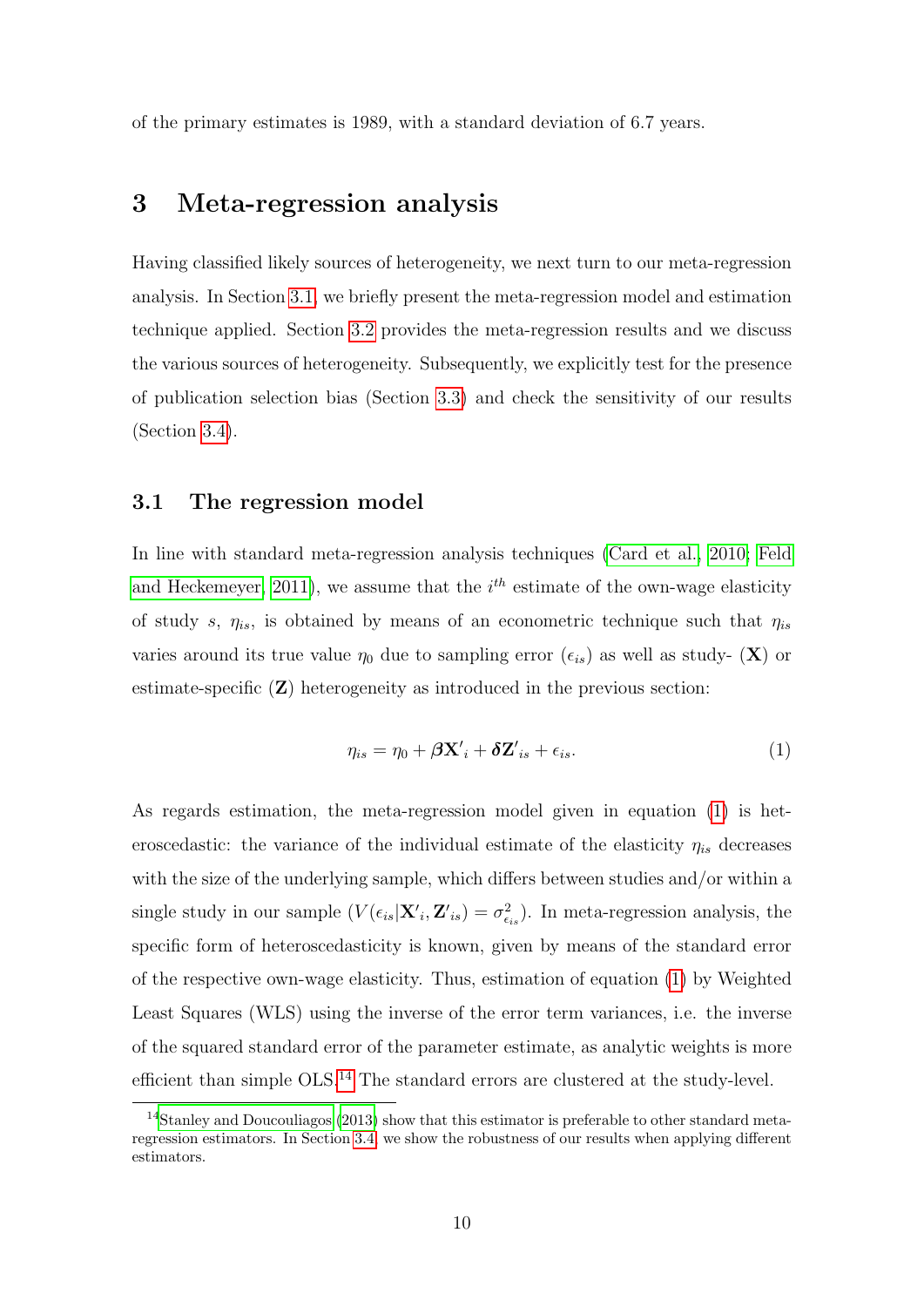of the primary estimates is 1989, with a standard deviation of 6.7 years.

# 3 Meta-regression analysis

Having classified likely sources of heterogeneity, we next turn to our meta-regression analysis. In Section 3.1, we briefly present the meta-regression model and estimation technique applied. Section 3.2 provides the meta-regression results and we discuss the various sources of heterogeneity. Subsequently, we explicitly test for the presence of publication selection bias (Section 3.3) and check the sensitivity of our results (Section 3.4).

## 3.1 The regression model

In line with standard meta-regression analysis techniques (Card et al., 2010; Feld and Heckemeyer, 2011), we assume that the $i^{th}$ estimate of the own-wage elasticity of study $s$, $\eta_{is}$, is obtained by means of an econometric technique such that $\eta_{is}$ varies around its true value $\eta_0$ due to sampling error ($\epsilon_{is}$) as well as study- ($\mathbf{X}$) or estimate-specific ($\mathbf{Z}$) heterogeneity as introduced in the previous section:

$$\eta_{is} = \eta_0 + \boldsymbol{\beta}\mathbf{X}'_i + \boldsymbol{\delta}\mathbf{Z}'_{is} + \epsilon_{is}. \tag{1}$$

As regards estimation, the meta-regression model given in equation (1) is heteroscedastic: the variance of the individual estimate of the elasticity $\eta_{is}$ decreases with the size of the underlying sample, which differs between studies and/or within a single study in our sample ($V(\epsilon_{is}|\mathbf{X}'_i, \mathbf{Z}'_{is}) = \sigma^2_{\epsilon_{is}}$). In meta-regression analysis, the specific form of heteroscedasticity is known, given by means of the standard error of the respective own-wage elasticity. Thus, estimation of equation (1) by Weighted Least Squares (WLS) using the inverse of the error term variances, i.e. the inverse of the squared standard error of the parameter estimate, as analytic weights is more efficient than simple OLS.[14] The standard errors are clustered at the study-level.

[14] Stanley and Doucouliagos (2013) show that this estimator is preferable to other standard meta-regression estimators. In Section 3.4, we show the robustness of our results when applying different estimators.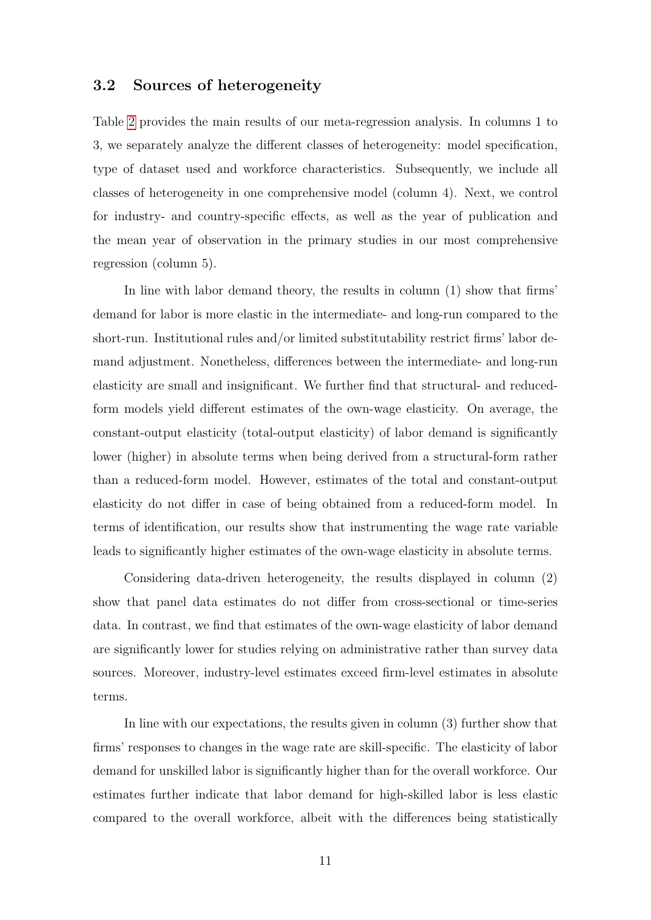### 3.2 Sources of heterogeneity

Table 2 provides the main results of our meta-regression analysis. In columns 1 to 3, we separately analyze the different classes of heterogeneity: model specification, type of dataset used and workforce characteristics. Subsequently, we include all classes of heterogeneity in one comprehensive model (column 4). Next, we control for industry- and country-specific effects, as well as the year of publication and the mean year of observation in the primary studies in our most comprehensive regression (column 5).

In line with labor demand theory, the results in column (1) show that firms' demand for labor is more elastic in the intermediate- and long-run compared to the short-run. Institutional rules and/or limited substitutability restrict firms' labor demand adjustment. Nonetheless, differences between the intermediate- and long-run elasticity are small and insignificant. We further find that structural- and reduced-form models yield different estimates of the own-wage elasticity. On average, the constant-output elasticity (total-output elasticity) of labor demand is significantly lower (higher) in absolute terms when being derived from a structural-form rather than a reduced-form model. However, estimates of the total and constant-output elasticity do not differ in case of being obtained from a reduced-form model. In terms of identification, our results show that instrumenting the wage rate variable leads to significantly higher estimates of the own-wage elasticity in absolute terms.

Considering data-driven heterogeneity, the results displayed in column (2) show that panel data estimates do not differ from cross-sectional or time-series data. In contrast, we find that estimates of the own-wage elasticity of labor demand are significantly lower for studies relying on administrative rather than survey data sources. Moreover, industry-level estimates exceed firm-level estimates in absolute terms.

In line with our expectations, the results given in column (3) further show that firms' responses to changes in the wage rate are skill-specific. The elasticity of labor demand for unskilled labor is significantly higher than for the overall workforce. Our estimates further indicate that labor demand for high-skilled labor is less elastic compared to the overall workforce, albeit with the differences being statistically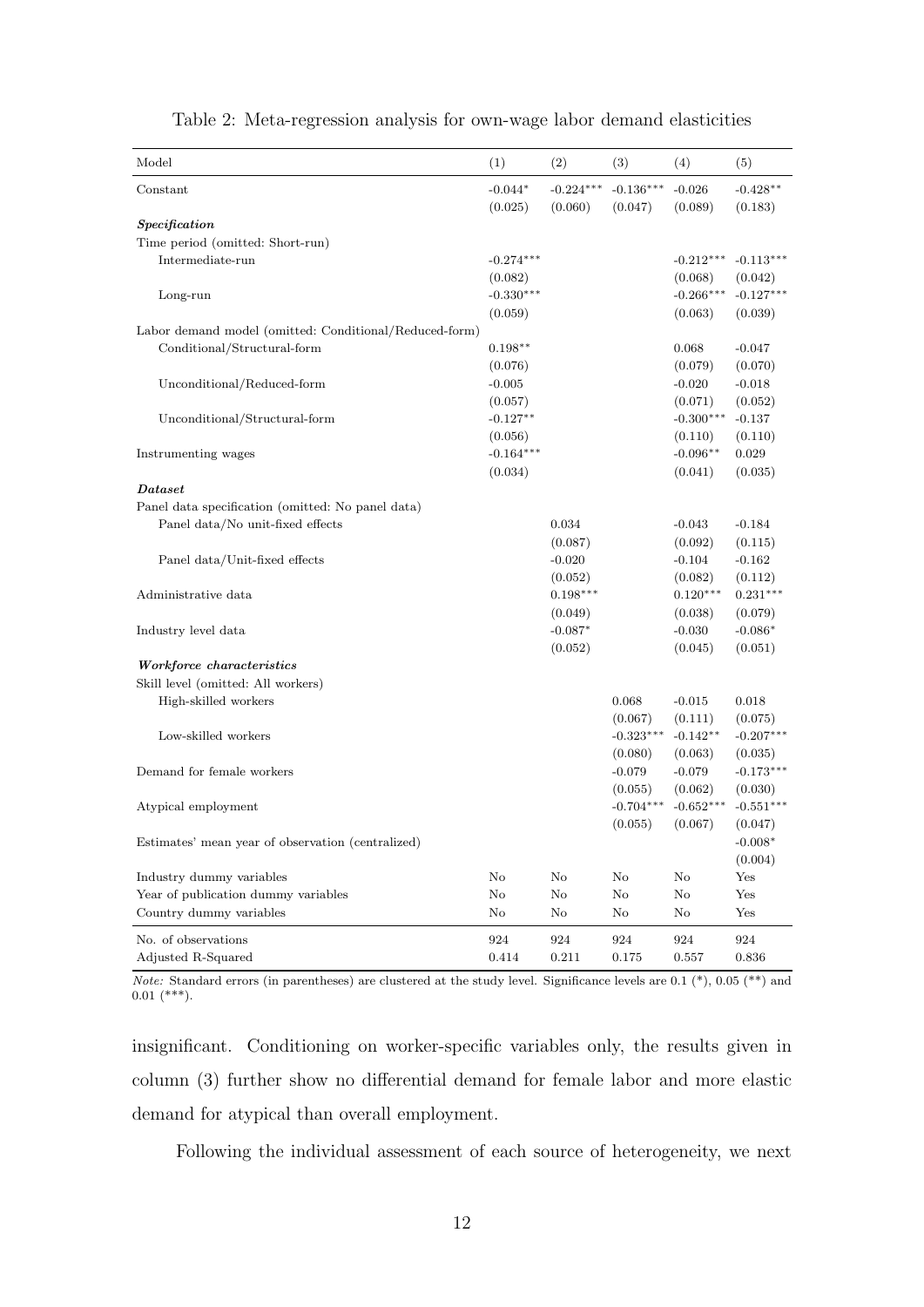Table 2: Meta-regression analysis for own-wage labor demand elasticities

| Model | (1) | (2) | (3) | (4) | (5) |
|---|---|---|---|---|---|
| Constant | -0.044* | -0.224*** | -0.136*** | -0.026 | -0.428** |
| | (0.025) | (0.060) | (0.047) | (0.089) | (0.183) |
| ***Specification*** | | | | | |
| Time period (omitted: Short-run) | | | | | |
| Intermediate-run | -0.274*** | | | -0.212*** | -0.113*** |
| | (0.082) | | | (0.068) | (0.042) |
| Long-run | -0.330*** | | | -0.266*** | -0.127*** |
| | (0.059) | | | (0.063) | (0.039) |
| Labor demand model (omitted: Conditional/Reduced-form) | | | | | |
| Conditional/Structural-form | 0.198** | | | 0.068 | -0.047 |
| | (0.076) | | | (0.079) | (0.070) |
| Unconditional/Reduced-form | -0.005 | | | -0.020 | -0.018 |
| | (0.057) | | | (0.071) | (0.052) |
| Unconditional/Structural-form | -0.127** | | | -0.300*** | -0.137 |
| | (0.056) | | | (0.110) | (0.110) |
| Instrumenting wages | -0.164*** | | | -0.096** | 0.029 |
| | (0.034) | | | (0.041) | (0.035) |
| ***Dataset*** | | | | | |
| Panel data specification (omitted: No panel data) | | | | | |
| Panel data/No unit-fixed effects | | 0.034 | | -0.043 | -0.184 |
| | | (0.087) | | (0.092) | (0.115) |
| Panel data/Unit-fixed effects | | -0.020 | | -0.104 | -0.162 |
| | | (0.052) | | (0.082) | (0.112) |
| Administrative data | | 0.198*** | | 0.120*** | 0.231*** |
| | | (0.049) | | (0.038) | (0.079) |
| Industry level data | | -0.087* | | -0.030 | -0.086* |
| | | (0.052) | | (0.045) | (0.051) |
| ***Workforce characteristics*** | | | | | |
| Skill level (omitted: All workers) | | | | | |
| High-skilled workers | | | 0.068 | -0.015 | 0.018 |
| | | | (0.067) | (0.111) | (0.075) |
| Low-skilled workers | | | -0.323*** | -0.142** | -0.207*** |
| | | | (0.080) | (0.063) | (0.035) |
| Demand for female workers | | | -0.079 | -0.079 | -0.173*** |
| | | | (0.055) | (0.062) | (0.030) |
| Atypical employment | | | -0.704*** | -0.652*** | -0.551*** |
| | | | (0.055) | (0.067) | (0.047) |
| Estimates' mean year of observation (centralized) | | | | | -0.008* |
| | | | | | (0.004) |
| Industry dummy variables | No | No | No | No | Yes |
| Year of publication dummy variables | No | No | No | No | Yes |
| Country dummy variables | No | No | No | No | Yes |
| No. of observations | 924 | 924 | 924 | 924 | 924 |
| Adjusted R-Squared | 0.414 | 0.211 | 0.175 | 0.557 | 0.836 |

*Note:* Standard errors (in parentheses) are clustered at the study level. Significance levels are 0.1 (*), 0.05 (**) and 0.01 (***).

insignificant. Conditioning on worker-specific variables only, the results given in column (3) further show no differential demand for female labor and more elastic demand for atypical than overall employment.

Following the individual assessment of each source of heterogeneity, we next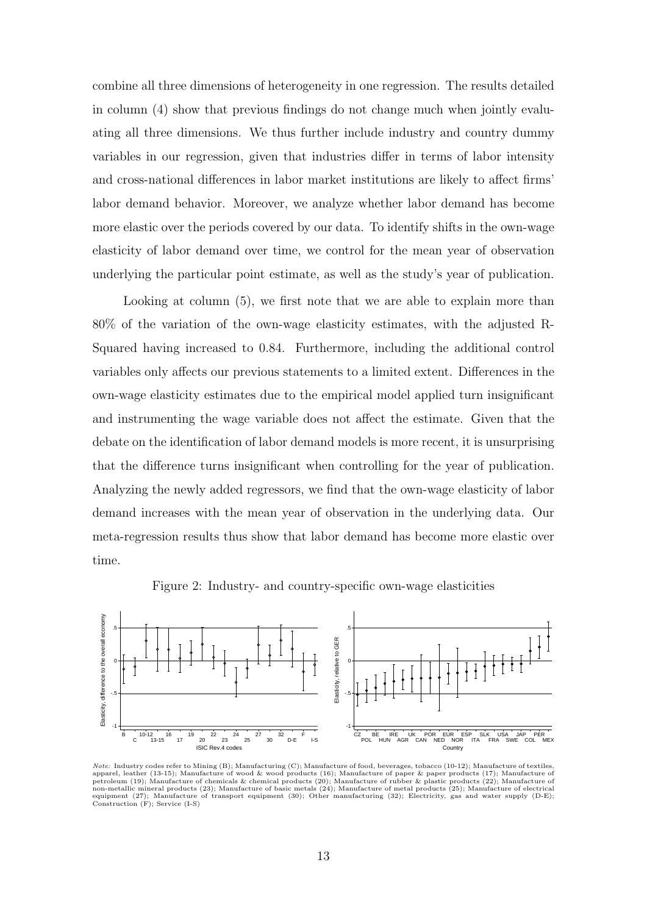combine all three dimensions of heterogeneity in one regression. The results detailed in column (4) show that previous findings do not change much when jointly evaluating all three dimensions. We thus further include industry and country dummy variables in our regression, given that industries differ in terms of labor intensity and cross-national differences in labor market institutions are likely to affect firms' labor demand behavior. Moreover, we analyze whether labor demand has become more elastic over the periods covered by our data. To identify shifts in the own-wage elasticity of labor demand over time, we control for the mean year of observation underlying the particular point estimate, as well as the study's year of publication.

Looking at column (5), we first note that we are able to explain more than 80% of the variation of the own-wage elasticity estimates, with the adjusted R-Squared having increased to 0.84. Furthermore, including the additional control variables only affects our previous statements to a limited extent. Differences in the own-wage elasticity estimates due to the empirical model applied turn insignificant and instrumenting the wage variable does not affect the estimate. Given that the debate on the identification of labor demand models is more recent, it is unsurprising that the difference turns insignificant when controlling for the year of publication. Analyzing the newly added regressors, we find that the own-wage elasticity of labor demand increases with the mean year of observation in the underlying data. Our meta-regression results thus show that labor demand has become more elastic over time.

Figure 2: Industry- and country-specific own-wage elasticities

*Note:* Industry codes refer to Mining (B); Manufacturing (C); Manufacture of food, beverages, tobacco (10-12); Manufacture of textiles, apparel, leather (13-15); Manufacture of wood & wood products (16); Manufacture of paper & paper products (17); Manufacture of petroleum (19); Manufacture of chemicals & chemical products (20); Manufacture of rubber & plastic products (22); Manufacture of non-metallic mineral products (23); Manufacture of basic metals (24); Manufacture of metal products (25); Manufacture of electrical equipment (27); Manufacture of transport equipment (30); Other manufacturing (32); Electricity, gas and water supply (D-E); Construction (F); Service (I-S)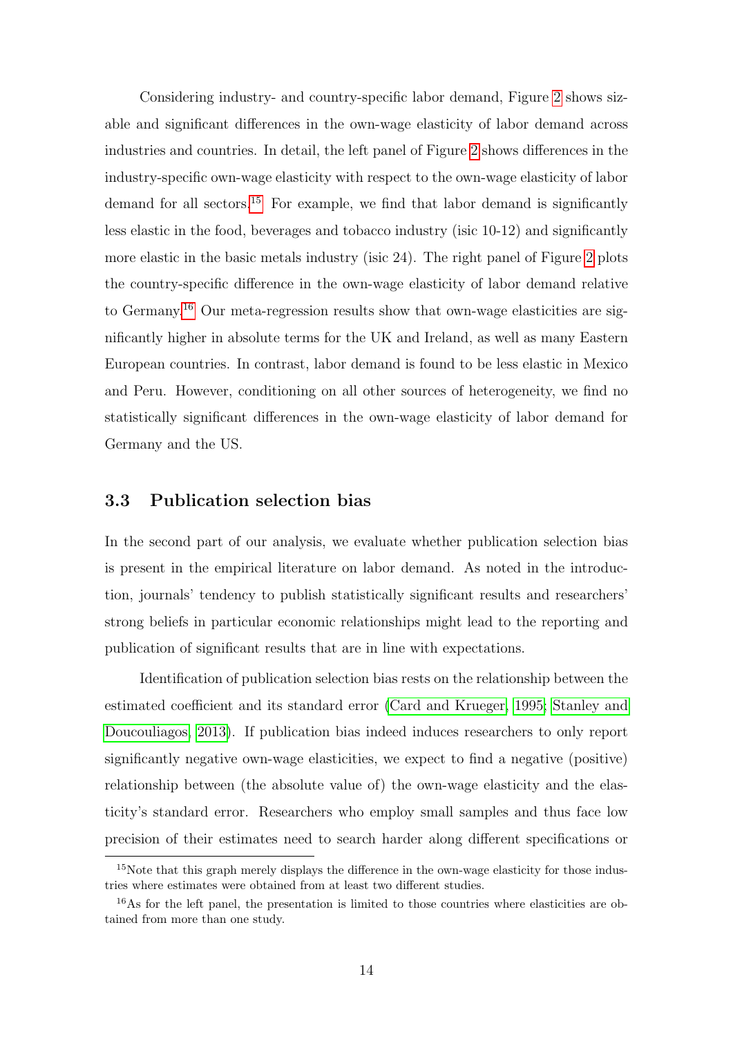Considering industry- and country-specific labor demand, Figure 2 shows sizable and significant differences in the own-wage elasticity of labor demand across industries and countries. In detail, the left panel of Figure 2 shows differences in the industry-specific own-wage elasticity with respect to the own-wage elasticity of labor demand for all sectors.[15] For example, we find that labor demand is significantly less elastic in the food, beverages and tobacco industry (isic 10-12) and significantly more elastic in the basic metals industry (isic 24). The right panel of Figure 2 plots the country-specific difference in the own-wage elasticity of labor demand relative to Germany.[16] Our meta-regression results show that own-wage elasticities are significantly higher in absolute terms for the UK and Ireland, as well as many Eastern European countries. In contrast, labor demand is found to be less elastic in Mexico and Peru. However, conditioning on all other sources of heterogeneity, we find no statistically significant differences in the own-wage elasticity of labor demand for Germany and the US.

### 3.3 Publication selection bias

In the second part of our analysis, we evaluate whether publication selection bias is present in the empirical literature on labor demand. As noted in the introduction, journals' tendency to publish statistically significant results and researchers' strong beliefs in particular economic relationships might lead to the reporting and publication of significant results that are in line with expectations.

Identification of publication selection bias rests on the relationship between the estimated coefficient and its standard error (Card and Krueger, 1995; Stanley and Doucouliagos, 2013). If publication bias indeed induces researchers to only report significantly negative own-wage elasticities, we expect to find a negative (positive) relationship between (the absolute value of) the own-wage elasticity and the elasticity's standard error. Researchers who employ small samples and thus face low precision of their estimates need to search harder along different specifications or

[15] Note that this graph merely displays the difference in the own-wage elasticity for those industries where estimates were obtained from at least two different studies.

[16] As for the left panel, the presentation is limited to those countries where elasticities are obtained from more than one study.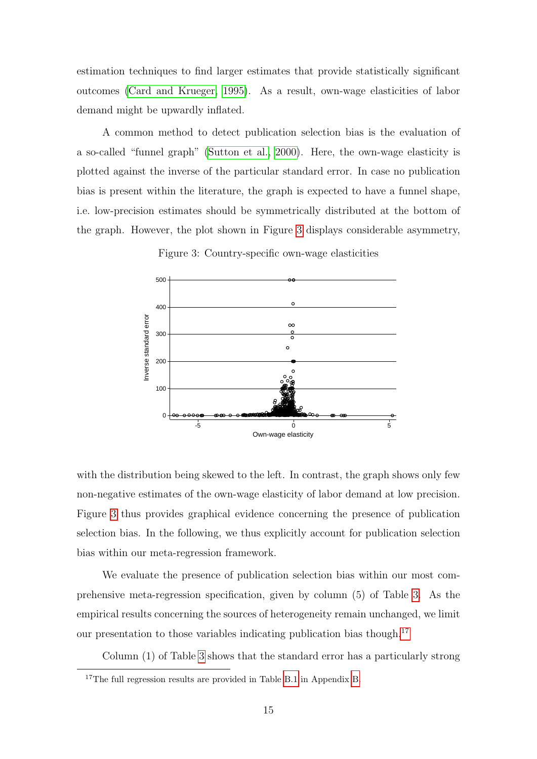estimation techniques to find larger estimates that provide statistically significant outcomes (Card and Krueger, 1995). As a result, own-wage elasticities of labor demand might be upwardly inflated.

A common method to detect publication selection bias is the evaluation of a so-called "funnel graph" (Sutton et al., 2000). Here, the own-wage elasticity is plotted against the inverse of the particular standard error. In case no publication bias is present within the literature, the graph is expected to have a funnel shape, i.e. low-precision estimates should be symmetrically distributed at the bottom of the graph. However, the plot shown in Figure 3 displays considerable asymmetry,

Figure 3: Country-specific own-wage elasticities

with the distribution being skewed to the left. In contrast, the graph shows only few non-negative estimates of the own-wage elasticity of labor demand at low precision. Figure 3 thus provides graphical evidence concerning the presence of publication selection bias. In the following, we thus explicitly account for publication selection bias within our meta-regression framework.

We evaluate the presence of publication selection bias within our most comprehensive meta-regression specification, given by column (5) of Table 3. As the empirical results concerning the sources of heterogeneity remain unchanged, we limit our presentation to those variables indicating publication bias though.[17]

Column (1) of Table 3 shows that the standard error has a particularly strong

[17] The full regression results are provided in Table B.1 in Appendix B.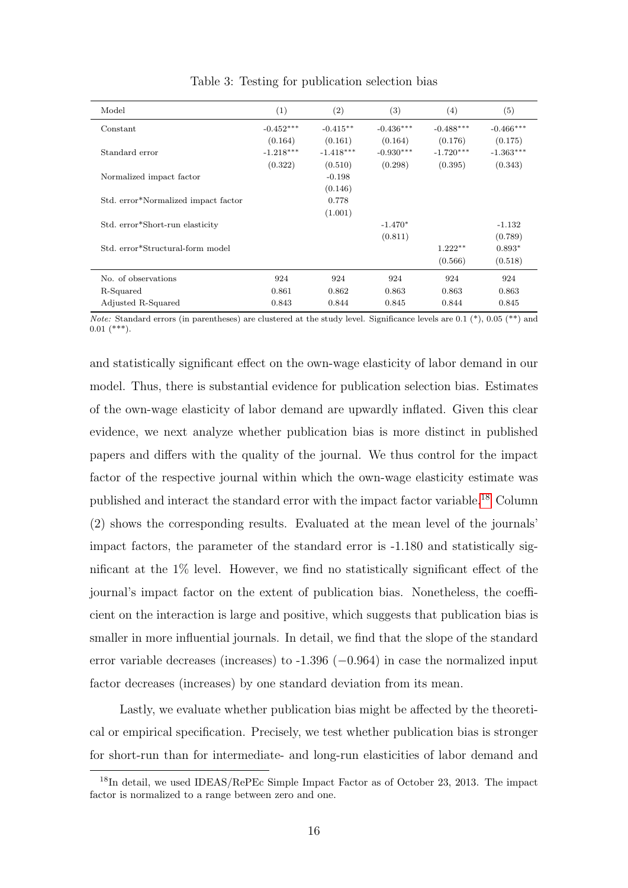Table 3: Testing for publication selection bias

| Model | (1) | (2) | (3) | (4) | (5) |
|---|---|---|---|---|---|
| Constant | -0.452*** | -0.415** | -0.436*** | -0.488*** | -0.466*** |
| | (0.164) | (0.161) | (0.164) | (0.176) | (0.175) |
| Standard error | -1.218*** | -1.418*** | -0.930*** | -1.720*** | -1.363*** |
| | (0.322) | (0.510) | (0.298) | (0.395) | (0.343) |
| Normalized impact factor | | -0.198 | | | |
| | | (0.146) | | | |
| Std. error*Normalized impact factor | | 0.778 | | | |
| | | (1.001) | | | |
| Std. error*Short-run elasticity | | | -1.470* | | -1.132 |
| | | | (0.811) | | (0.789) |
| Std. error*Structural-form model | | | | 1.222** | 0.893* |
| | | | | (0.566) | (0.518) |
| No. of observations | 924 | 924 | 924 | 924 | 924 |
| R-Squared | 0.861 | 0.862 | 0.863 | 0.863 | 0.863 |
| Adjusted R-Squared | 0.843 | 0.844 | 0.845 | 0.844 | 0.845 |

*Note:* Standard errors (in parentheses) are clustered at the study level. Significance levels are 0.1 (*), 0.05 (**) and 0.01 (***).

and statistically significant effect on the own-wage elasticity of labor demand in our model. Thus, there is substantial evidence for publication selection bias. Estimates of the own-wage elasticity of labor demand are upwardly inflated. Given this clear evidence, we next analyze whether publication bias is more distinct in published papers and differs with the quality of the journal. We thus control for the impact factor of the respective journal within which the own-wage elasticity estimate was published and interact the standard error with the impact factor variable.[18] Column (2) shows the corresponding results. Evaluated at the mean level of the journals' impact factors, the parameter of the standard error is -1.180 and statistically significant at the 1% level. However, we find no statistically significant effect of the journal's impact factor on the extent of publication bias. Nonetheless, the coefficient on the interaction is large and positive, which suggests that publication bias is smaller in more influential journals. In detail, we find that the slope of the standard error variable decreases (increases) to -1.396 ($-0.964$) in case the normalized input factor decreases (increases) by one standard deviation from its mean.

Lastly, we evaluate whether publication bias might be affected by the theoretical or empirical specification. Precisely, we test whether publication bias is stronger for short-run than for intermediate- and long-run elasticities of labor demand and

[18] In detail, we used IDEAS/RePEc Simple Impact Factor as of October 23, 2013. The impact factor is normalized to a range between zero and one.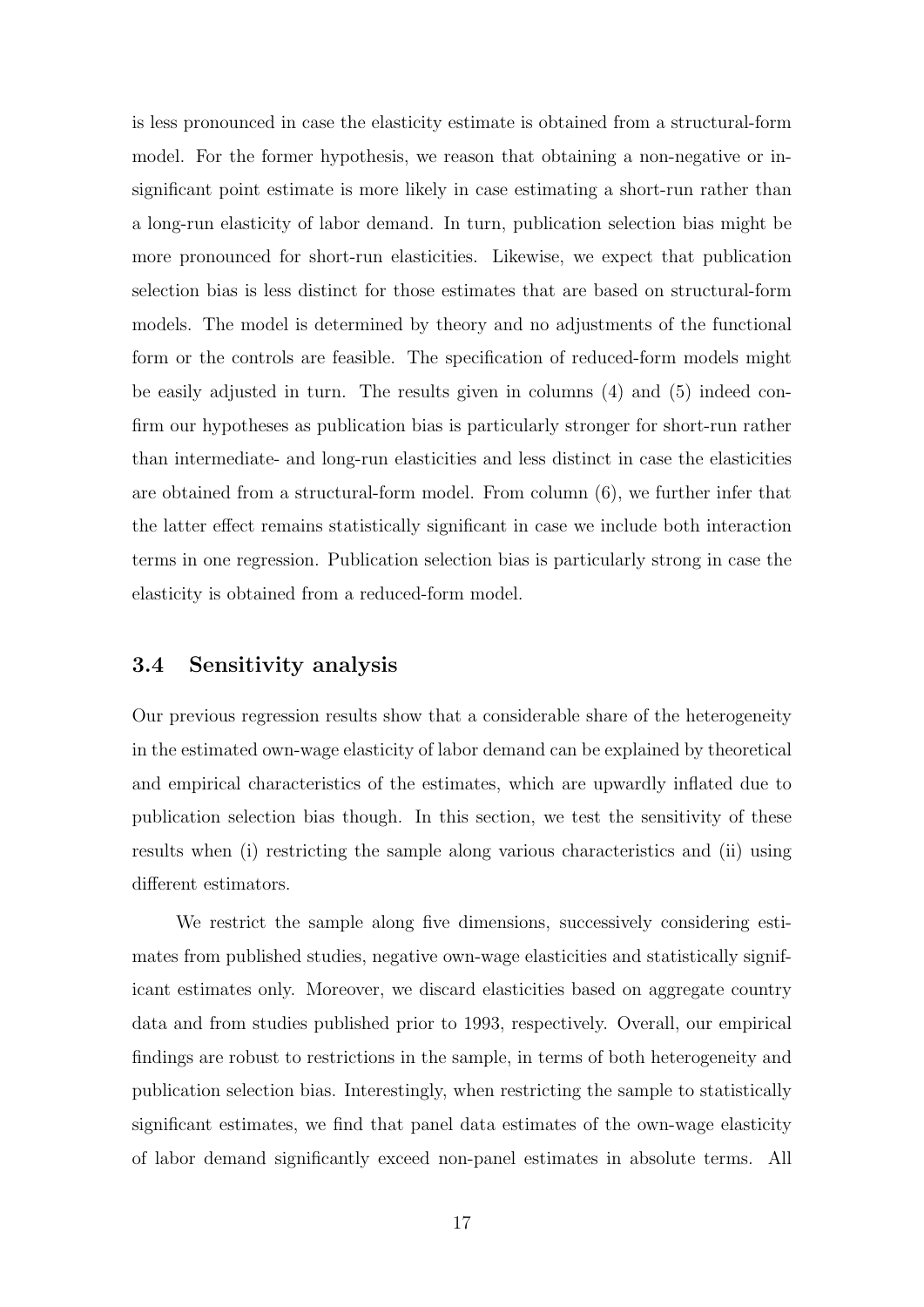is less pronounced in case the elasticity estimate is obtained from a structural-form model. For the former hypothesis, we reason that obtaining a non-negative or insignificant point estimate is more likely in case estimating a short-run rather than a long-run elasticity of labor demand. In turn, publication selection bias might be more pronounced for short-run elasticities. Likewise, we expect that publication selection bias is less distinct for those estimates that are based on structural-form models. The model is determined by theory and no adjustments of the functional form or the controls are feasible. The specification of reduced-form models might be easily adjusted in turn. The results given in columns (4) and (5) indeed confirm our hypotheses as publication bias is particularly stronger for short-run rather than intermediate- and long-run elasticities and less distinct in case the elasticities are obtained from a structural-form model. From column (6), we further infer that the latter effect remains statistically significant in case we include both interaction terms in one regression. Publication selection bias is particularly strong in case the elasticity is obtained from a reduced-form model.

### 3.4 Sensitivity analysis

Our previous regression results show that a considerable share of the heterogeneity in the estimated own-wage elasticity of labor demand can be explained by theoretical and empirical characteristics of the estimates, which are upwardly inflated due to publication selection bias though. In this section, we test the sensitivity of these results when (i) restricting the sample along various characteristics and (ii) using different estimators.

We restrict the sample along five dimensions, successively considering estimates from published studies, negative own-wage elasticities and statistically significant estimates only. Moreover, we discard elasticities based on aggregate country data and from studies published prior to 1993, respectively. Overall, our empirical findings are robust to restrictions in the sample, in terms of both heterogeneity and publication selection bias. Interestingly, when restricting the sample to statistically significant estimates, we find that panel data estimates of the own-wage elasticity of labor demand significantly exceed non-panel estimates in absolute terms. All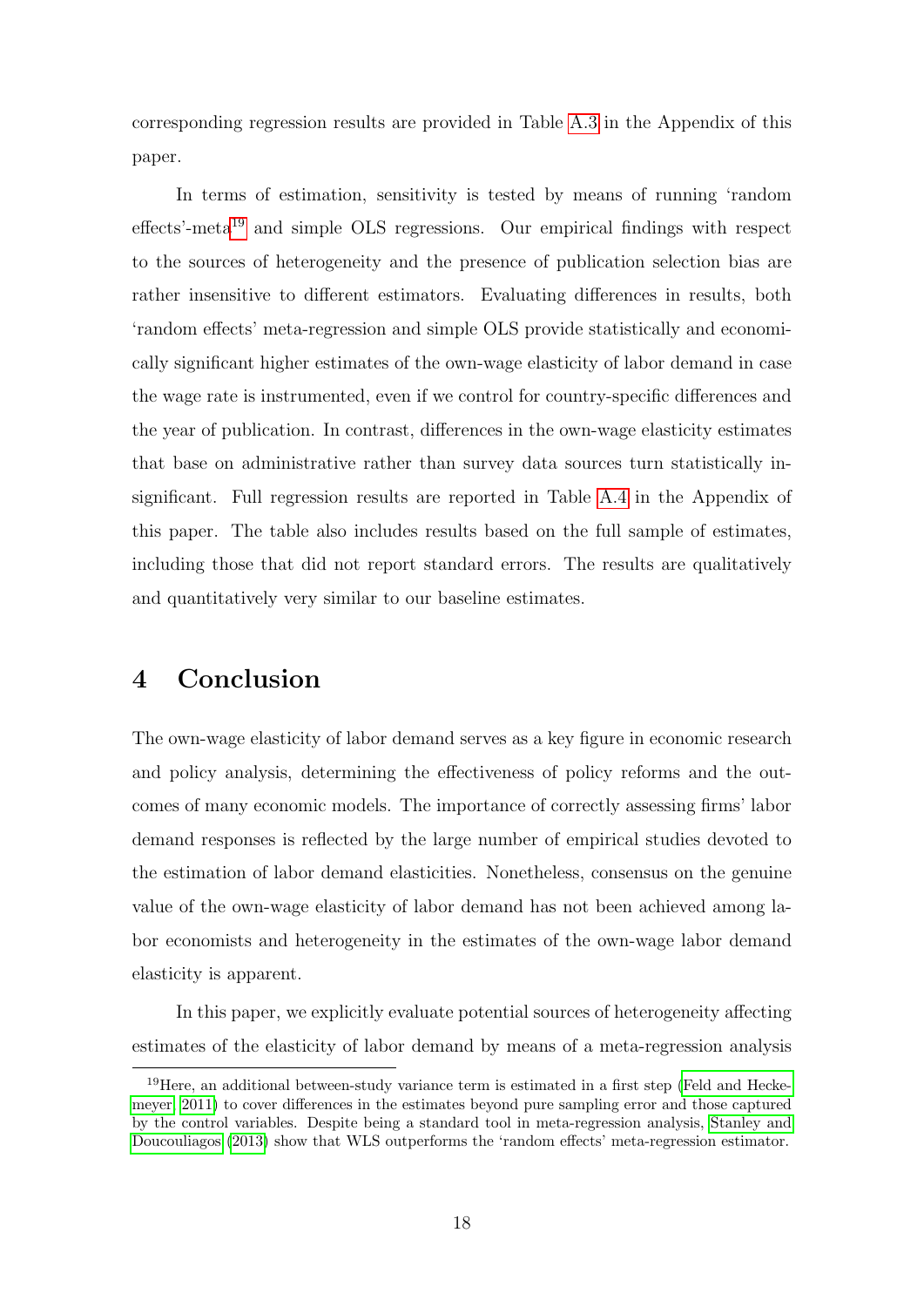corresponding regression results are provided in Table A.3 in the Appendix of this paper.

In terms of estimation, sensitivity is tested by means of running 'random effects'-meta[19] and simple OLS regressions. Our empirical findings with respect to the sources of heterogeneity and the presence of publication selection bias are rather insensitive to different estimators. Evaluating differences in results, both 'random effects' meta-regression and simple OLS provide statistically and economically significant higher estimates of the own-wage elasticity of labor demand in case the wage rate is instrumented, even if we control for country-specific differences and the year of publication. In contrast, differences in the own-wage elasticity estimates that base on administrative rather than survey data sources turn statistically insignificant. Full regression results are reported in Table A.4 in the Appendix of this paper. The table also includes results based on the full sample of estimates, including those that did not report standard errors. The results are qualitatively and quantitatively very similar to our baseline estimates.

# 4 Conclusion

The own-wage elasticity of labor demand serves as a key figure in economic research and policy analysis, determining the effectiveness of policy reforms and the outcomes of many economic models. The importance of correctly assessing firms' labor demand responses is reflected by the large number of empirical studies devoted to the estimation of labor demand elasticities. Nonetheless, consensus on the genuine value of the own-wage elasticity of labor demand has not been achieved among labor economists and heterogeneity in the estimates of the own-wage labor demand elasticity is apparent.

In this paper, we explicitly evaluate potential sources of heterogeneity affecting estimates of the elasticity of labor demand by means of a meta-regression analysis

[19] Here, an additional between-study variance term is estimated in a first step (Feld and Heckemeyer, 2011) to cover differences in the estimates beyond pure sampling error and those captured by the control variables. Despite being a standard tool in meta-regression analysis, Stanley and Doucouliagos (2013) show that WLS outperforms the 'random effects' meta-regression estimator.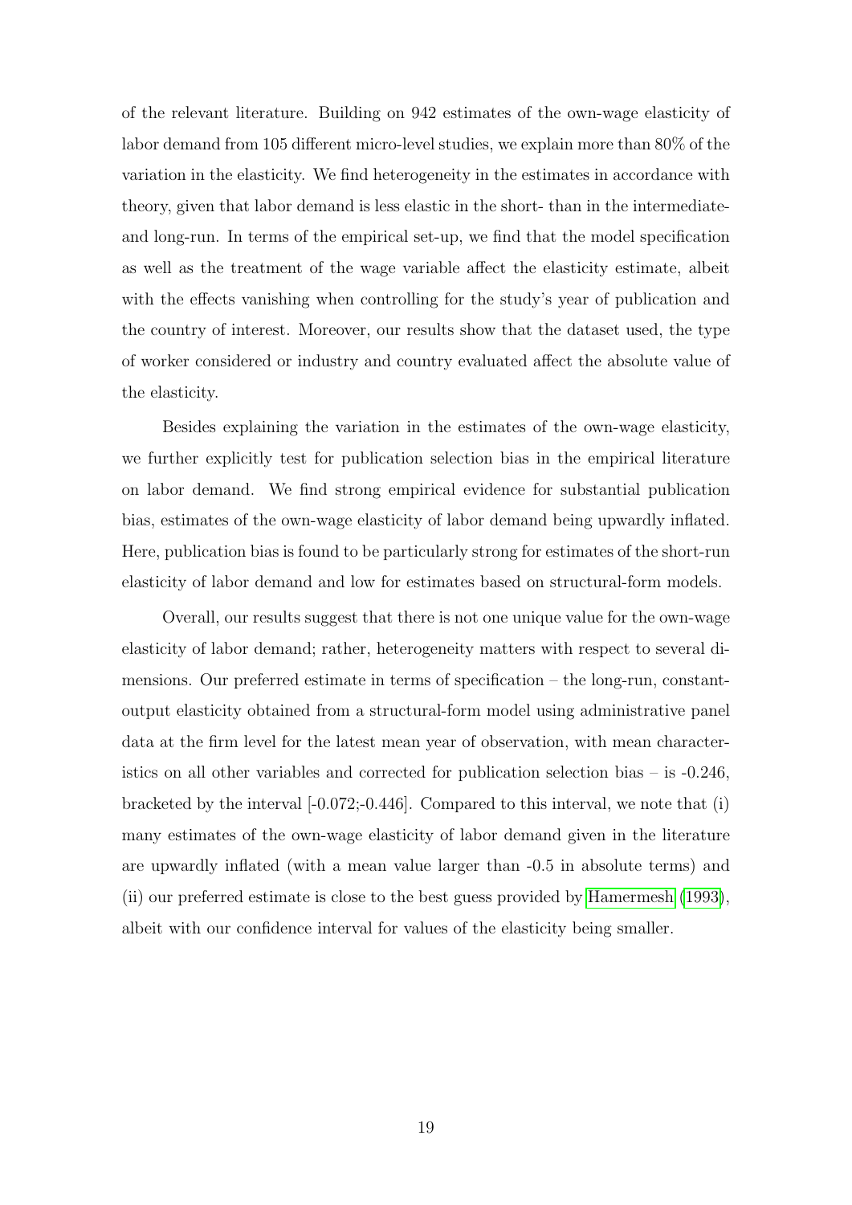of the relevant literature. Building on 942 estimates of the own-wage elasticity of labor demand from 105 different micro-level studies, we explain more than 80% of the variation in the elasticity. We find heterogeneity in the estimates in accordance with theory, given that labor demand is less elastic in the short- than in the intermediate- and long-run. In terms of the empirical set-up, we find that the model specification as well as the treatment of the wage variable affect the elasticity estimate, albeit with the effects vanishing when controlling for the study's year of publication and the country of interest. Moreover, our results show that the dataset used, the type of worker considered or industry and country evaluated affect the absolute value of the elasticity.

Besides explaining the variation in the estimates of the own-wage elasticity, we further explicitly test for publication selection bias in the empirical literature on labor demand. We find strong empirical evidence for substantial publication bias, estimates of the own-wage elasticity of labor demand being upwardly inflated. Here, publication bias is found to be particularly strong for estimates of the short-run elasticity of labor demand and low for estimates based on structural-form models.

Overall, our results suggest that there is not one unique value for the own-wage elasticity of labor demand; rather, heterogeneity matters with respect to several dimensions. Our preferred estimate in terms of specification – the long-run, constant-output elasticity obtained from a structural-form model using administrative panel data at the firm level for the latest mean year of observation, with mean characteristics on all other variables and corrected for publication selection bias – is -0.246, bracketed by the interval [-0.072;-0.446]. Compared to this interval, we note that (i) many estimates of the own-wage elasticity of labor demand given in the literature are upwardly inflated (with a mean value larger than -0.5 in absolute terms) and (ii) our preferred estimate is close to the best guess provided by Hamermesh (1993), albeit with our confidence interval for values of the elasticity being smaller.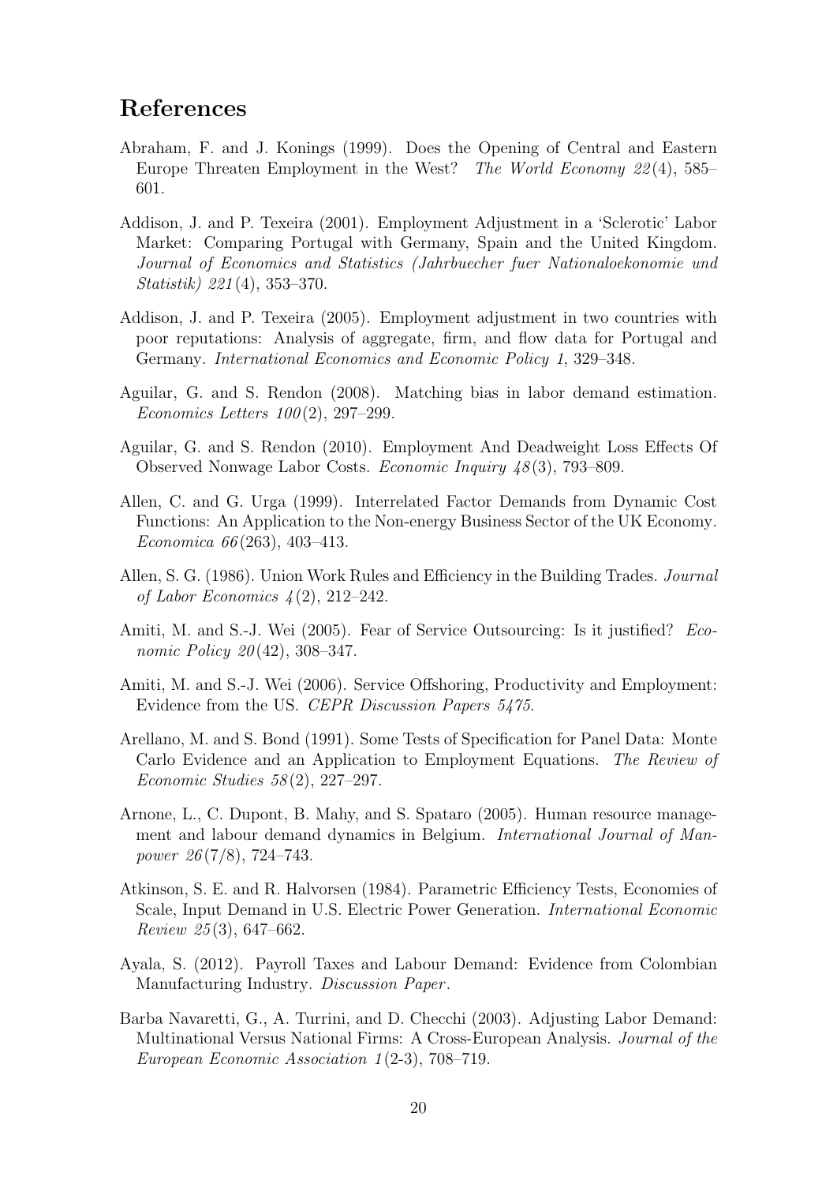# References

Abraham, F. and J. Konings (1999). Does the Opening of Central and Eastern Europe Threaten Employment in the West? *The World Economy 22*(4), 585–601.

Addison, J. and P. Texeira (2001). Employment Adjustment in a 'Sclerotic' Labor Market: Comparing Portugal with Germany, Spain and the United Kingdom. *Journal of Economics and Statistics (Jahrbuecher fuer Nationaloekonomie und Statistik) 221*(4), 353–370.

Addison, J. and P. Texeira (2005). Employment adjustment in two countries with poor reputations: Analysis of aggregate, firm, and flow data for Portugal and Germany. *International Economics and Economic Policy 1*, 329–348.

Aguilar, G. and S. Rendon (2008). Matching bias in labor demand estimation. *Economics Letters 100*(2), 297–299.

Aguilar, G. and S. Rendon (2010). Employment And Deadweight Loss Effects Of Observed Nonwage Labor Costs. *Economic Inquiry 48*(3), 793–809.

Allen, C. and G. Urga (1999). Interrelated Factor Demands from Dynamic Cost Functions: An Application to the Non-energy Business Sector of the UK Economy. *Economica 66*(263), 403–413.

Allen, S. G. (1986). Union Work Rules and Efficiency in the Building Trades. *Journal of Labor Economics 4*(2), 212–242.

Amiti, M. and S.-J. Wei (2005). Fear of Service Outsourcing: Is it justified? *Economic Policy 20*(42), 308–347.

Amiti, M. and S.-J. Wei (2006). Service Offshoring, Productivity and Employment: Evidence from the US. *CEPR Discussion Papers 5475*.

Arellano, M. and S. Bond (1991). Some Tests of Specification for Panel Data: Monte Carlo Evidence and an Application to Employment Equations. *The Review of Economic Studies 58*(2), 227–297.

Arnone, L., C. Dupont, B. Mahy, and S. Spataro (2005). Human resource management and labour demand dynamics in Belgium. *International Journal of Manpower 26*(7/8), 724–743.

Atkinson, S. E. and R. Halvorsen (1984). Parametric Efficiency Tests, Economies of Scale, Input Demand in U.S. Electric Power Generation. *International Economic Review 25*(3), 647–662.

Ayala, S. (2012). Payroll Taxes and Labour Demand: Evidence from Colombian Manufacturing Industry. *Discussion Paper*.

Barba Navaretti, G., A. Turrini, and D. Checchi (2003). Adjusting Labor Demand: Multinational Versus National Firms: A Cross-European Analysis. *Journal of the European Economic Association 1*(2-3), 708–719.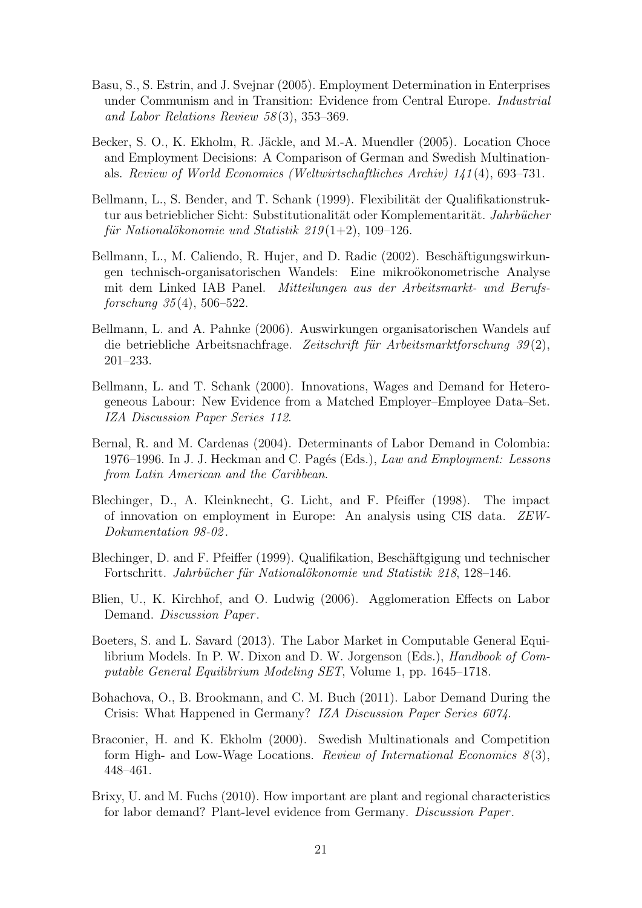Basu, S., S. Estrin, and J. Svejnar (2005). Employment Determination in Enterprises under Communism and in Transition: Evidence from Central Europe. *Industrial and Labor Relations Review 58*(3), 353–369.

Becker, S. O., K. Ekholm, R. Jäckle, and M.-A. Muendler (2005). Location Choce and Employment Decisions: A Comparison of German and Swedish Multinationals. *Review of World Economics (Weltwirtschaftliches Archiv) 141*(4), 693–731.

Bellmann, L., S. Bender, and T. Schank (1999). Flexibilität der Qualifikationstruktur aus betrieblicher Sicht: Substitutionalität oder Komplementarität. *Jahrbücher für Nationalökonomie und Statistik 219*(1+2), 109–126.

Bellmann, L., M. Caliendo, R. Hujer, and D. Radic (2002). Beschäftigungswirkungen technisch-organisatorischen Wandels: Eine mikroökonometrische Analyse mit dem Linked IAB Panel. *Mitteilungen aus der Arbeitsmarkt- und Berufsforschung 35*(4), 506–522.

Bellmann, L. and A. Pahnke (2006). Auswirkungen organisatorischen Wandels auf die betriebliche Arbeitsnachfrage. *Zeitschrift für Arbeitsmarktforschung 39*(2), 201–233.

Bellmann, L. and T. Schank (2000). Innovations, Wages and Demand for Heterogeneous Labour: New Evidence from a Matched Employer–Employee Data–Set. *IZA Discussion Paper Series 112*.

Bernal, R. and M. Cardenas (2004). Determinants of Labor Demand in Colombia: 1976–1996. In J. J. Heckman and C. Pagés (Eds.), *Law and Employment: Lessons from Latin American and the Caribbean*.

Blechinger, D., A. Kleinknecht, G. Licht, and F. Pfeiffer (1998). The impact of innovation on employment in Europe: An analysis using CIS data. *ZEW-Dokumentation 98-02*.

Blechinger, D. and F. Pfeiffer (1999). Qualifikation, Beschäftgigung und technischer Fortschritt. *Jahrbücher für Nationalökonomie und Statistik 218*, 128–146.

Blien, U., K. Kirchhof, and O. Ludwig (2006). Agglomeration Effects on Labor Demand. *Discussion Paper*.

Boeters, S. and L. Savard (2013). The Labor Market in Computable General Equilibrium Models. In P. W. Dixon and D. W. Jorgenson (Eds.), *Handbook of Computable General Equilibrium Modeling SET*, Volume 1, pp. 1645–1718.

Bohachova, O., B. Brookmann, and C. M. Buch (2011). Labor Demand During the Crisis: What Happened in Germany? *IZA Discussion Paper Series 6074*.

Braconier, H. and K. Ekholm (2000). Swedish Multinationals and Competition form High- and Low-Wage Locations. *Review of International Economics 8*(3), 448–461.

Brixy, U. and M. Fuchs (2010). How important are plant and regional characteristics for labor demand? Plant-level evidence from Germany. *Discussion Paper*.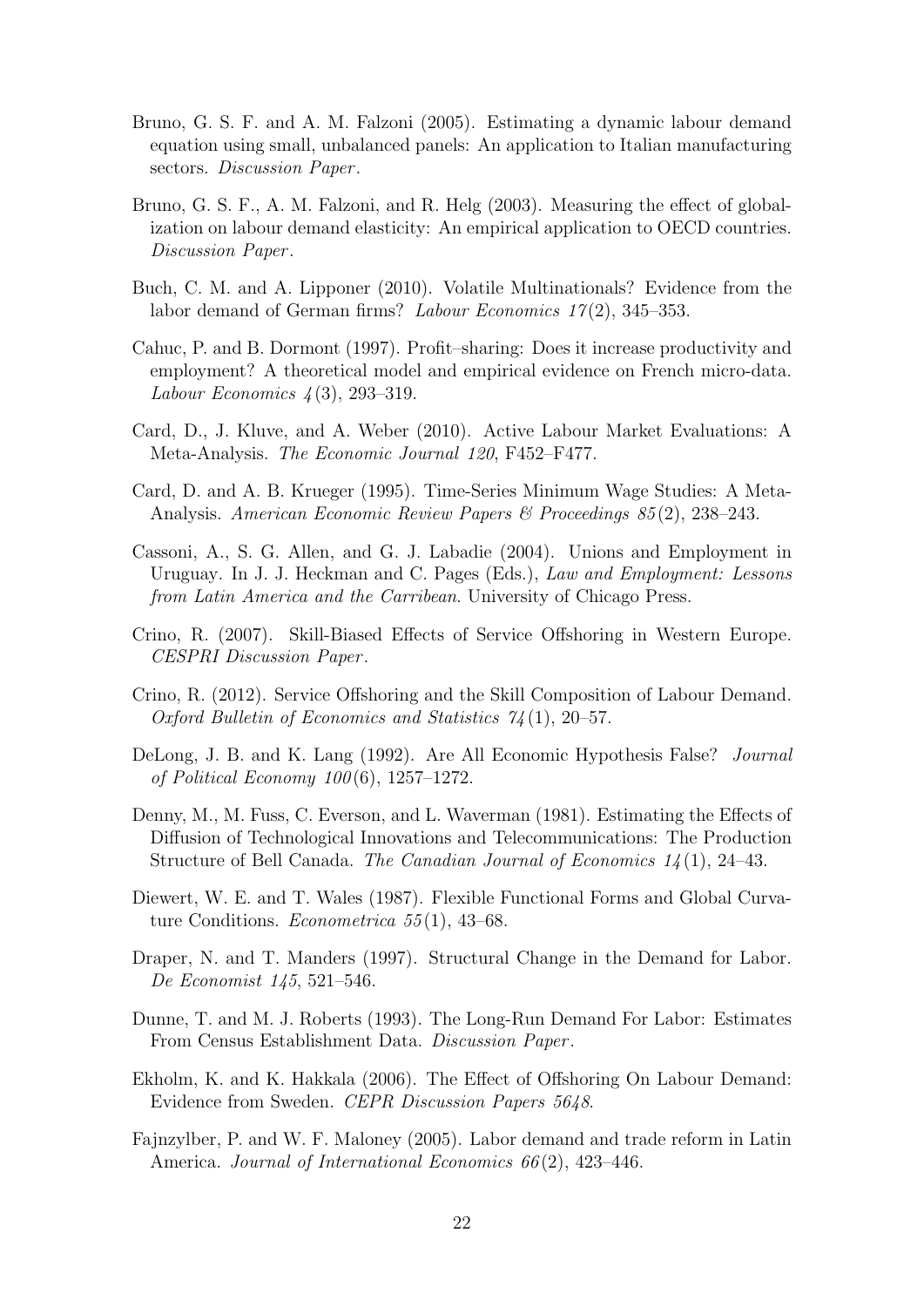Bruno, G. S. F. and A. M. Falzoni (2005). Estimating a dynamic labour demand equation using small, unbalanced panels: An application to Italian manufacturing sectors. *Discussion Paper*.

Bruno, G. S. F., A. M. Falzoni, and R. Helg (2003). Measuring the effect of globalization on labour demand elasticity: An empirical application to OECD countries. *Discussion Paper*.

Buch, C. M. and A. Lipponer (2010). Volatile Multinationals? Evidence from the labor demand of German firms? *Labour Economics 17*(2), 345–353.

Cahuc, P. and B. Dormont (1997). Profit–sharing: Does it increase productivity and employment? A theoretical model and empirical evidence on French micro-data. *Labour Economics 4*(3), 293–319.

Card, D., J. Kluve, and A. Weber (2010). Active Labour Market Evaluations: A Meta-Analysis. *The Economic Journal 120*, F452–F477.

Card, D. and A. B. Krueger (1995). Time-Series Minimum Wage Studies: A Meta-Analysis. *American Economic Review Papers & Proceedings 85*(2), 238–243.

Cassoni, A., S. G. Allen, and G. J. Labadie (2004). Unions and Employment in Uruguay. In J. J. Heckman and C. Pages (Eds.), *Law and Employment: Lessons from Latin America and the Carribean*. University of Chicago Press.

Crino, R. (2007). Skill-Biased Effects of Service Offshoring in Western Europe. *CESPRI Discussion Paper*.

Crino, R. (2012). Service Offshoring and the Skill Composition of Labour Demand. *Oxford Bulletin of Economics and Statistics 74*(1), 20–57.

DeLong, J. B. and K. Lang (1992). Are All Economic Hypothesis False? *Journal of Political Economy 100*(6), 1257–1272.

Denny, M., M. Fuss, C. Everson, and L. Waverman (1981). Estimating the Effects of Diffusion of Technological Innovations and Telecommunications: The Production Structure of Bell Canada. *The Canadian Journal of Economics 14*(1), 24–43.

Diewert, W. E. and T. Wales (1987). Flexible Functional Forms and Global Curvature Conditions. *Econometrica 55*(1), 43–68.

Draper, N. and T. Manders (1997). Structural Change in the Demand for Labor. *De Economist 145*, 521–546.

Dunne, T. and M. J. Roberts (1993). The Long-Run Demand For Labor: Estimates From Census Establishment Data. *Discussion Paper*.

Ekholm, K. and K. Hakkala (2006). The Effect of Offshoring On Labour Demand: Evidence from Sweden. *CEPR Discussion Papers 5648*.

Fajnzylber, P. and W. F. Maloney (2005). Labor demand and trade reform in Latin America. *Journal of International Economics 66*(2), 423–446.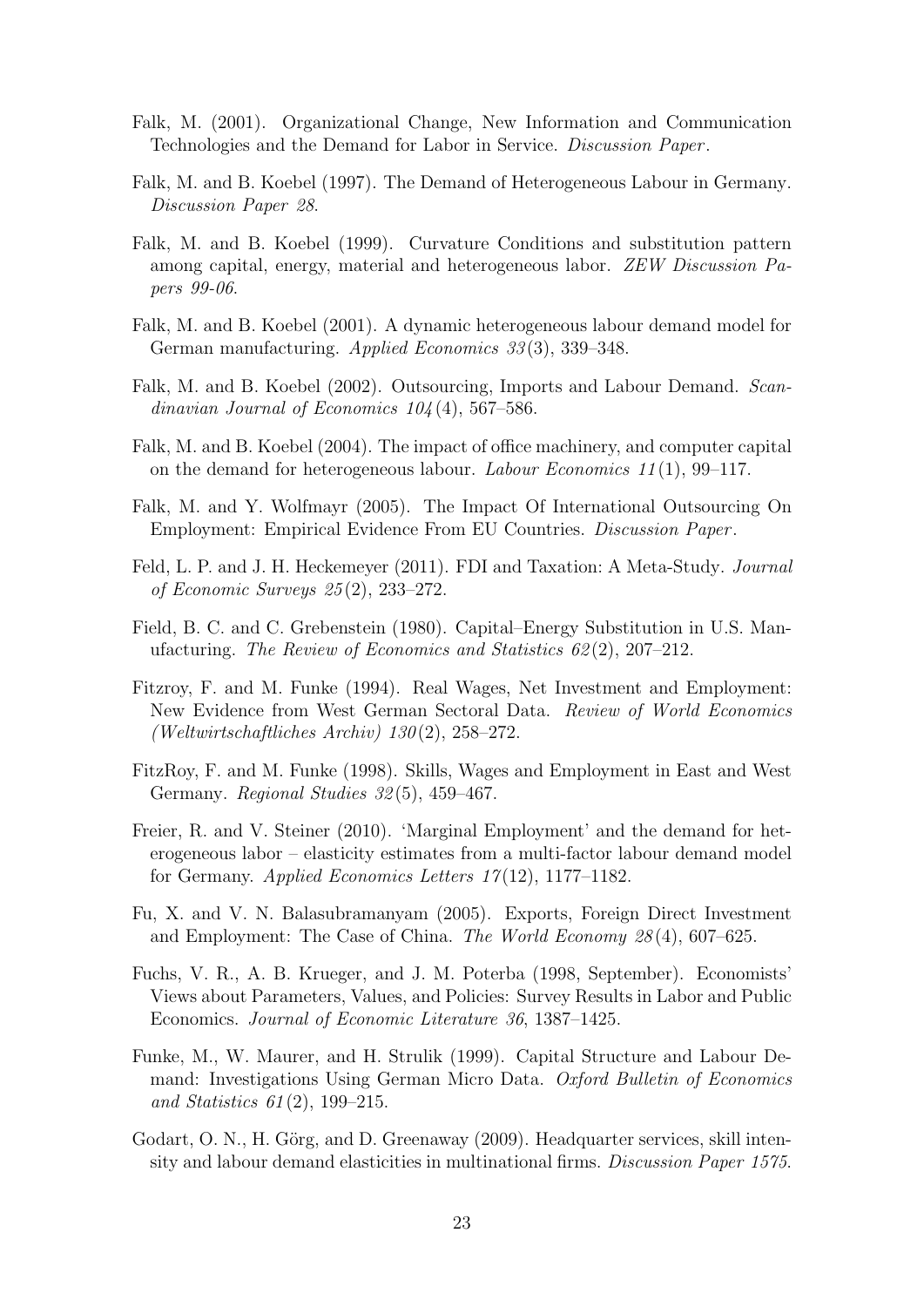Falk, M. (2001). Organizational Change, New Information and Communication Technologies and the Demand for Labor in Service. *Discussion Paper*.

Falk, M. and B. Koebel (1997). The Demand of Heterogeneous Labour in Germany. *Discussion Paper 28*.

Falk, M. and B. Koebel (1999). Curvature Conditions and substitution pattern among capital, energy, material and heterogeneous labor. *ZEW Discussion Papers 99-06*.

Falk, M. and B. Koebel (2001). A dynamic heterogeneous labour demand model for German manufacturing. *Applied Economics 33*(3), 339–348.

Falk, M. and B. Koebel (2002). Outsourcing, Imports and Labour Demand. *Scandinavian Journal of Economics 104*(4), 567–586.

Falk, M. and B. Koebel (2004). The impact of office machinery, and computer capital on the demand for heterogeneous labour. *Labour Economics 11*(1), 99–117.

Falk, M. and Y. Wolfmayr (2005). The Impact Of International Outsourcing On Employment: Empirical Evidence From EU Countries. *Discussion Paper*.

Feld, L. P. and J. H. Heckemeyer (2011). FDI and Taxation: A Meta-Study. *Journal of Economic Surveys 25*(2), 233–272.

Field, B. C. and C. Grebenstein (1980). Capital–Energy Substitution in U.S. Manufacturing. *The Review of Economics and Statistics 62*(2), 207–212.

Fitzroy, F. and M. Funke (1994). Real Wages, Net Investment and Employment: New Evidence from West German Sectoral Data. *Review of World Economics (Weltwirtschaftliches Archiv) 130*(2), 258–272.

FitzRoy, F. and M. Funke (1998). Skills, Wages and Employment in East and West Germany. *Regional Studies 32*(5), 459–467.

Freier, R. and V. Steiner (2010). 'Marginal Employment' and the demand for heterogeneous labor – elasticity estimates from a multi-factor labour demand model for Germany. *Applied Economics Letters 17*(12), 1177–1182.

Fu, X. and V. N. Balasubramanyam (2005). Exports, Foreign Direct Investment and Employment: The Case of China. *The World Economy 28*(4), 607–625.

Fuchs, V. R., A. B. Krueger, and J. M. Poterba (1998, September). Economists' Views about Parameters, Values, and Policies: Survey Results in Labor and Public Economics. *Journal of Economic Literature 36*, 1387–1425.

Funke, M., W. Maurer, and H. Strulik (1999). Capital Structure and Labour Demand: Investigations Using German Micro Data. *Oxford Bulletin of Economics and Statistics 61*(2), 199–215.

Godart, O. N., H. Görg, and D. Greenaway (2009). Headquarter services, skill intensity and labour demand elasticities in multinational firms. *Discussion Paper 1575*.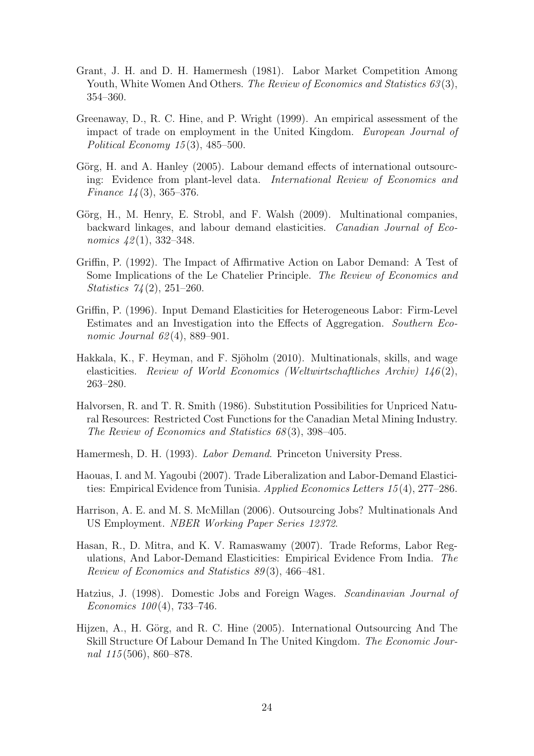Grant, J. H. and D. H. Hamermesh (1981). Labor Market Competition Among Youth, White Women And Others. *The Review of Economics and Statistics 63*(3), 354–360.

Greenaway, D., R. C. Hine, and P. Wright (1999). An empirical assessment of the impact of trade on employment in the United Kingdom. *European Journal of Political Economy 15*(3), 485–500.

Görg, H. and A. Hanley (2005). Labour demand effects of international outsourcing: Evidence from plant-level data. *International Review of Economics and Finance 14*(3), 365–376.

Görg, H., M. Henry, E. Strobl, and F. Walsh (2009). Multinational companies, backward linkages, and labour demand elasticities. *Canadian Journal of Economics 42*(1), 332–348.

Griffin, P. (1992). The Impact of Affirmative Action on Labor Demand: A Test of Some Implications of the Le Chatelier Principle. *The Review of Economics and Statistics 74*(2), 251–260.

Griffin, P. (1996). Input Demand Elasticities for Heterogeneous Labor: Firm-Level Estimates and an Investigation into the Effects of Aggregation. *Southern Economic Journal 62*(4), 889–901.

Hakkala, K., F. Heyman, and F. Sjöholm (2010). Multinationals, skills, and wage elasticities. *Review of World Economics (Weltwirtschaftliches Archiv) 146*(2), 263–280.

Halvorsen, R. and T. R. Smith (1986). Substitution Possibilities for Unpriced Natural Resources: Restricted Cost Functions for the Canadian Metal Mining Industry. *The Review of Economics and Statistics 68*(3), 398–405.

Hamermesh, D. H. (1993). *Labor Demand*. Princeton University Press.

Haouas, I. and M. Yagoubi (2007). Trade Liberalization and Labor-Demand Elasticities: Empirical Evidence from Tunisia. *Applied Economics Letters 15*(4), 277–286.

Harrison, A. E. and M. S. McMillan (2006). Outsourcing Jobs? Multinationals And US Employment. *NBER Working Paper Series 12372*.

Hasan, R., D. Mitra, and K. V. Ramaswamy (2007). Trade Reforms, Labor Regulations, And Labor-Demand Elasticities: Empirical Evidence From India. *The Review of Economics and Statistics 89*(3), 466–481.

Hatzius, J. (1998). Domestic Jobs and Foreign Wages. *Scandinavian Journal of Economics 100*(4), 733–746.

Hijzen, A., H. Görg, and R. C. Hine (2005). International Outsourcing And The Skill Structure Of Labour Demand In The United Kingdom. *The Economic Journal 115*(506), 860–878.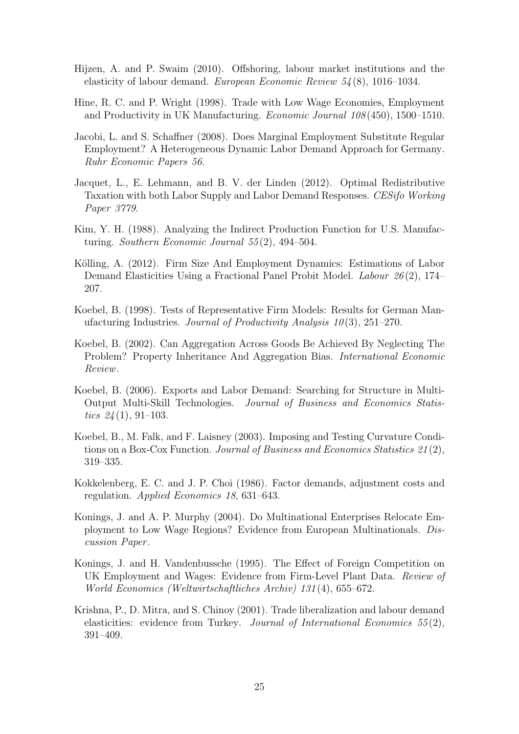Hijzen, A. and P. Swaim (2010). Offshoring, labour market institutions and the elasticity of labour demand. *European Economic Review 54*(8), 1016–1034.

Hine, R. C. and P. Wright (1998). Trade with Low Wage Economies, Employment and Productivity in UK Manufacturing. *Economic Journal 108*(450), 1500–1510.

Jacobi, L. and S. Schaffner (2008). Does Marginal Employment Substitute Regular Employment? A Heterogeneous Dynamic Labor Demand Approach for Germany. *Ruhr Economic Papers 56*.

Jacquet, L., E. Lehmann, and B. V. der Linden (2012). Optimal Redistributive Taxation with both Labor Supply and Labor Demand Responses. *CESifo Working Paper 3779*.

Kim, Y. H. (1988). Analyzing the Indirect Production Function for U.S. Manufacturing. *Southern Economic Journal 55*(2), 494–504.

Kölling, A. (2012). Firm Size And Employment Dynamics: Estimations of Labor Demand Elasticities Using a Fractional Panel Probit Model. *Labour 26*(2), 174–207.

Koebel, B. (1998). Tests of Representative Firm Models: Results for German Manufacturing Industries. *Journal of Productivity Analysis 10*(3), 251–270.

Koebel, B. (2002). Can Aggregation Across Goods Be Achieved By Neglecting The Problem? Property Inheritance And Aggregation Bias. *International Economic Review*.

Koebel, B. (2006). Exports and Labor Demand: Searching for Structure in Multi-Output Multi-Skill Technologies. *Journal of Business and Economics Statistics 24*(1), 91–103.

Koebel, B., M. Falk, and F. Laisney (2003). Imposing and Testing Curvature Conditions on a Box-Cox Function. *Journal of Business and Economics Statistics 21*(2), 319–335.

Kokkelenberg, E. C. and J. P. Choi (1986). Factor demands, adjustment costs and regulation. *Applied Economics 18*, 631–643.

Konings, J. and A. P. Murphy (2004). Do Multinational Enterprises Relocate Employment to Low Wage Regions? Evidence from European Multinationals. *Discussion Paper*.

Konings, J. and H. Vandenbussche (1995). The Effect of Foreign Competition on UK Employment and Wages: Evidence from Firm-Level Plant Data. *Review of World Economics (Weltwirtschaftliches Archiv) 131*(4), 655–672.

Krishna, P., D. Mitra, and S. Chinoy (2001). Trade liberalization and labour demand elasticities: evidence from Turkey. *Journal of International Economics 55*(2), 391–409.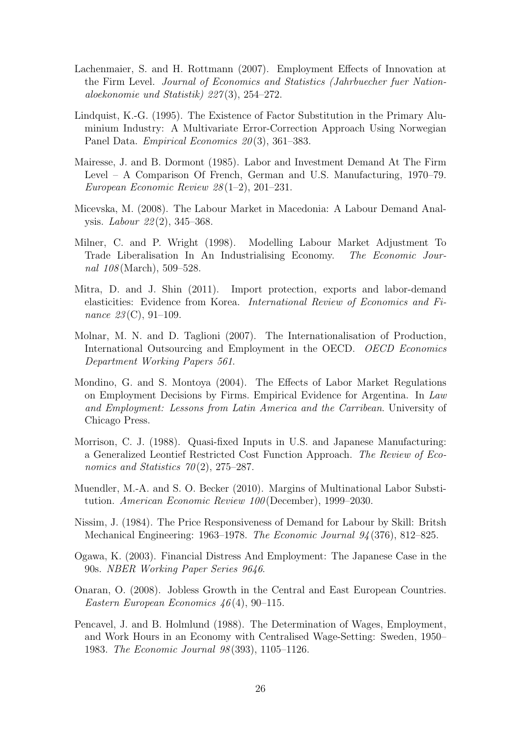Lachenmaier, S. and H. Rottmann (2007). Employment Effects of Innovation at the Firm Level. *Journal of Economics and Statistics (Jahrbuecher fuer Nationaloekonomie und Statistik) 227*(3), 254–272.

Lindquist, K.-G. (1995). The Existence of Factor Substitution in the Primary Aluminium Industry: A Multivariate Error-Correction Approach Using Norwegian Panel Data. *Empirical Economics 20*(3), 361–383.

Mairesse, J. and B. Dormont (1985). Labor and Investment Demand At The Firm Level – A Comparison Of French, German and U.S. Manufacturing, 1970–79. *European Economic Review 28*(1–2), 201–231.

Micevska, M. (2008). The Labour Market in Macedonia: A Labour Demand Analysis. *Labour 22*(2), 345–368.

Milner, C. and P. Wright (1998). Modelling Labour Market Adjustment To Trade Liberalisation In An Industrialising Economy. *The Economic Journal 108*(March), 509–528.

Mitra, D. and J. Shin (2011). Import protection, exports and labor-demand elasticities: Evidence from Korea. *International Review of Economics and Finance 23*(C), 91–109.

Molnar, M. N. and D. Taglioni (2007). The Internationalisation of Production, International Outsourcing and Employment in the OECD. *OECD Economics Department Working Papers 561*.

Mondino, G. and S. Montoya (2004). The Effects of Labor Market Regulations on Employment Decisions by Firms. Empirical Evidence for Argentina. In *Law and Employment: Lessons from Latin America and the Carribean*. University of Chicago Press.

Morrison, C. J. (1988). Quasi-fixed Inputs in U.S. and Japanese Manufacturing: a Generalized Leontief Restricted Cost Function Approach. *The Review of Economics and Statistics 70*(2), 275–287.

Muendler, M.-A. and S. O. Becker (2010). Margins of Multinational Labor Substitution. *American Economic Review 100*(December), 1999–2030.

Nissim, J. (1984). The Price Responsiveness of Demand for Labour by Skill: Britsh Mechanical Engineering: 1963–1978. *The Economic Journal 94*(376), 812–825.

Ogawa, K. (2003). Financial Distress And Employment: The Japanese Case in the 90s. *NBER Working Paper Series 9646*.

Onaran, O. (2008). Jobless Growth in the Central and East European Countries. *Eastern European Economics 46*(4), 90–115.

Pencavel, J. and B. Holmlund (1988). The Determination of Wages, Employment, and Work Hours in an Economy with Centralised Wage-Setting: Sweden, 1950–1983. *The Economic Journal 98*(393), 1105–1126.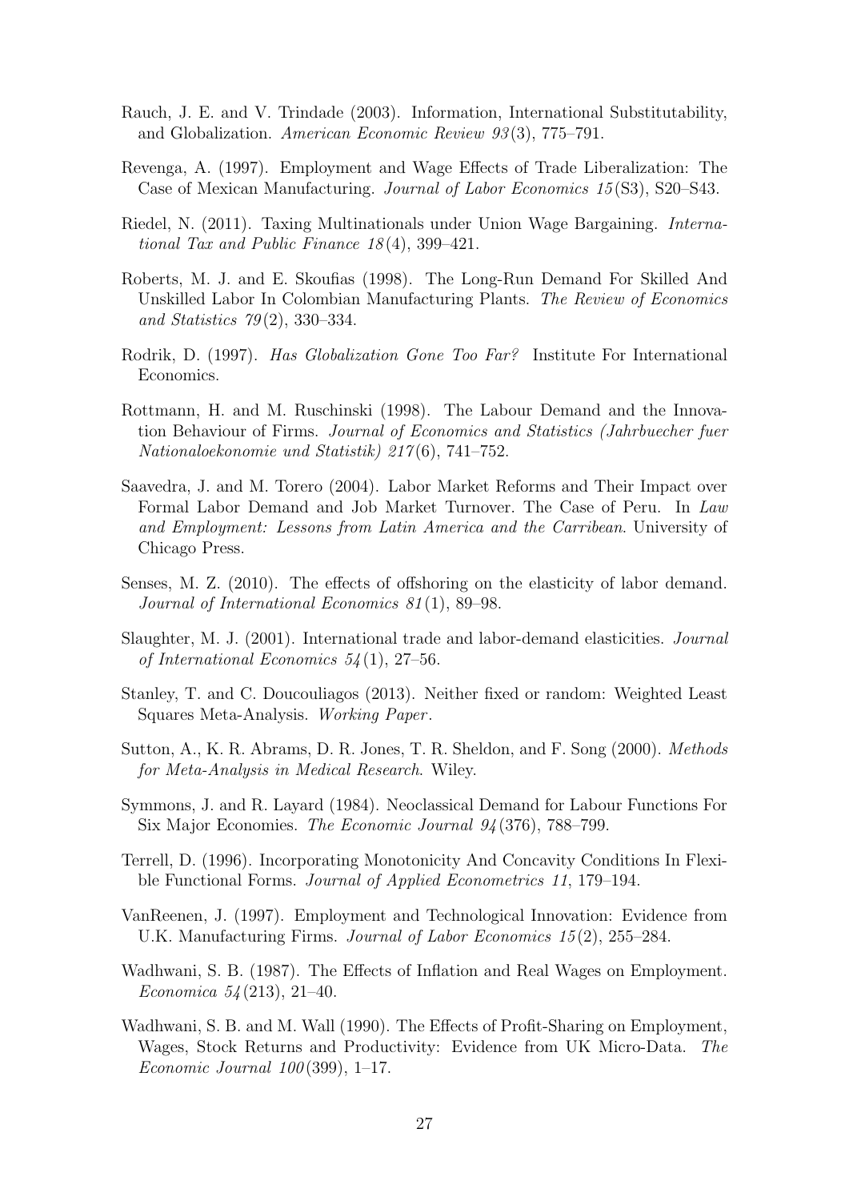Rauch, J. E. and V. Trindade (2003). Information, International Substitutability, and Globalization. *American Economic Review 93*(3), 775–791.

Revenga, A. (1997). Employment and Wage Effects of Trade Liberalization: The Case of Mexican Manufacturing. *Journal of Labor Economics 15*(S3), S20–S43.

Riedel, N. (2011). Taxing Multinationals under Union Wage Bargaining. *International Tax and Public Finance 18*(4), 399–421.

Roberts, M. J. and E. Skoufias (1998). The Long-Run Demand For Skilled And Unskilled Labor In Colombian Manufacturing Plants. *The Review of Economics and Statistics 79*(2), 330–334.

Rodrik, D. (1997). *Has Globalization Gone Too Far?* Institute For International Economics.

Rottmann, H. and M. Ruschinski (1998). The Labour Demand and the Innovation Behaviour of Firms. *Journal of Economics and Statistics (Jahrbuecher fuer Nationaloekonomie und Statistik) 217*(6), 741–752.

Saavedra, J. and M. Torero (2004). Labor Market Reforms and Their Impact over Formal Labor Demand and Job Market Turnover. The Case of Peru. In *Law and Employment: Lessons from Latin America and the Carribean*. University of Chicago Press.

Senses, M. Z. (2010). The effects of offshoring on the elasticity of labor demand. *Journal of International Economics 81*(1), 89–98.

Slaughter, M. J. (2001). International trade and labor-demand elasticities. *Journal of International Economics 54*(1), 27–56.

Stanley, T. and C. Doucouliagos (2013). Neither fixed or random: Weighted Least Squares Meta-Analysis. *Working Paper*.

Sutton, A., K. R. Abrams, D. R. Jones, T. R. Sheldon, and F. Song (2000). *Methods for Meta-Analysis in Medical Research*. Wiley.

Symmons, J. and R. Layard (1984). Neoclassical Demand for Labour Functions For Six Major Economies. *The Economic Journal 94*(376), 788–799.

Terrell, D. (1996). Incorporating Monotonicity And Concavity Conditions In Flexible Functional Forms. *Journal of Applied Econometrics 11*, 179–194.

VanReenen, J. (1997). Employment and Technological Innovation: Evidence from U.K. Manufacturing Firms. *Journal of Labor Economics 15*(2), 255–284.

Wadhwani, S. B. (1987). The Effects of Inflation and Real Wages on Employment. *Economica 54*(213), 21–40.

Wadhwani, S. B. and M. Wall (1990). The Effects of Profit-Sharing on Employment, Wages, Stock Returns and Productivity: Evidence from UK Micro-Data. *The Economic Journal 100*(399), 1–17.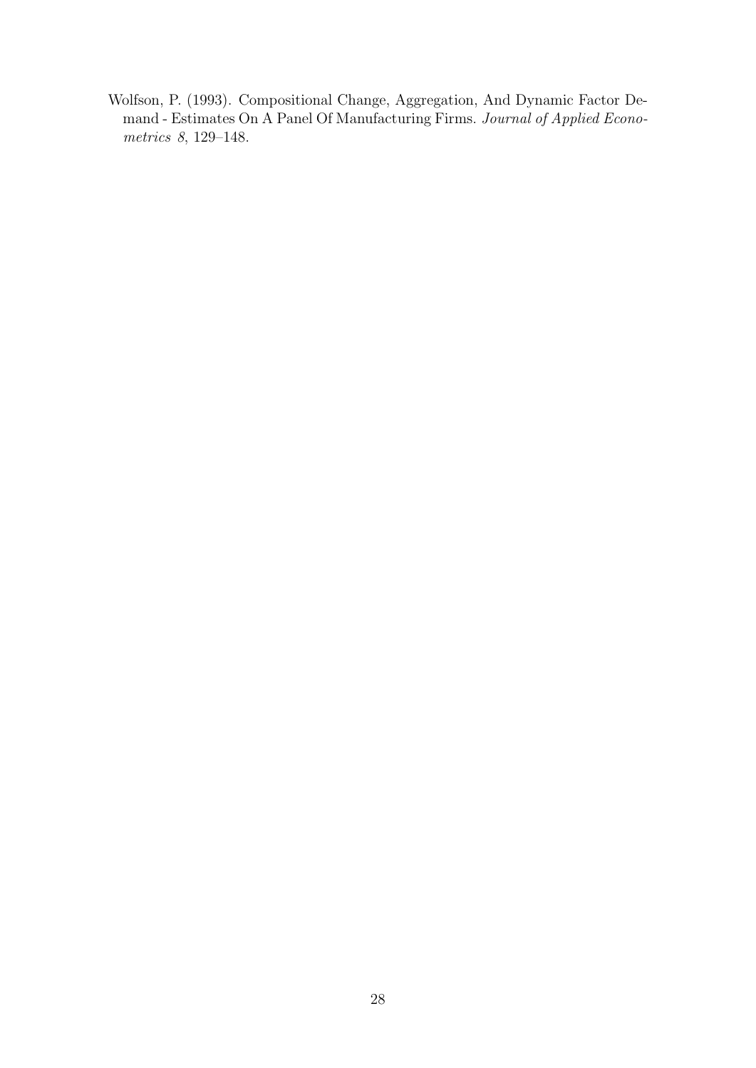Wolfson, P. (1993). Compositional Change, Aggregation, And Dynamic Factor Demand - Estimates On A Panel Of Manufacturing Firms. *Journal of Applied Econometrics 8*, 129–148.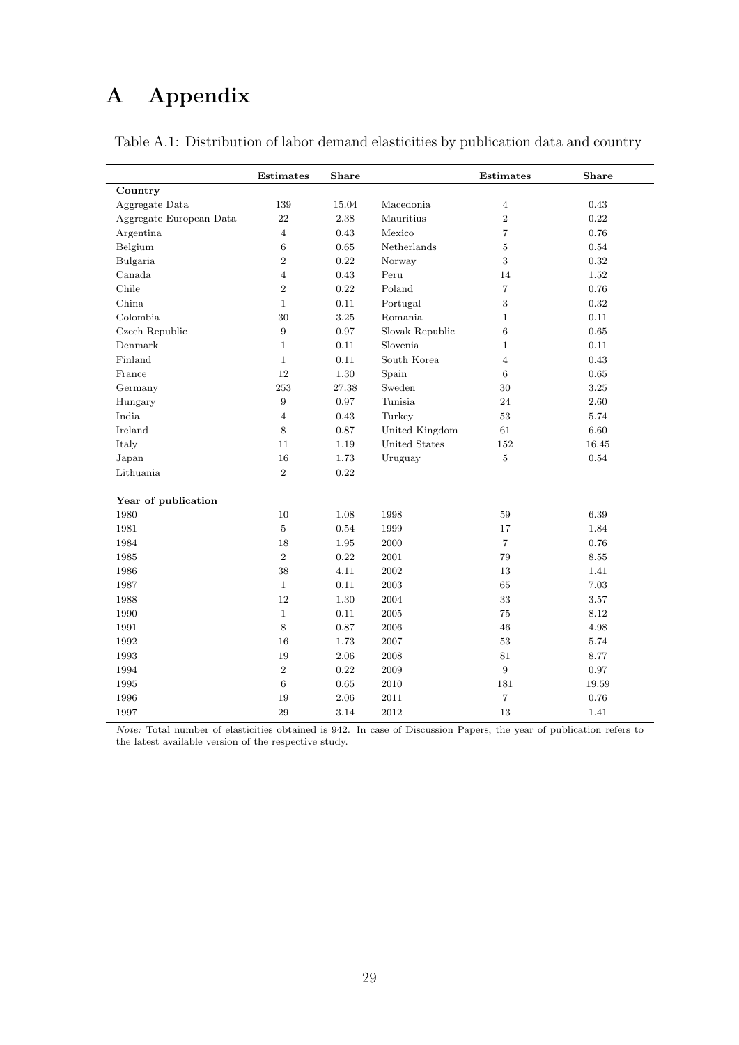# A Appendix

Table A.1: Distribution of labor demand elasticities by publication data and country

| | Estimates | Share | | Estimates | Share |
|---|---|---|---|---|---|
| **Country** | | | | | |
| Aggregate Data | 139 | 15.04 | Macedonia | 4 | 0.43 |
| Aggregate European Data | 22 | 2.38 | Mauritius | 2 | 0.22 |
| Argentina | 4 | 0.43 | Mexico | 7 | 0.76 |
| Belgium | 6 | 0.65 | Netherlands | 5 | 0.54 |
| Bulgaria | 2 | 0.22 | Norway | 3 | 0.32 |
| Canada | 4 | 0.43 | Peru | 14 | 1.52 |
| Chile | 2 | 0.22 | Poland | 7 | 0.76 |
| China | 1 | 0.11 | Portugal | 3 | 0.32 |
| Colombia | 30 | 3.25 | Romania | 1 | 0.11 |
| Czech Republic | 9 | 0.97 | Slovak Republic | 6 | 0.65 |
| Denmark | 1 | 0.11 | Slovenia | 1 | 0.11 |
| Finland | 1 | 0.11 | South Korea | 4 | 0.43 |
| France | 12 | 1.30 | Spain | 6 | 0.65 |
| Germany | 253 | 27.38 | Sweden | 30 | 3.25 |
| Hungary | 9 | 0.97 | Tunisia | 24 | 2.60 |
| India | 4 | 0.43 | Turkey | 53 | 5.74 |
| Ireland | 8 | 0.87 | United Kingdom | 61 | 6.60 |
| Italy | 11 | 1.19 | United States | 152 | 16.45 |
| Japan | 16 | 1.73 | Uruguay | 5 | 0.54 |
| Lithuania | 2 | 0.22 | | | |
| **Year of publication** | | | | | |
| 1980 | 10 | 1.08 | 1998 | 59 | 6.39 |
| 1981 | 5 | 0.54 | 1999 | 17 | 1.84 |
| 1984 | 18 | 1.95 | 2000 | 7 | 0.76 |
| 1985 | 2 | 0.22 | 2001 | 79 | 8.55 |
| 1986 | 38 | 4.11 | 2002 | 13 | 1.41 |
| 1987 | 1 | 0.11 | 2003 | 65 | 7.03 |
| 1988 | 12 | 1.30 | 2004 | 33 | 3.57 |
| 1990 | 1 | 0.11 | 2005 | 75 | 8.12 |
| 1991 | 8 | 0.87 | 2006 | 46 | 4.98 |
| 1992 | 16 | 1.73 | 2007 | 53 | 5.74 |
| 1993 | 19 | 2.06 | 2008 | 81 | 8.77 |
| 1994 | 2 | 0.22 | 2009 | 9 | 0.97 |
| 1995 | 6 | 0.65 | 2010 | 181 | 19.59 |
| 1996 | 19 | 2.06 | 2011 | 7 | 0.76 |
| 1997 | 29 | 3.14 | 2012 | 13 | 1.41 |

*Note:* Total number of elasticities obtained is 942. In case of Discussion Papers, the year of publication refers to the latest available version of the respective study.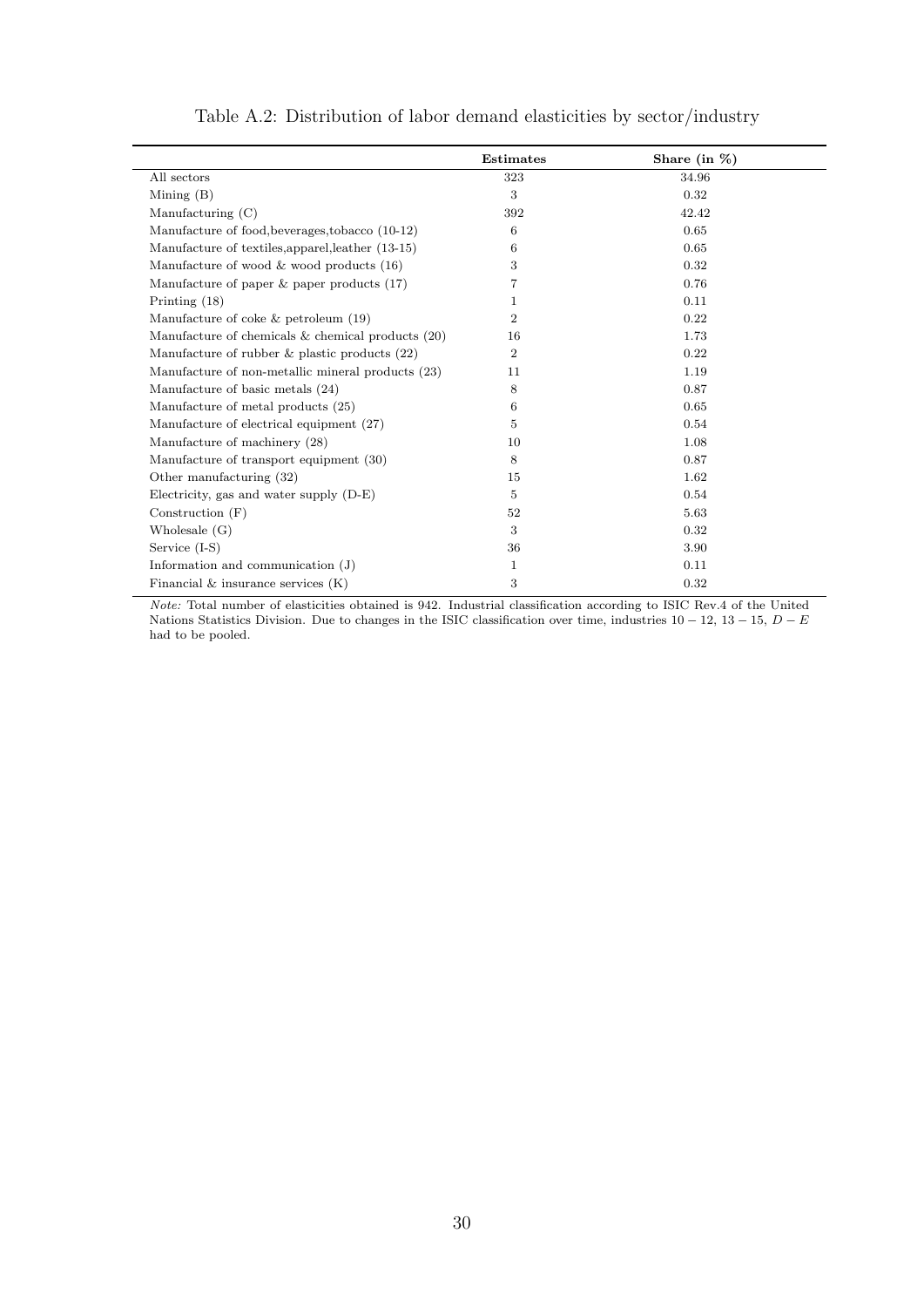Table A.2: Distribution of labor demand elasticities by sector/industry

| | **Estimates** | **Share (in %)** |
|---|---|---|
| All sectors | 323 | 34.96 |
| Mining (B) | 3 | 0.32 |
| Manufacturing (C) | 392 | 42.42 |
| Manufacture of food,beverages,tobacco (10-12) | 6 | 0.65 |
| Manufacture of textiles,apparel,leather (13-15) | 6 | 0.65 |
| Manufacture of wood & wood products (16) | 3 | 0.32 |
| Manufacture of paper & paper products (17) | 7 | 0.76 |
| Printing (18) | 1 | 0.11 |
| Manufacture of coke & petroleum (19) | 2 | 0.22 |
| Manufacture of chemicals & chemical products (20) | 16 | 1.73 |
| Manufacture of rubber & plastic products (22) | 2 | 0.22 |
| Manufacture of non-metallic mineral products (23) | 11 | 1.19 |
| Manufacture of basic metals (24) | 8 | 0.87 |
| Manufacture of metal products (25) | 6 | 0.65 |
| Manufacture of electrical equipment (27) | 5 | 0.54 |
| Manufacture of machinery (28) | 10 | 1.08 |
| Manufacture of transport equipment (30) | 8 | 0.87 |
| Other manufacturing (32) | 15 | 1.62 |
| Electricity, gas and water supply (D-E) | 5 | 0.54 |
| Construction (F) | 52 | 5.63 |
| Wholesale (G) | 3 | 0.32 |
| Service (I-S) | 36 | 3.90 |
| Information and communication (J) | 1 | 0.11 |
| Financial & insurance services (K) | 3 | 0.32 |

*Note:* Total number of elasticities obtained is 942. Industrial classification according to ISIC Rev.4 of the United Nations Statistics Division. Due to changes in the ISIC classification over time, industries $10-12$, $13-15$, $D-E$ had to be pooled.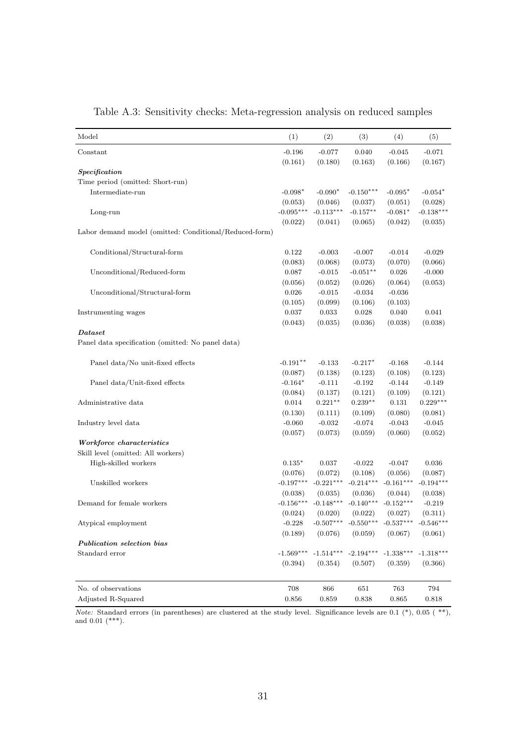Table A.3: Sensitivity checks: Meta-regression analysis on reduced samples

| Model | (1) | (2) | (3) | (4) | (5) |
|---|---|---|---|---|---|
| Constant | -0.196 | -0.077 | 0.040 | -0.045 | -0.071 |
| | (0.161) | (0.180) | (0.163) | (0.166) | (0.167) |
| ***Specification*** | | | | | |
| Time period (omitted: Short-run) | | | | | |
| Intermediate-run | -0.098* | -0.090* | -0.150*** | -0.095* | -0.054* |
| | (0.053) | (0.046) | (0.037) | (0.051) | (0.028) |
| Long-run | -0.095*** | -0.113*** | -0.157** | -0.081* | -0.138*** |
| | (0.022) | (0.041) | (0.065) | (0.042) | (0.035) |
| Labor demand model (omitted: Conditional/Reduced-form) | | | | | |
| Conditional/Structural-form | 0.122 | -0.003 | -0.007 | -0.014 | -0.029 |
| | (0.083) | (0.068) | (0.073) | (0.070) | (0.066) |
| Unconditional/Reduced-form | 0.087 | -0.015 | -0.051** | 0.026 | -0.000 |
| | (0.056) | (0.052) | (0.026) | (0.064) | (0.053) |
| Unconditional/Structural-form | 0.026 | -0.015 | -0.034 | -0.036 | |
| | (0.105) | (0.099) | (0.106) | (0.103) | |
| Instrumenting wages | 0.037 | 0.033 | 0.028 | 0.040 | 0.041 |
| | (0.043) | (0.035) | (0.036) | (0.038) | (0.038) |
| ***Dataset*** | | | | | |
| Panel data specification (omitted: No panel data) | | | | | |
| Panel data/No unit-fixed effects | -0.191** | -0.133 | -0.217* | -0.168 | -0.144 |
| | (0.087) | (0.138) | (0.123) | (0.108) | (0.123) |
| Panel data/Unit-fixed effects | -0.164* | -0.111 | -0.192 | -0.144 | -0.149 |
| | (0.084) | (0.137) | (0.121) | (0.109) | (0.121) |
| Administrative data | 0.014 | 0.221** | 0.239** | 0.131 | 0.229*** |
| | (0.130) | (0.111) | (0.109) | (0.080) | (0.081) |
| Industry level data | -0.060 | -0.032 | -0.074 | -0.043 | -0.045 |
| | (0.057) | (0.073) | (0.059) | (0.060) | (0.052) |
| ***Workforce characteristics*** | | | | | |
| Skill level (omitted: All workers) | | | | | |
| High-skilled workers | 0.135* | 0.037 | -0.022 | -0.047 | 0.036 |
| | (0.076) | (0.072) | (0.108) | (0.056) | (0.087) |
| Unskilled workers | -0.197*** | -0.221*** | -0.214*** | -0.161*** | -0.194*** |
| | (0.038) | (0.035) | (0.036) | (0.044) | (0.038) |
| Demand for female workers | -0.156*** | -0.148*** | -0.140*** | -0.152*** | -0.219 |
| | (0.024) | (0.020) | (0.022) | (0.027) | (0.311) |
| Atypical employment | -0.228 | -0.507*** | -0.550*** | -0.537*** | -0.546*** |
| | (0.189) | (0.076) | (0.059) | (0.067) | (0.061) |
| ***Publication selection bias*** | | | | | |
| Standard error | -1.569*** | -1.514*** | -2.194*** | -1.338*** | -1.318*** |
| | (0.394) | (0.354) | (0.507) | (0.359) | (0.366) |
| No. of observations | 708 | 866 | 651 | 763 | 794 |
| Adjusted R-Squared | 0.856 | 0.859 | 0.838 | 0.865 | 0.818 |

*Note:* Standard errors (in parentheses) are clustered at the study level. Significance levels are 0.1 (*), 0.05 ( **), and 0.01 (***).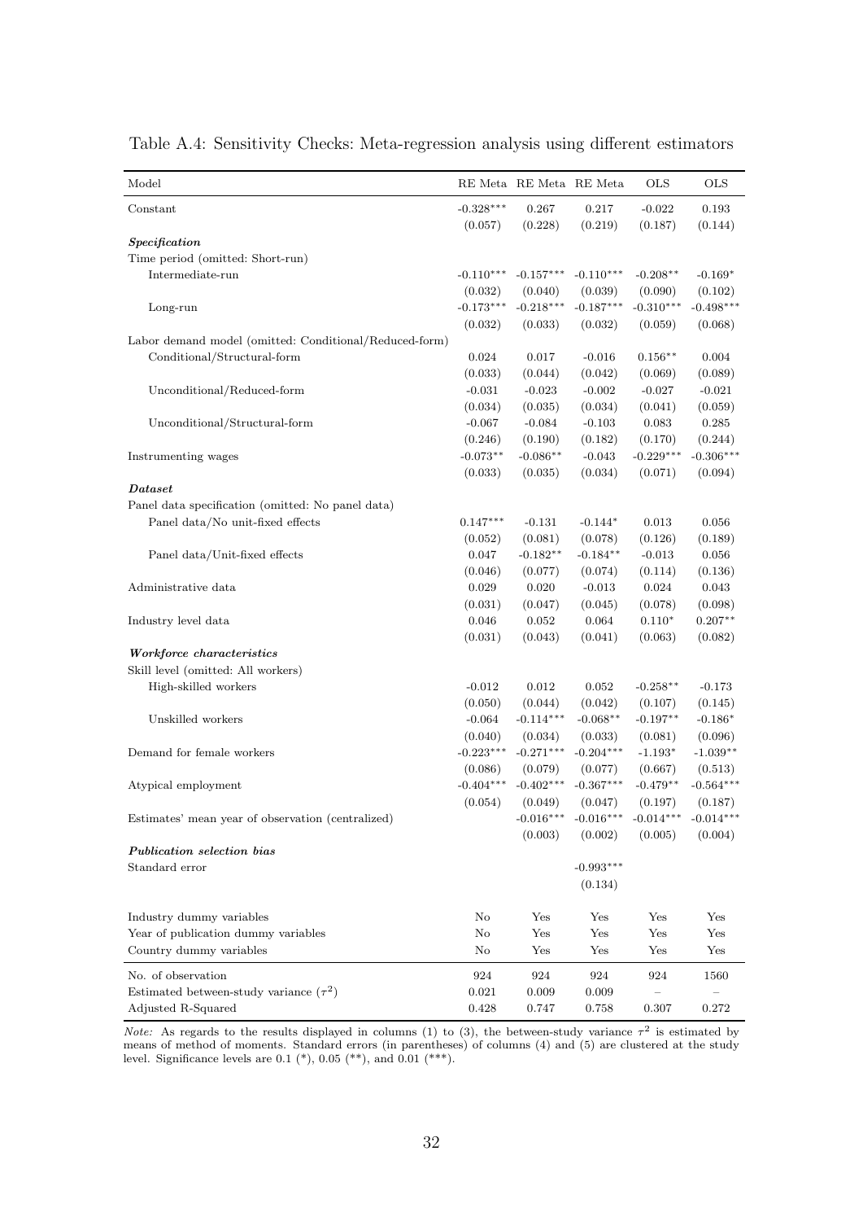Table A.4: Sensitivity Checks: Meta-regression analysis using different estimators

| Model | RE Meta | RE Meta | RE Meta | OLS | OLS |
|---|---|---|---|---|---|
| Constant | -0.328*** | 0.267 | 0.217 | -0.022 | 0.193 |
| | (0.057) | (0.228) | (0.219) | (0.187) | (0.144) |
| ***Specification*** | | | | | |
| Time period (omitted: Short-run) | | | | | |
| Intermediate-run | -0.110*** | -0.157*** | -0.110*** | -0.208** | -0.169* |
| | (0.032) | (0.040) | (0.039) | (0.090) | (0.102) |
| Long-run | -0.173*** | -0.218*** | -0.187*** | -0.310*** | -0.498*** |
| | (0.032) | (0.033) | (0.032) | (0.059) | (0.068) |
| Labor demand model (omitted: Conditional/Reduced-form) | | | | | |
| Conditional/Structural-form | 0.024 | 0.017 | -0.016 | 0.156** | 0.004 |
| | (0.033) | (0.044) | (0.042) | (0.069) | (0.089) |
| Unconditional/Reduced-form | -0.031 | -0.023 | -0.002 | -0.027 | -0.021 |
| | (0.034) | (0.035) | (0.034) | (0.041) | (0.059) |
| Unconditional/Structural-form | -0.067 | -0.084 | -0.103 | 0.083 | 0.285 |
| | (0.246) | (0.190) | (0.182) | (0.170) | (0.244) |
| Instrumenting wages | -0.073** | -0.086** | -0.043 | -0.229*** | -0.306*** |
| | (0.033) | (0.035) | (0.034) | (0.071) | (0.094) |
| ***Dataset*** | | | | | |
| Panel data specification (omitted: No panel data) | | | | | |
| Panel data/No unit-fixed effects | 0.147*** | -0.131 | -0.144* | 0.013 | 0.056 |
| | (0.052) | (0.081) | (0.078) | (0.126) | (0.189) |
| Panel data/Unit-fixed effects | 0.047 | -0.182** | -0.184** | -0.013 | 0.056 |
| | (0.046) | (0.077) | (0.074) | (0.114) | (0.136) |
| Administrative data | 0.029 | 0.020 | -0.013 | 0.024 | 0.043 |
| | (0.031) | (0.047) | (0.045) | (0.078) | (0.098) |
| Industry level data | 0.046 | 0.052 | 0.064 | 0.110* | 0.207** |
| | (0.031) | (0.043) | (0.041) | (0.063) | (0.082) |
| ***Workforce characteristics*** | | | | | |
| Skill level (omitted: All workers) | | | | | |
| High-skilled workers | -0.012 | 0.012 | 0.052 | -0.258** | -0.173 |
| | (0.050) | (0.044) | (0.042) | (0.107) | (0.145) |
| Unskilled workers | -0.064 | -0.114*** | -0.068** | -0.197** | -0.186* |
| | (0.040) | (0.034) | (0.033) | (0.081) | (0.096) |
| Demand for female workers | -0.223*** | -0.271*** | -0.204*** | -1.193* | -1.039** |
| | (0.086) | (0.079) | (0.077) | (0.667) | (0.513) |
| Atypical employment | -0.404*** | -0.402*** | -0.367*** | -0.479** | -0.564*** |
| | (0.054) | (0.049) | (0.047) | (0.197) | (0.187) |
| Estimates' mean year of observation (centralized) | | -0.016*** | -0.016*** | -0.014*** | -0.014*** |
| | | (0.003) | (0.002) | (0.005) | (0.004) |
| ***Publication selection bias*** | | | | | |
| Standard error | | | -0.993*** | | |
| | | | (0.134) | | |
| Industry dummy variables | No | Yes | Yes | Yes | Yes |
| Year of publication dummy variables | No | Yes | Yes | Yes | Yes |
| Country dummy variables | No | Yes | Yes | Yes | Yes |
| No. of observation | 924 | 924 | 924 | 924 | 1560 |
| Estimated between-study variance ($\tau^2$) | 0.021 | 0.009 | 0.009 | – | – |
| Adjusted R-Squared | 0.428 | 0.747 | 0.758 | 0.307 | 0.272 |

*Note:* As regards to the results displayed in columns (1) to (3), the between-study variance $\tau^2$ is estimated by means of method of moments. Standard errors (in parentheses) of columns (4) and (5) are clustered at the study level. Significance levels are 0.1 (*), 0.05 (**), and 0.01 (***).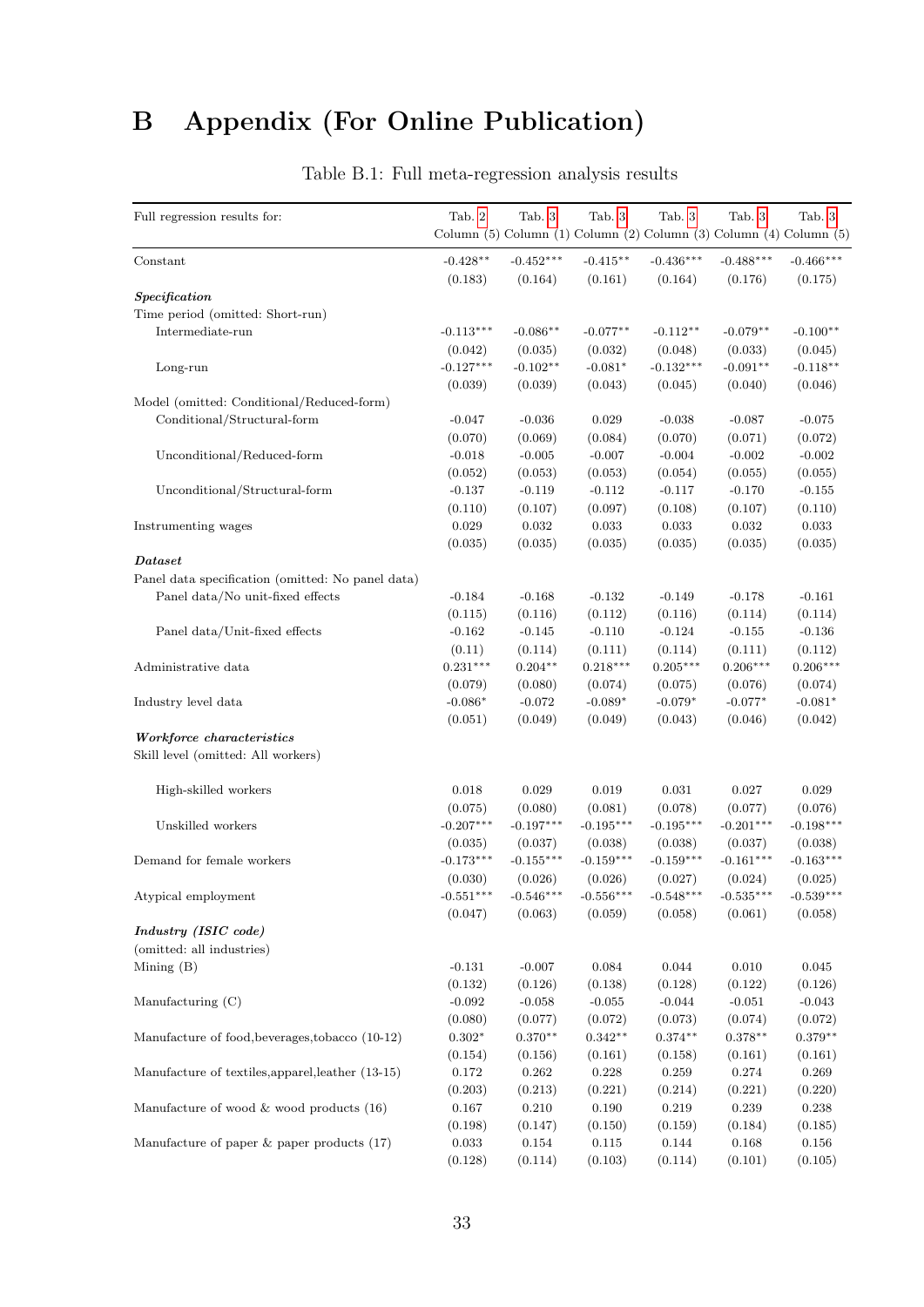# B Appendix (For Online Publication)

Table B.1: Full meta-regression analysis results

| Full regression results for: | Tab. 2 Column (5) | Tab. 3 Column (1) | Tab. 3 Column (2) | Tab. 3 Column (3) | Tab. 3 Column (4) | Tab. 3 Column (5) |
|---|---|---|---|---|---|---|
| Constant | -0.428** | -0.452*** | -0.415** | -0.436*** | -0.488*** | -0.466*** |
| | (0.183) | (0.164) | (0.161) | (0.164) | (0.176) | (0.175) |
| ***Specification*** | | | | | | |
| Time period (omitted: Short-run) | | | | | | |
| Intermediate-run | -0.113*** | -0.086** | -0.077** | -0.112** | -0.079** | -0.100** |
| | (0.042) | (0.035) | (0.032) | (0.048) | (0.033) | (0.045) |
| Long-run | -0.127*** | -0.102** | -0.081* | -0.132*** | -0.091** | -0.118** |
| | (0.039) | (0.039) | (0.043) | (0.045) | (0.040) | (0.046) |
| Model (omitted: Conditional/Reduced-form) | | | | | | |
| Conditional/Structural-form | -0.047 | -0.036 | 0.029 | -0.038 | -0.087 | -0.075 |
| | (0.070) | (0.069) | (0.084) | (0.070) | (0.071) | (0.072) |
| Unconditional/Reduced-form | -0.018 | -0.005 | -0.007 | -0.004 | -0.002 | -0.002 |
| | (0.052) | (0.053) | (0.053) | (0.054) | (0.055) | (0.055) |
| Unconditional/Structural-form | -0.137 | -0.119 | -0.112 | -0.117 | -0.170 | -0.155 |
| | (0.110) | (0.107) | (0.097) | (0.108) | (0.107) | (0.110) |
| Instrumenting wages | 0.029 | 0.032 | 0.033 | 0.033 | 0.032 | 0.033 |
| | (0.035) | (0.035) | (0.035) | (0.035) | (0.035) | (0.035) |
| ***Dataset*** | | | | | | |
| Panel data specification (omitted: No panel data) | | | | | | |
| Panel data/No unit-fixed effects | -0.184 | -0.168 | -0.132 | -0.149 | -0.178 | -0.161 |
| | (0.115) | (0.116) | (0.112) | (0.116) | (0.114) | (0.114) |
| Panel data/Unit-fixed effects | -0.162 | -0.145 | -0.110 | -0.124 | -0.155 | -0.136 |
| | (0.11) | (0.114) | (0.111) | (0.114) | (0.111) | (0.112) |
| Administrative data | 0.231*** | 0.204** | 0.218*** | 0.205*** | 0.206*** | 0.206*** |
| | (0.079) | (0.080) | (0.074) | (0.075) | (0.076) | (0.074) |
| Industry level data | -0.086* | -0.072 | -0.089* | -0.079* | -0.077* | -0.081* |
| | (0.051) | (0.049) | (0.049) | (0.043) | (0.046) | (0.042) |
| ***Workforce characteristics*** | | | | | | |
| Skill level (omitted: All workers) | | | | | | |
| High-skilled workers | 0.018 | 0.029 | 0.019 | 0.031 | 0.027 | 0.029 |
| | (0.075) | (0.080) | (0.081) | (0.078) | (0.077) | (0.076) |
| Unskilled workers | -0.207*** | -0.197*** | -0.195*** | -0.195*** | -0.201*** | -0.198*** |
| | (0.035) | (0.037) | (0.038) | (0.038) | (0.037) | (0.038) |
| Demand for female workers | -0.173*** | -0.155*** | -0.159*** | -0.159*** | -0.161*** | -0.163*** |
| | (0.030) | (0.026) | (0.026) | (0.027) | (0.024) | (0.025) |
| Atypical employment | -0.551*** | -0.546*** | -0.556*** | -0.548*** | -0.535*** | -0.539*** |
| | (0.047) | (0.063) | (0.059) | (0.058) | (0.061) | (0.058) |
| ***Industry (ISIC code)*** | | | | | | |
| (omitted: all industries) | | | | | | |
| Mining (B) | -0.131 | -0.007 | 0.084 | 0.044 | 0.010 | 0.045 |
| | (0.132) | (0.126) | (0.138) | (0.128) | (0.122) | (0.126) |
| Manufacturing (C) | -0.092 | -0.058 | -0.055 | -0.044 | -0.051 | -0.043 |
| | (0.080) | (0.077) | (0.072) | (0.073) | (0.074) | (0.072) |
| Manufacture of food,beverages,tobacco (10-12) | 0.302* | 0.370** | 0.342** | 0.374** | 0.378** | 0.379** |
| | (0.154) | (0.156) | (0.161) | (0.158) | (0.161) | (0.161) |
| Manufacture of textiles,apparel,leather (13-15) | 0.172 | 0.262 | 0.228 | 0.259 | 0.274 | 0.269 |
| | (0.203) | (0.213) | (0.221) | (0.214) | (0.221) | (0.220) |
| Manufacture of wood & wood products (16) | 0.167 | 0.210 | 0.190 | 0.219 | 0.239 | 0.238 |
| | (0.198) | (0.147) | (0.150) | (0.159) | (0.184) | (0.185) |
| Manufacture of paper & paper products (17) | 0.033 | 0.154 | 0.115 | 0.144 | 0.168 | 0.156 |
| | (0.128) | (0.114) | (0.103) | (0.114) | (0.101) | (0.105) |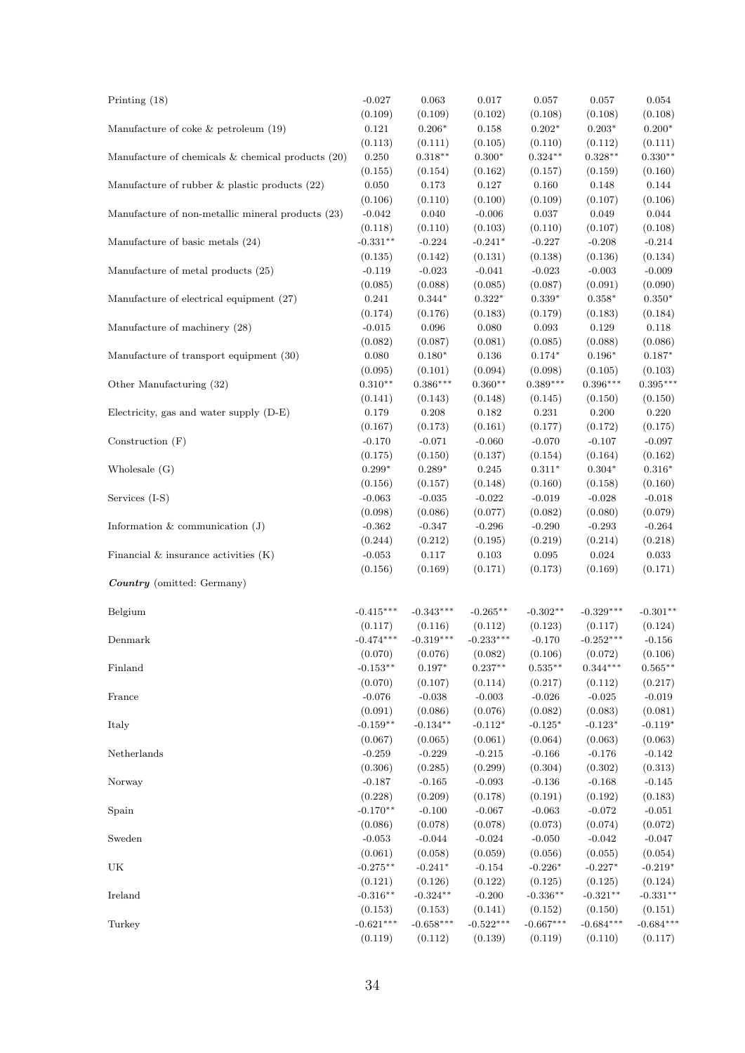| | | | | | | |
|---|---|---|---|---|---|---|
| Printing (18) | -0.027 | 0.063 | 0.017 | 0.057 | 0.057 | 0.054 |
| | (0.109) | (0.109) | (0.102) | (0.108) | (0.108) | (0.108) |
| Manufacture of coke & petroleum (19) | 0.121 | 0.206* | 0.158 | 0.202* | 0.203* | 0.200* |
| | (0.113) | (0.111) | (0.105) | (0.110) | (0.112) | (0.111) |
| Manufacture of chemicals & chemical products (20) | 0.250 | 0.318** | 0.300* | 0.324** | 0.328** | 0.330** |
| | (0.155) | (0.154) | (0.162) | (0.157) | (0.159) | (0.160) |
| Manufacture of rubber & plastic products (22) | 0.050 | 0.173 | 0.127 | 0.160 | 0.148 | 0.144 |
| | (0.106) | (0.110) | (0.100) | (0.109) | (0.107) | (0.106) |
| Manufacture of non-metallic mineral products (23) | -0.042 | 0.040 | -0.006 | 0.037 | 0.049 | 0.044 |
| | (0.118) | (0.110) | (0.103) | (0.110) | (0.107) | (0.108) |
| Manufacture of basic metals (24) | -0.331** | -0.224 | -0.241* | -0.227 | -0.208 | -0.214 |
| | (0.135) | (0.142) | (0.131) | (0.138) | (0.136) | (0.134) |
| Manufacture of metal products (25) | -0.119 | -0.023 | -0.041 | -0.023 | -0.003 | -0.009 |
| | (0.085) | (0.088) | (0.085) | (0.087) | (0.091) | (0.090) |
| Manufacture of electrical equipment (27) | 0.241 | 0.344* | 0.322* | 0.339* | 0.358* | 0.350* |
| | (0.174) | (0.176) | (0.183) | (0.179) | (0.183) | (0.184) |
| Manufacture of machinery (28) | -0.015 | 0.096 | 0.080 | 0.093 | 0.129 | 0.118 |
| | (0.082) | (0.087) | (0.081) | (0.085) | (0.088) | (0.086) |
| Manufacture of transport equipment (30) | 0.080 | 0.180* | 0.136 | 0.174* | 0.196* | 0.187* |
| | (0.095) | (0.101) | (0.094) | (0.098) | (0.105) | (0.103) |
| Other Manufacturing (32) | 0.310** | 0.386*** | 0.360** | 0.389*** | 0.396*** | 0.395*** |
| | (0.141) | (0.143) | (0.148) | (0.145) | (0.150) | (0.150) |
| Electricity, gas and water supply (D-E) | 0.179 | 0.208 | 0.182 | 0.231 | 0.200 | 0.220 |
| | (0.167) | (0.173) | (0.161) | (0.177) | (0.172) | (0.175) |
| Construction (F) | -0.170 | -0.071 | -0.060 | -0.070 | -0.107 | -0.097 |
| | (0.175) | (0.150) | (0.137) | (0.154) | (0.164) | (0.162) |
| Wholesale (G) | 0.299* | 0.289* | 0.245 | 0.311* | 0.304* | 0.316* |
| | (0.156) | (0.157) | (0.148) | (0.160) | (0.158) | (0.160) |
| Services (I-S) | -0.063 | -0.035 | -0.022 | -0.019 | -0.028 | -0.018 |
| | (0.098) | (0.086) | (0.077) | (0.082) | (0.080) | (0.079) |
| Information & communication (J) | -0.362 | -0.347 | -0.296 | -0.290 | -0.293 | -0.264 |
| | (0.244) | (0.212) | (0.195) | (0.219) | (0.214) | (0.218) |
| Financial & insurance activities (K) | -0.053 | 0.117 | 0.103 | 0.095 | 0.024 | 0.033 |
| | (0.156) | (0.169) | (0.171) | (0.173) | (0.169) | (0.171) |
| ***Country*** (omitted: Germany) | | | | | | |
| Belgium | -0.415*** | -0.343*** | -0.265** | -0.302** | -0.329*** | -0.301** |
| | (0.117) | (0.116) | (0.112) | (0.123) | (0.117) | (0.124) |
| Denmark | -0.474*** | -0.319*** | -0.233*** | -0.170 | -0.252*** | -0.156 |
| | (0.070) | (0.076) | (0.082) | (0.106) | (0.072) | (0.106) |
| Finland | -0.153** | 0.197* | 0.237** | 0.535** | 0.344*** | 0.565** |
| | (0.070) | (0.107) | (0.114) | (0.217) | (0.112) | (0.217) |
| France | -0.076 | -0.038 | -0.003 | -0.026 | -0.025 | -0.019 |
| | (0.091) | (0.086) | (0.076) | (0.082) | (0.083) | (0.081) |
| Italy | -0.159** | -0.134** | -0.112* | -0.125* | -0.123* | -0.119* |
| | (0.067) | (0.065) | (0.061) | (0.064) | (0.063) | (0.063) |
| Netherlands | -0.259 | -0.229 | -0.215 | -0.166 | -0.176 | -0.142 |
| | (0.306) | (0.285) | (0.299) | (0.304) | (0.302) | (0.313) |
| Norway | -0.187 | -0.165 | -0.093 | -0.136 | -0.168 | -0.145 |
| | (0.228) | (0.209) | (0.178) | (0.191) | (0.192) | (0.183) |
| Spain | -0.170** | -0.100 | -0.067 | -0.063 | -0.072 | -0.051 |
| | (0.086) | (0.078) | (0.078) | (0.073) | (0.074) | (0.072) |
| Sweden | -0.053 | -0.044 | -0.024 | -0.050 | -0.042 | -0.047 |
| | (0.061) | (0.058) | (0.059) | (0.056) | (0.055) | (0.054) |
| UK | -0.275** | -0.241* | -0.154 | -0.226* | -0.227* | -0.219* |
| | (0.121) | (0.126) | (0.122) | (0.125) | (0.125) | (0.124) |
| Ireland | -0.316** | -0.324** | -0.200 | -0.336** | -0.321** | -0.331** |
| | (0.153) | (0.153) | (0.141) | (0.152) | (0.150) | (0.151) |
| Turkey | -0.621*** | -0.658*** | -0.522*** | -0.667*** | -0.684*** | -0.684*** |
| | (0.119) | (0.112) | (0.139) | (0.119) | (0.110) | (0.117) |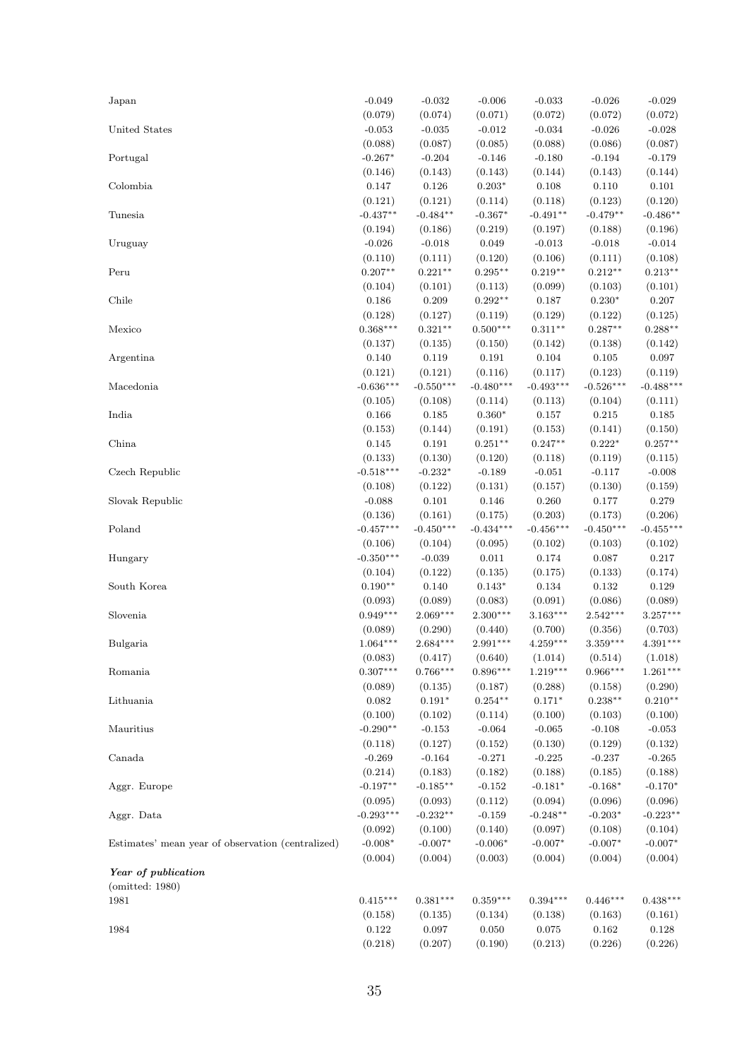| | | | | | | |
|---|---|---|---|---|---|---|
| Japan | -0.049 | -0.032 | -0.006 | -0.033 | -0.026 | -0.029 |
| | (0.079) | (0.074) | (0.071) | (0.072) | (0.072) | (0.072) |
| United States | -0.053 | -0.035 | -0.012 | -0.034 | -0.026 | -0.028 |
| | (0.088) | (0.087) | (0.085) | (0.088) | (0.086) | (0.087) |
| Portugal | -0.267* | -0.204 | -0.146 | -0.180 | -0.194 | -0.179 |
| | (0.146) | (0.143) | (0.143) | (0.144) | (0.143) | (0.144) |
| Colombia | 0.147 | 0.126 | 0.203* | 0.108 | 0.110 | 0.101 |
| | (0.121) | (0.121) | (0.114) | (0.118) | (0.123) | (0.120) |
| Tunesia | -0.437** | -0.484** | -0.367* | -0.491** | -0.479** | -0.486** |
| | (0.194) | (0.186) | (0.219) | (0.197) | (0.188) | (0.196) |
| Uruguay | -0.026 | -0.018 | 0.049 | -0.013 | -0.018 | -0.014 |
| | (0.110) | (0.111) | (0.120) | (0.106) | (0.111) | (0.108) |
| Peru | 0.207** | 0.221** | 0.295** | 0.219** | 0.212** | 0.213** |
| | (0.104) | (0.101) | (0.113) | (0.099) | (0.103) | (0.101) |
| Chile | 0.186 | 0.209 | 0.292** | 0.187 | 0.230* | 0.207 |
| | (0.128) | (0.127) | (0.119) | (0.129) | (0.122) | (0.125) |
| Mexico | 0.368*** | 0.321** | 0.500*** | 0.311** | 0.287** | 0.288** |
| | (0.137) | (0.135) | (0.150) | (0.142) | (0.138) | (0.142) |
| Argentina | 0.140 | 0.119 | 0.191 | 0.104 | 0.105 | 0.097 |
| | (0.121) | (0.121) | (0.116) | (0.117) | (0.123) | (0.119) |
| Macedonia | -0.636*** | -0.550*** | -0.480*** | -0.493*** | -0.526*** | -0.488*** |
| | (0.105) | (0.108) | (0.114) | (0.113) | (0.104) | (0.111) |
| India | 0.166 | 0.185 | 0.360* | 0.157 | 0.215 | 0.185 |
| | (0.153) | (0.144) | (0.191) | (0.153) | (0.141) | (0.150) |
| China | 0.145 | 0.191 | 0.251** | 0.247** | 0.222* | 0.257** |
| | (0.133) | (0.130) | (0.120) | (0.118) | (0.119) | (0.115) |
| Czech Republic | -0.518*** | -0.232* | -0.189 | -0.051 | -0.117 | -0.008 |
| | (0.108) | (0.122) | (0.131) | (0.157) | (0.130) | (0.159) |
| Slovak Republic | -0.088 | 0.101 | 0.146 | 0.260 | 0.177 | 0.279 |
| | (0.136) | (0.161) | (0.175) | (0.203) | (0.173) | (0.206) |
| Poland | -0.457*** | -0.450*** | -0.434*** | -0.456*** | -0.450*** | -0.455*** |
| | (0.106) | (0.104) | (0.095) | (0.102) | (0.103) | (0.102) |
| Hungary | -0.350*** | -0.039 | 0.011 | 0.174 | 0.087 | 0.217 |
| | (0.104) | (0.122) | (0.135) | (0.175) | (0.133) | (0.174) |
| South Korea | 0.190** | 0.140 | 0.143* | 0.134 | 0.132 | 0.129 |
| | (0.093) | (0.089) | (0.083) | (0.091) | (0.086) | (0.089) |
| Slovenia | 0.949*** | 2.069*** | 2.300*** | 3.163*** | 2.542*** | 3.257*** |
| | (0.089) | (0.290) | (0.440) | (0.700) | (0.356) | (0.703) |
| Bulgaria | 1.064*** | 2.684*** | 2.991*** | 4.259*** | 3.359*** | 4.391*** |
| | (0.083) | (0.417) | (0.640) | (1.014) | (0.514) | (1.018) |
| Romania | 0.307*** | 0.766*** | 0.896*** | 1.219*** | 0.966*** | 1.261*** |
| | (0.089) | (0.135) | (0.187) | (0.288) | (0.158) | (0.290) |
| Lithuania | 0.082 | 0.191* | 0.254** | 0.171* | 0.238** | 0.210** |
| | (0.100) | (0.102) | (0.114) | (0.100) | (0.103) | (0.100) |
| Mauritius | -0.290** | -0.153 | -0.064 | -0.065 | -0.108 | -0.053 |
| | (0.118) | (0.127) | (0.152) | (0.130) | (0.129) | (0.132) |
| Canada | -0.269 | -0.164 | -0.271 | -0.225 | -0.237 | -0.265 |
| | (0.214) | (0.183) | (0.182) | (0.188) | (0.185) | (0.188) |
| Aggr. Europe | -0.197** | -0.185** | -0.152 | -0.181* | -0.168* | -0.170* |
| | (0.095) | (0.093) | (0.112) | (0.094) | (0.096) | (0.096) |
| Aggr. Data | -0.293*** | -0.232** | -0.159 | -0.248** | -0.203* | -0.223** |
| | (0.092) | (0.100) | (0.140) | (0.097) | (0.108) | (0.104) |
| Estimates' mean year of observation (centralized) | -0.008* | -0.007* | -0.006* | -0.007* | -0.007* | -0.007* |
| | (0.004) | (0.004) | (0.003) | (0.004) | (0.004) | (0.004) |
| ***Year of publication*** | | | | | | |
| (omitted: 1980) | | | | | | |
| 1981 | 0.415*** | 0.381*** | 0.359*** | 0.394*** | 0.446*** | 0.438*** |
| | (0.158) | (0.135) | (0.134) | (0.138) | (0.163) | (0.161) |
| 1984 | 0.122 | 0.097 | 0.050 | 0.075 | 0.162 | 0.128 |
| | (0.218) | (0.207) | (0.190) | (0.213) | (0.226) | (0.226) |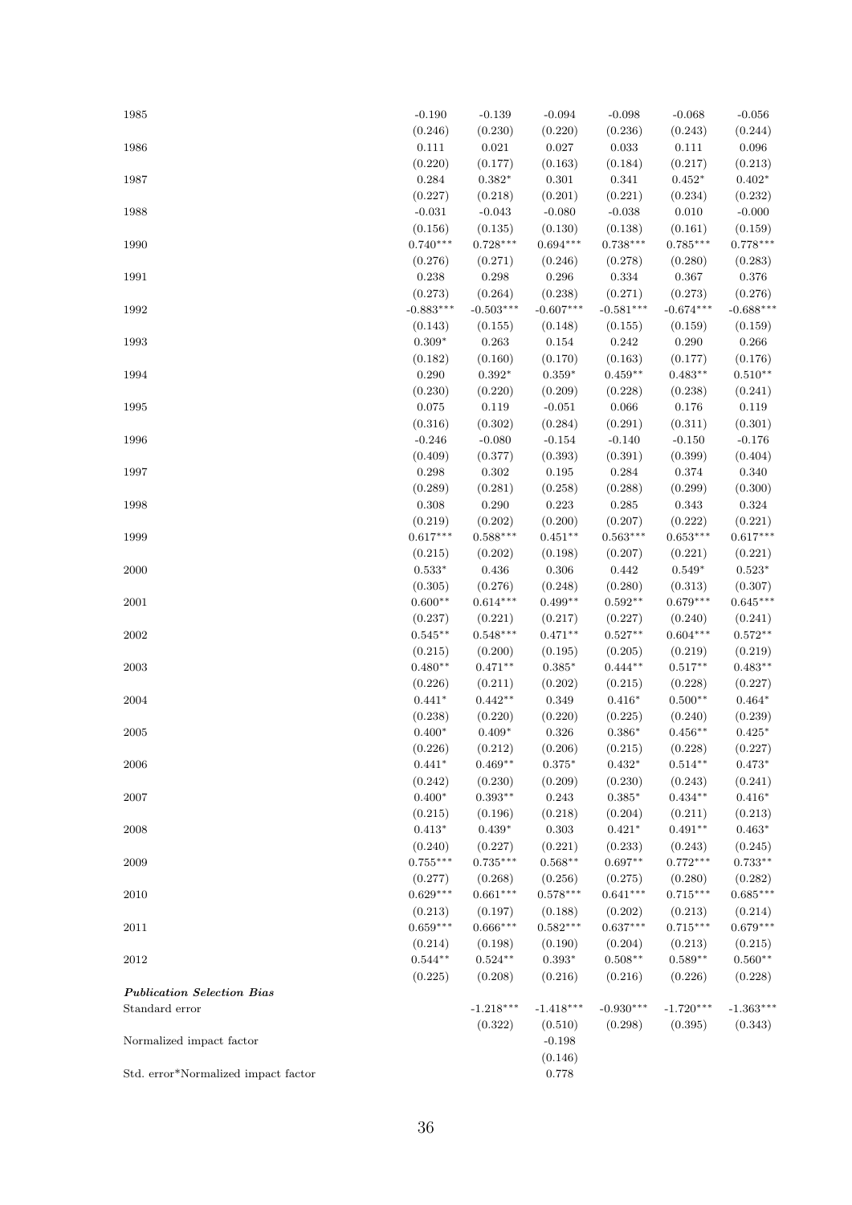| | | | | | | |
|---|---|---|---|---|---|---|
| 1985 | -0.190 | -0.139 | -0.094 | -0.098 | -0.068 | -0.056 |
| | (0.246) | (0.230) | (0.220) | (0.236) | (0.243) | (0.244) |
| 1986 | 0.111 | 0.021 | 0.027 | 0.033 | 0.111 | 0.096 |
| | (0.220) | (0.177) | (0.163) | (0.184) | (0.217) | (0.213) |
| 1987 | 0.284 | 0.382* | 0.301 | 0.341 | 0.452* | 0.402* |
| | (0.227) | (0.218) | (0.201) | (0.221) | (0.234) | (0.232) |
| 1988 | -0.031 | -0.043 | -0.080 | -0.038 | 0.010 | -0.000 |
| | (0.156) | (0.135) | (0.130) | (0.138) | (0.161) | (0.159) |
| 1990 | 0.740*** | 0.728*** | 0.694*** | 0.738*** | 0.785*** | 0.778*** |
| | (0.276) | (0.271) | (0.246) | (0.278) | (0.280) | (0.283) |
| 1991 | 0.238 | 0.298 | 0.296 | 0.334 | 0.367 | 0.376 |
| | (0.273) | (0.264) | (0.238) | (0.271) | (0.273) | (0.276) |
| 1992 | -0.883*** | -0.503*** | -0.607*** | -0.581*** | -0.674*** | -0.688*** |
| | (0.143) | (0.155) | (0.148) | (0.155) | (0.159) | (0.159) |
| 1993 | 0.309* | 0.263 | 0.154 | 0.242 | 0.290 | 0.266 |
| | (0.182) | (0.160) | (0.170) | (0.163) | (0.177) | (0.176) |
| 1994 | 0.290 | 0.392* | 0.359* | 0.459** | 0.483** | 0.510** |
| | (0.230) | (0.220) | (0.209) | (0.228) | (0.238) | (0.241) |
| 1995 | 0.075 | 0.119 | -0.051 | 0.066 | 0.176 | 0.119 |
| | (0.316) | (0.302) | (0.284) | (0.291) | (0.311) | (0.301) |
| 1996 | -0.246 | -0.080 | -0.154 | -0.140 | -0.150 | -0.176 |
| | (0.409) | (0.377) | (0.393) | (0.391) | (0.399) | (0.404) |
| 1997 | 0.298 | 0.302 | 0.195 | 0.284 | 0.374 | 0.340 |
| | (0.289) | (0.281) | (0.258) | (0.288) | (0.299) | (0.300) |
| 1998 | 0.308 | 0.290 | 0.223 | 0.285 | 0.343 | 0.324 |
| | (0.219) | (0.202) | (0.200) | (0.207) | (0.222) | (0.221) |
| 1999 | 0.617*** | 0.588*** | 0.451** | 0.563*** | 0.653*** | 0.617*** |
| | (0.215) | (0.202) | (0.198) | (0.207) | (0.221) | (0.221) |
| 2000 | 0.533* | 0.436 | 0.306 | 0.442 | 0.549* | 0.523* |
| | (0.305) | (0.276) | (0.248) | (0.280) | (0.313) | (0.307) |
| 2001 | 0.600** | 0.614*** | 0.499** | 0.592** | 0.679*** | 0.645*** |
| | (0.237) | (0.221) | (0.217) | (0.227) | (0.240) | (0.241) |
| 2002 | 0.545** | 0.548*** | 0.471** | 0.527** | 0.604*** | 0.572** |
| | (0.215) | (0.200) | (0.195) | (0.205) | (0.219) | (0.219) |
| 2003 | 0.480** | 0.471** | 0.385* | 0.444** | 0.517** | 0.483** |
| | (0.226) | (0.211) | (0.202) | (0.215) | (0.228) | (0.227) |
| 2004 | 0.441* | 0.442** | 0.349 | 0.416* | 0.500** | 0.464* |
| | (0.238) | (0.220) | (0.220) | (0.225) | (0.240) | (0.239) |
| 2005 | 0.400* | 0.409* | 0.326 | 0.386* | 0.456** | 0.425* |
| | (0.226) | (0.212) | (0.206) | (0.215) | (0.228) | (0.227) |
| 2006 | 0.441* | 0.469** | 0.375* | 0.432* | 0.514** | 0.473* |
| | (0.242) | (0.230) | (0.209) | (0.230) | (0.243) | (0.241) |
| 2007 | 0.400* | 0.393** | 0.243 | 0.385* | 0.434** | 0.416* |
| | (0.215) | (0.196) | (0.218) | (0.204) | (0.211) | (0.213) |
| 2008 | 0.413* | 0.439* | 0.303 | 0.421* | 0.491** | 0.463* |
| | (0.240) | (0.227) | (0.221) | (0.233) | (0.243) | (0.245) |
| 2009 | 0.755*** | 0.735*** | 0.568** | 0.697** | 0.772*** | 0.733** |
| | (0.277) | (0.268) | (0.256) | (0.275) | (0.280) | (0.282) |
| 2010 | 0.629*** | 0.661*** | 0.578*** | 0.641*** | 0.715*** | 0.685*** |
| | (0.213) | (0.197) | (0.188) | (0.202) | (0.213) | (0.214) |
| 2011 | 0.659*** | 0.666*** | 0.582*** | 0.637*** | 0.715*** | 0.679*** |
| | (0.214) | (0.198) | (0.190) | (0.204) | (0.213) | (0.215) |
| 2012 | 0.544** | 0.524** | 0.393* | 0.508** | 0.589** | 0.560** |
| | (0.225) | (0.208) | (0.216) | (0.216) | (0.226) | (0.228) |
| ***Publication Selection Bias*** | | | | | | |
| Standard error | | -1.218*** | -1.418*** | -0.930*** | -1.720*** | -1.363*** |
| | | (0.322) | (0.510) | (0.298) | (0.395) | (0.343) |
| Normalized impact factor | | | -0.198 | | | |
| | | | (0.146) | | | |
| Std. error*Normalized impact factor | | | 0.778 | | | |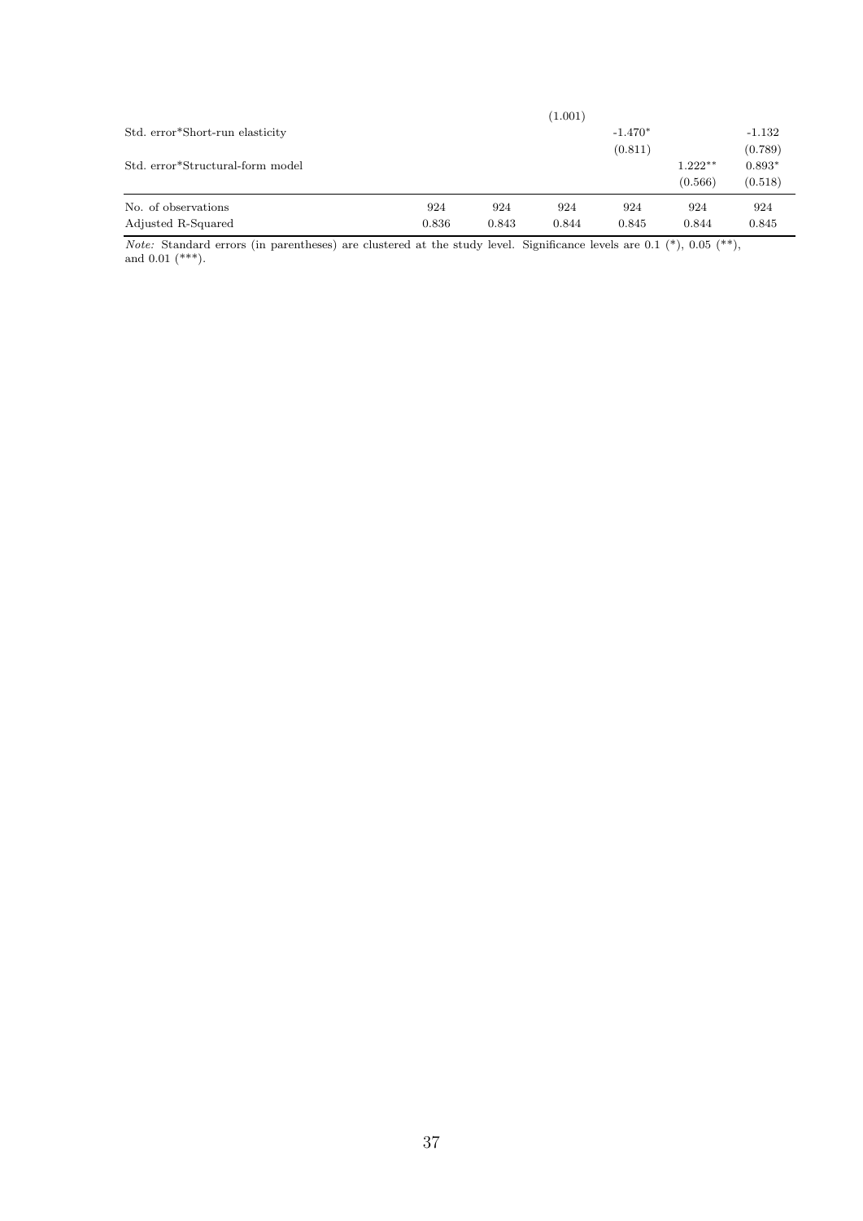| | | | | | | |
|---|---|---|---|---|---|---|
| | | | (1.001) | | | |
| Std. error*Short-run elasticity | | | | -1.470* | | -1.132 |
| | | | | (0.811) | | (0.789) |
| Std. error*Structural-form model | | | | | 1.222** | 0.893* |
| | | | | | (0.566) | (0.518) |
| No. of observations | 924 | 924 | 924 | 924 | 924 | 924 |
| Adjusted R-Squared | 0.836 | 0.843 | 0.844 | 0.845 | 0.844 | 0.845 |

*Note:* Standard errors (in parentheses) are clustered at the study level. Significance levels are 0.1 (*), 0.05 (**), and 0.01 (***).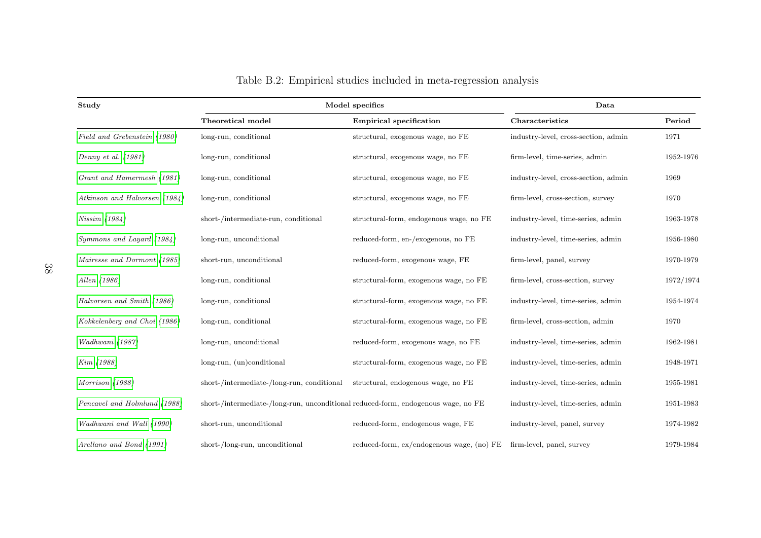Table B.2: Empirical studies included in meta-regression analysis

| Study | Model specifics | | Data | |
|---|---|---|---|---|
| | **Theoretical model** | **Empirical specification** | **Characteristics** | **Period** |
| *Field and Grebenstein (1980)* | long-run, conditional | structural, exogenous wage, no FE | industry-level, cross-section, admin | 1971 |
| *Denny et al. (1981)* | long-run, conditional | structural, exogenous wage, no FE | firm-level, time-series, admin | 1952-1976 |
| *Grant and Hamermesh (1981)* | long-run, conditional | structural, exogenous wage, no FE | industry-level, cross-section, admin | 1969 |
| *Atkinson and Halvorsen (1984)* | long-run, conditional | structural, exogenous wage, no FE | firm-level, cross-section, survey | 1970 |
| *Nissim (1984)* | short-/intermediate-run, conditional | structural-form, endogenous wage, no FE | industry-level, time-series, admin | 1963-1978 |
| *Symmons and Layard (1984)* | long-run, unconditional | reduced-form, en-/exogenous, no FE | industry-level, time-series, admin | 1956-1980 |
| *Mairesse and Dormont (1985)* | short-run, unconditional | reduced-form, exogenous wage, FE | firm-level, panel, survey | 1970-1979 |
| *Allen (1986)* | long-run, conditional | structural-form, exogenous wage, no FE | firm-level, cross-section, survey | 1972/1974 |
| *Halvorsen and Smith (1986)* | long-run, conditional | structural-form, exogenous wage, no FE | industry-level, time-series, admin | 1954-1974 |
| *Kokkelenberg and Choi (1986)* | long-run, conditional | structural-form, exogenous wage, no FE | firm-level, cross-section, admin | 1970 |
| *Wadhwani (1987)* | long-run, unconditional | reduced-form, exogenous wage, no FE | industry-level, time-series, admin | 1962-1981 |
| *Kim (1988)* | long-run, (un)conditional | structural-form, exogenous wage, no FE | industry-level, time-series, admin | 1948-1971 |
| *Morrison (1988)* | short-/intermediate-/long-run, conditional | structural, endogenous wage, no FE | industry-level, time-series, admin | 1955-1981 |
| *Pencavel and Holmlund (1988)* | short-/intermediate-/long-run, unconditional | reduced-form, endogenous wage, no FE | industry-level, time-series, admin | 1951-1983 |
| *Wadhwani and Wall (1990)* | short-run, unconditional | reduced-form, endogenous wage, FE | industry-level, panel, survey | 1974-1982 |
| *Arellano and Bond (1991)* | short-/long-run, unconditional | reduced-form, ex/endogenous wage, (no) FE | firm-level, panel, survey | 1979-1984 |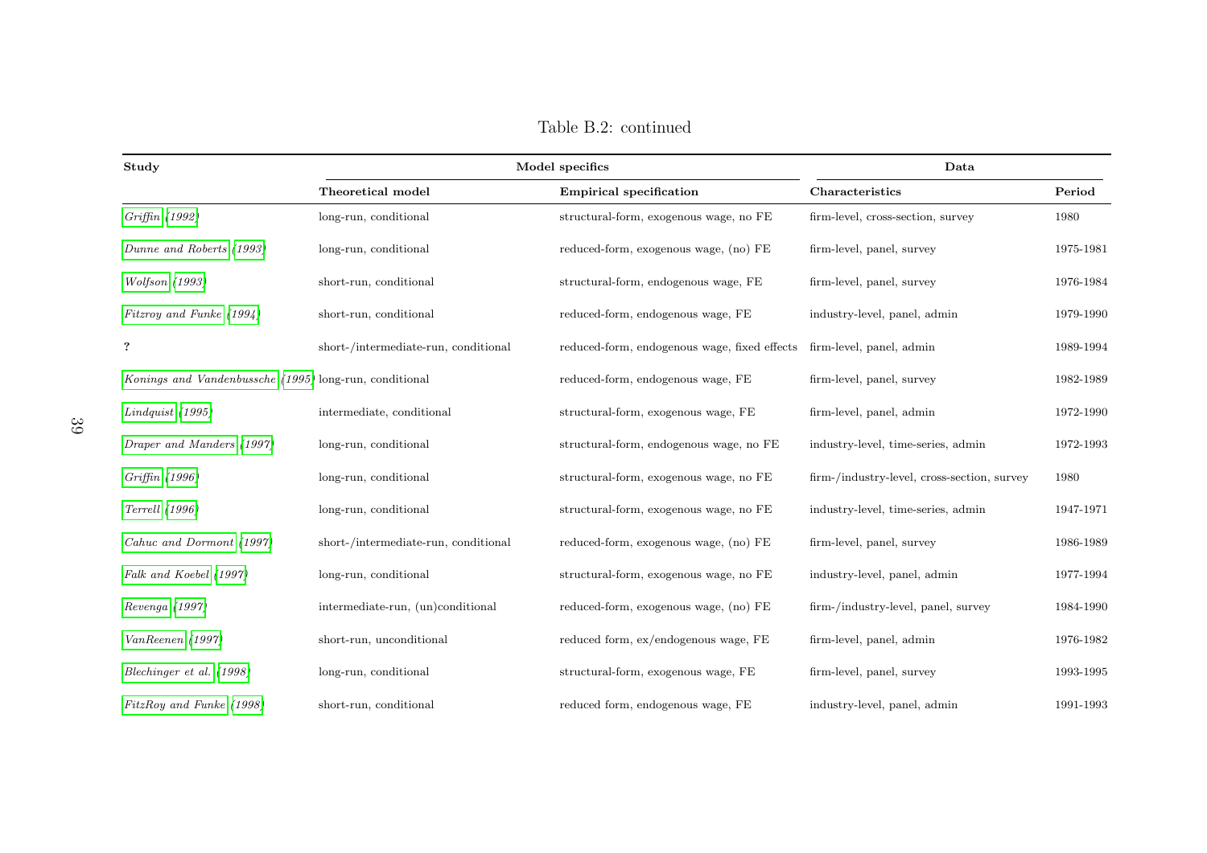Table B.2: continued

| Study | Model specifics | | Data | |
|---|---|---|---|---|
| | **Theoretical model** | **Empirical specification** | **Characteristics** | **Period** |
| *Griffin* (*1992*) | long-run, conditional | structural-form, exogenous wage, no FE | firm-level, cross-section, survey | 1980 |
| *Dunne and Roberts* (*1993*) | long-run, conditional | reduced-form, exogenous wage, (no) FE | firm-level, panel, survey | 1975-1981 |
| *Wolfson* (*1993*) | short-run, conditional | structural-form, endogenous wage, FE | firm-level, panel, survey | 1976-1984 |
| *Fitzroy and Funke* (*1994*) | short-run, conditional | reduced-form, endogenous wage, FE | industry-level, panel, admin | 1979-1990 |
| **?** | short-/intermediate-run, conditional | reduced-form, endogenous wage, fixed effects | firm-level, panel, admin | 1989-1994 |
| *Konings and Vandenbussche* (*1995*) | long-run, conditional | reduced-form, endogenous wage, FE | firm-level, panel, survey | 1982-1989 |
| *Lindquist* (*1995*) | intermediate, conditional | structural-form, exogenous wage, FE | firm-level, panel, admin | 1972-1990 |
| *Draper and Manders* (*1997*) | long-run, conditional | structural-form, endogenous wage, no FE | industry-level, time-series, admin | 1972-1993 |
| *Griffin* (*1996*) | long-run, conditional | structural-form, exogenous wage, no FE | firm-/industry-level, cross-section, survey | 1980 |
| *Terrell* (*1996*) | long-run, conditional | structural-form, exogenous wage, no FE | industry-level, time-series, admin | 1947-1971 |
| *Cahuc and Dormont* (*1997*) | short-/intermediate-run, conditional | reduced-form, exogenous wage, (no) FE | firm-level, panel, survey | 1986-1989 |
| *Falk and Koebel* (*1997*) | long-run, conditional | structural-form, exogenous wage, no FE | industry-level, panel, admin | 1977-1994 |
| *Revenga* (*1997*) | intermediate-run, (un)conditional | reduced-form, exogenous wage, (no) FE | firm-/industry-level, panel, survey | 1984-1990 |
| *VanReenen* (*1997*) | short-run, unconditional | reduced form, ex/endogenous wage, FE | firm-level, panel, admin | 1976-1982 |
| *Blechinger et al.* (*1998*) | long-run, conditional | structural-form, exogenous wage, FE | firm-level, panel, survey | 1993-1995 |
| *FitzRoy and Funke* (*1998*) | short-run, conditional | reduced form, endogenous wage, FE | industry-level, panel, admin | 1991-1993 |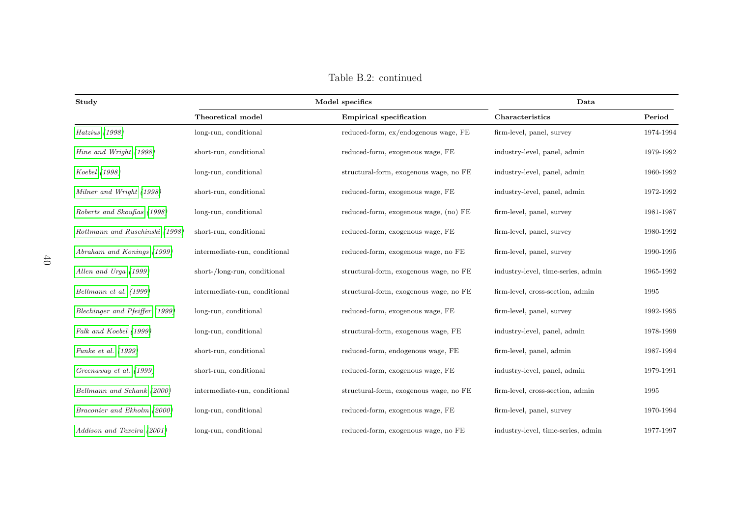Table B.2: continued

| Study | Model specifics | | Data | |
|---|---|---|---|---|
| | **Theoretical model** | **Empirical specification** | **Characteristics** | **Period** |
| *Hatzius (1998)* | long-run, conditional | reduced-form, ex/endogenous wage, FE | firm-level, panel, survey | 1974-1994 |
| *Hine and Wright (1998)* | short-run, conditional | reduced-form, exogenous wage, FE | industry-level, panel, admin | 1979-1992 |
| *Koebel (1998)* | long-run, conditional | structural-form, exogenous wage, no FE | industry-level, panel, admin | 1960-1992 |
| *Milner and Wright (1998)* | short-run, conditional | reduced-form, exogenous wage, FE | industry-level, panel, admin | 1972-1992 |
| *Roberts and Skoufias (1998)* | long-run, conditional | reduced-form, exogenous wage, (no) FE | firm-level, panel, survey | 1981-1987 |
| *Rottmann and Ruschinski (1998)* | short-run, conditional | reduced-form, exogenous wage, FE | firm-level, panel, survey | 1980-1992 |
| *Abraham and Konings (1999)* | intermediate-run, conditional | reduced-form, exogenous wage, no FE | firm-level, panel, survey | 1990-1995 |
| *Allen and Urga (1999)* | short-/long-run, conditional | structural-form, exogenous wage, no FE | industry-level, time-series, admin | 1965-1992 |
| *Bellmann et al. (1999)* | intermediate-run, conditional | structural-form, exogenous wage, no FE | firm-level, cross-section, admin | 1995 |
| *Blechinger and Pfeiffer (1999)* | long-run, conditional | reduced-form, exogenous wage, FE | firm-level, panel, survey | 1992-1995 |
| *Falk and Koebel (1999)* | long-run, conditional | structural-form, exogenous wage, FE | industry-level, panel, admin | 1978-1999 |
| *Funke et al. (1999)* | short-run, conditional | reduced-form, endogenous wage, FE | firm-level, panel, admin | 1987-1994 |
| *Greenaway et al. (1999)* | short-run, conditional | reduced-form, exogenous wage, FE | industry-level, panel, admin | 1979-1991 |
| *Bellmann and Schank (2000)* | intermediate-run, conditional | structural-form, exogenous wage, no FE | firm-level, cross-section, admin | 1995 |
| *Braconier and Ekholm (2000)* | long-run, conditional | reduced-form, exogenous wage, FE | firm-level, panel, survey | 1970-1994 |
| *Addison and Texeira (2001)* | long-run, conditional | reduced-form, exogenous wage, no FE | industry-level, time-series, admin | 1977-1997 |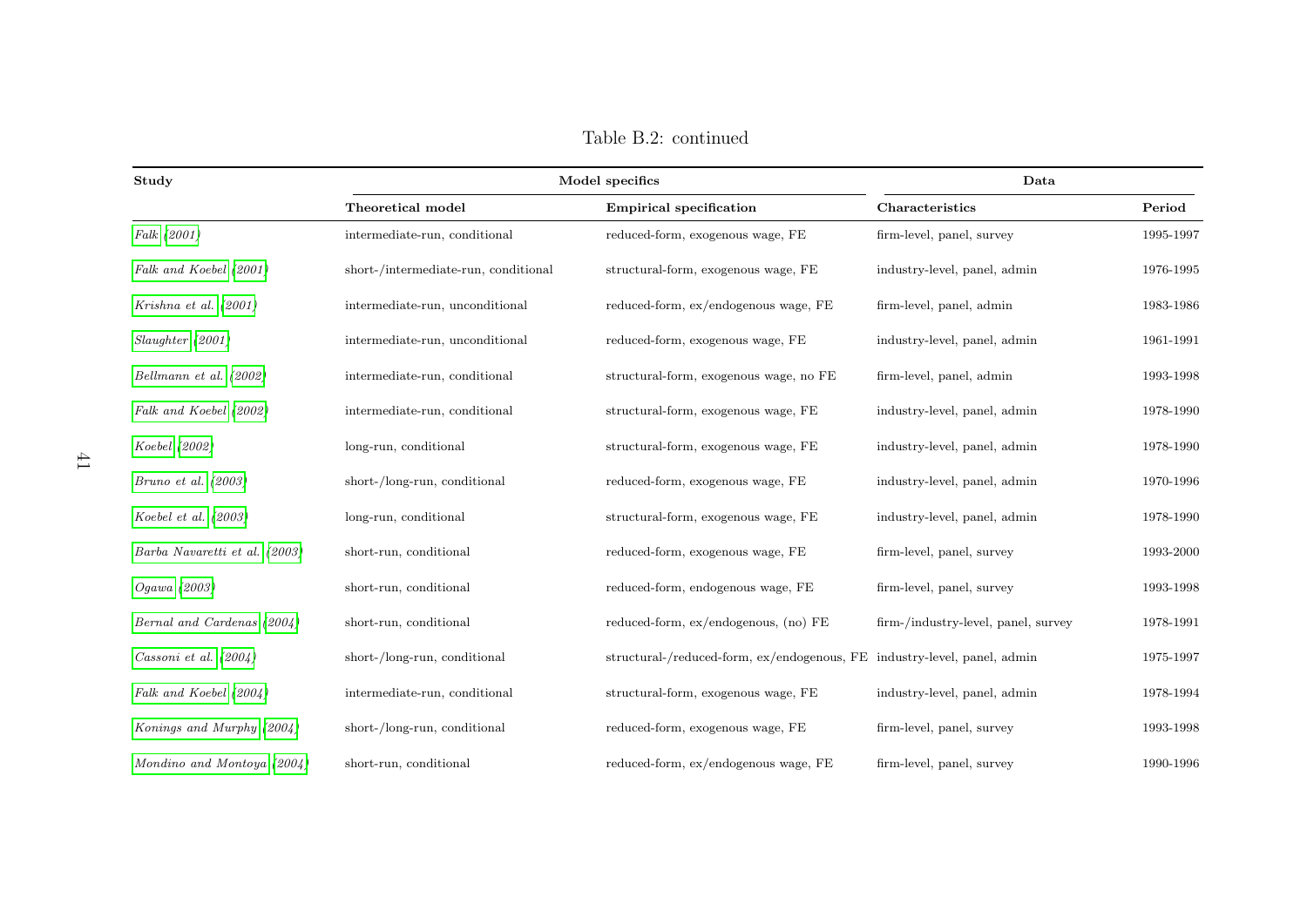Table B.2: continued

| Study | Model specifics | | Data | |
|---|---|---|---|---|
| | **Theoretical model** | **Empirical specification** | **Characteristics** | **Period** |
| *Falk (2001)* | intermediate-run, conditional | reduced-form, exogenous wage, FE | firm-level, panel, survey | 1995-1997 |
| *Falk and Koebel (2001)* | short-/intermediate-run, conditional | structural-form, exogenous wage, FE | industry-level, panel, admin | 1976-1995 |
| *Krishna et al. (2001)* | intermediate-run, unconditional | reduced-form, ex/endogenous wage, FE | firm-level, panel, admin | 1983-1986 |
| *Slaughter (2001)* | intermediate-run, unconditional | reduced-form, exogenous wage, FE | industry-level, panel, admin | 1961-1991 |
| *Bellmann et al. (2002)* | intermediate-run, conditional | structural-form, exogenous wage, no FE | firm-level, panel, admin | 1993-1998 |
| *Falk and Koebel (2002)* | intermediate-run, conditional | structural-form, exogenous wage, FE | industry-level, panel, admin | 1978-1990 |
| *Koebel (2002)* | long-run, conditional | structural-form, exogenous wage, FE | industry-level, panel, admin | 1978-1990 |
| *Bruno et al. (2003)* | short-/long-run, conditional | reduced-form, exogenous wage, FE | industry-level, panel, admin | 1970-1996 |
| *Koebel et al. (2003)* | long-run, conditional | structural-form, exogenous wage, FE | industry-level, panel, admin | 1978-1990 |
| *Barba Navaretti et al. (2003)* | short-run, conditional | reduced-form, exogenous wage, FE | firm-level, panel, survey | 1993-2000 |
| *Ogawa (2003)* | short-run, conditional | reduced-form, endogenous wage, FE | firm-level, panel, survey | 1993-1998 |
| *Bernal and Cardenas (2004)* | short-run, conditional | reduced-form, ex/endogenous, (no) FE | firm-/industry-level, panel, survey | 1978-1991 |
| *Cassoni et al. (2004)* | short-/long-run, conditional | structural-/reduced-form, ex/endogenous, FE | industry-level, panel, admin | 1975-1997 |
| *Falk and Koebel (2004)* | intermediate-run, conditional | structural-form, exogenous wage, FE | industry-level, panel, admin | 1978-1994 |
| *Konings and Murphy (2004)* | short-/long-run, conditional | reduced-form, exogenous wage, FE | firm-level, panel, survey | 1993-1998 |
| *Mondino and Montoya (2004)* | short-run, conditional | reduced-form, ex/endogenous wage, FE | firm-level, panel, survey | 1990-1996 |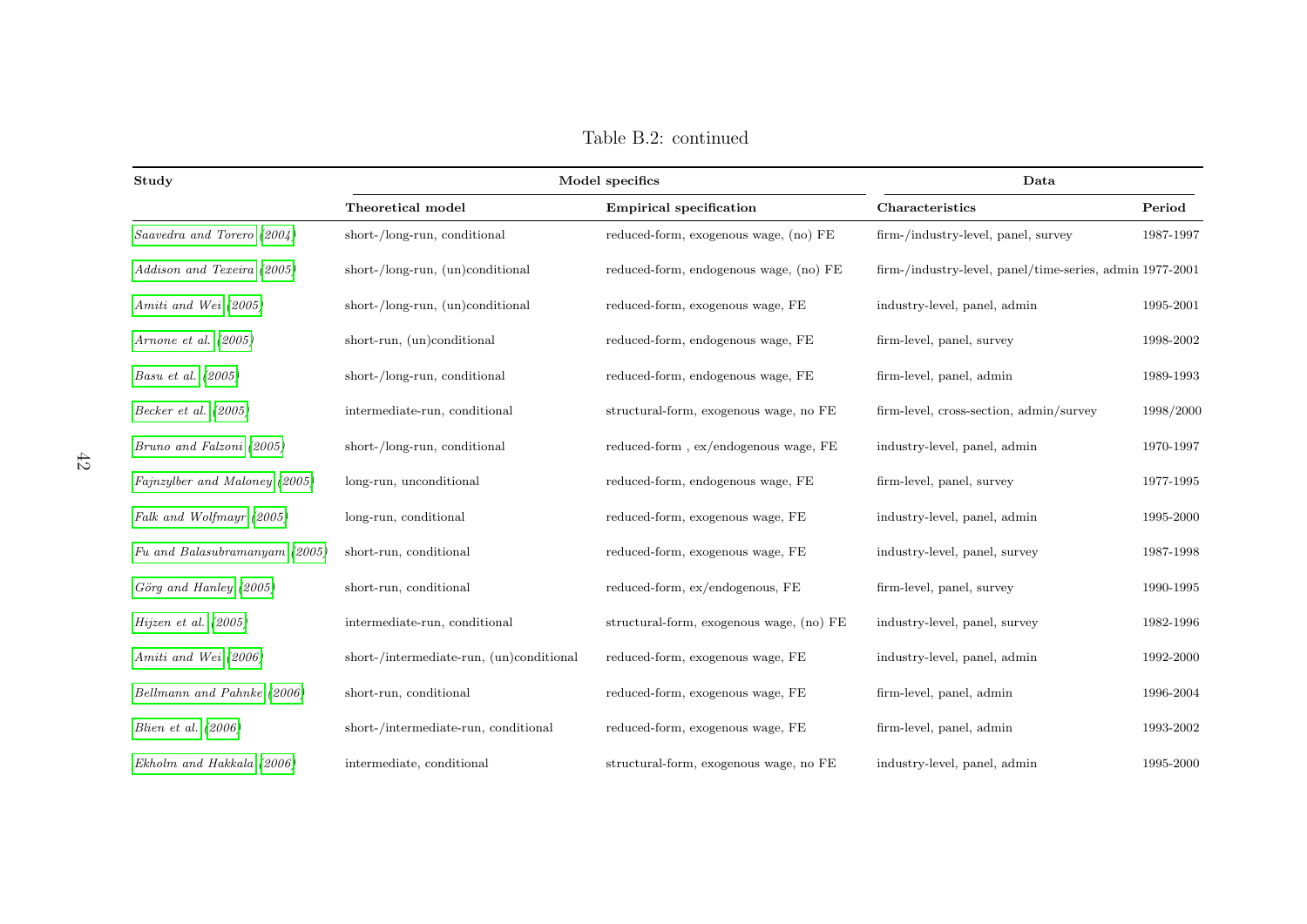Table B.2: continued

| Study | Model specifics | | Data | |
|---|---|---|---|---|
| | **Theoretical model** | **Empirical specification** | **Characteristics** | **Period** |
| *Saavedra and Torero (2004)* | short-/long-run, conditional | reduced-form, exogenous wage, (no) FE | firm-/industry-level, panel, survey | 1987-1997 |
| *Addison and Texeira (2005)* | short-/long-run, (un)conditional | reduced-form, endogenous wage, (no) FE | firm-/industry-level, panel/time-series, admin | 1977-2001 |
| *Amiti and Wei (2005)* | short-/long-run, (un)conditional | reduced-form, exogenous wage, FE | industry-level, panel, admin | 1995-2001 |
| *Arnone et al. (2005)* | short-run, (un)conditional | reduced-form, endogenous wage, FE | firm-level, panel, survey | 1998-2002 |
| *Basu et al. (2005)* | short-/long-run, conditional | reduced-form, endogenous wage, FE | firm-level, panel, admin | 1989-1993 |
| *Becker et al. (2005)* | intermediate-run, conditional | structural-form, exogenous wage, no FE | firm-level, cross-section, admin/survey | 1998/2000 |
| *Bruno and Falzoni (2005)* | short-/long-run, conditional | reduced-form , ex/endogenous wage, FE | industry-level, panel, admin | 1970-1997 |
| *Fajnzylber and Maloney (2005)* | long-run, unconditional | reduced-form, endogenous wage, FE | firm-level, panel, survey | 1977-1995 |
| *Falk and Wolfmayr (2005)* | long-run, conditional | reduced-form, exogenous wage, FE | industry-level, panel, admin | 1995-2000 |
| *Fu and Balasubramanyam (2005)* | short-run, conditional | reduced-form, exogenous wage, FE | industry-level, panel, survey | 1987-1998 |
| *Görg and Hanley (2005)* | short-run, conditional | reduced-form, ex/endogenous, FE | firm-level, panel, survey | 1990-1995 |
| *Hijzen et al. (2005)* | intermediate-run, conditional | structural-form, exogenous wage, (no) FE | industry-level, panel, survey | 1982-1996 |
| *Amiti and Wei (2006)* | short-/intermediate-run, (un)conditional | reduced-form, exogenous wage, FE | industry-level, panel, admin | 1992-2000 |
| *Bellmann and Pahnke (2006)* | short-run, conditional | reduced-form, exogenous wage, FE | firm-level, panel, admin | 1996-2004 |
| *Blien et al. (2006)* | short-/intermediate-run, conditional | reduced-form, exogenous wage, FE | firm-level, panel, admin | 1993-2002 |
| *Ekholm and Hakkala (2006)* | intermediate, conditional | structural-form, exogenous wage, no FE | industry-level, panel, admin | 1995-2000 |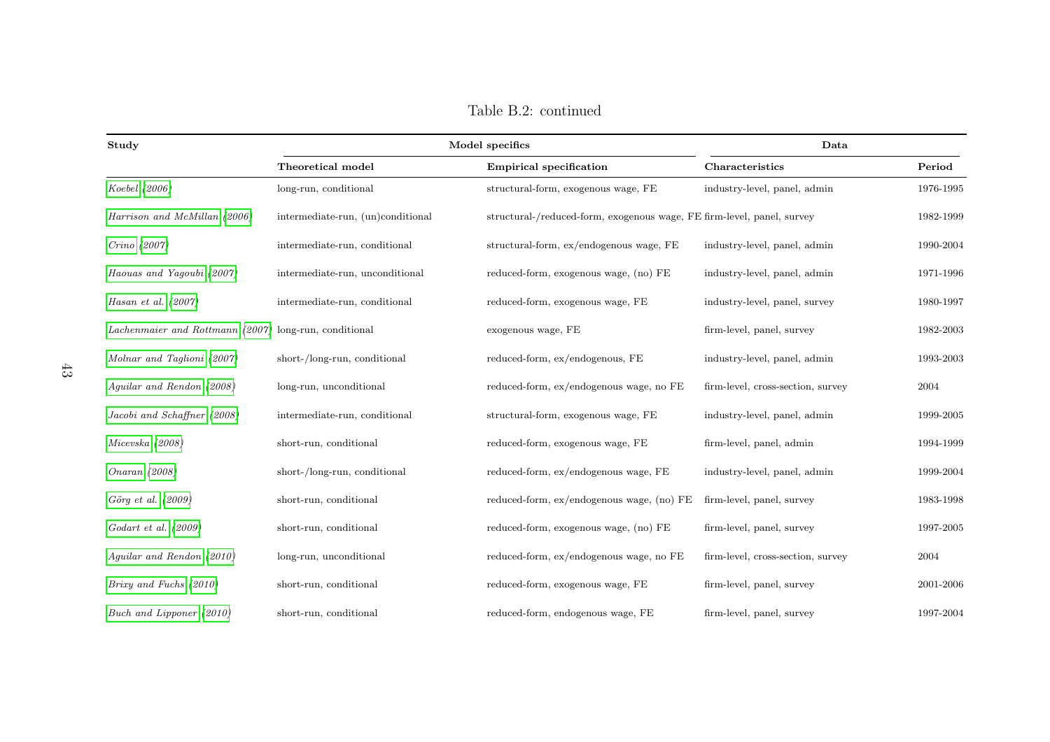Table B.2: continued

| Study | Model specifics | | Data | |
|---|---|---|---|---|
| | **Theoretical model** | **Empirical specification** | **Characteristics** | **Period** |
| *Koebel (2006)* | long-run, conditional | structural-form, exogenous wage, FE | industry-level, panel, admin | 1976-1995 |
| *Harrison and McMillan (2006)* | intermediate-run, (un)conditional | structural-/reduced-form, exogenous wage, FE | firm-level, panel, survey | 1982-1999 |
| *Crino (2007)* | intermediate-run, conditional | structural-form, ex/endogenous wage, FE | industry-level, panel, admin | 1990-2004 |
| *Haouas and Yagoubi (2007)* | intermediate-run, unconditional | reduced-form, exogenous wage, (no) FE | industry-level, panel, admin | 1971-1996 |
| *Hasan et al. (2007)* | intermediate-run, conditional | reduced-form, exogenous wage, FE | industry-level, panel, survey | 1980-1997 |
| *Lachenmaier and Rottmann (2007)* | long-run, conditional | exogenous wage, FE | firm-level, panel, survey | 1982-2003 |
| *Molnar and Taglioni (2007)* | short-/long-run, conditional | reduced-form, ex/endogenous, FE | industry-level, panel, admin | 1993-2003 |
| *Aguilar and Rendon (2008)* | long-run, unconditional | reduced-form, ex/endogenous wage, no FE | firm-level, cross-section, survey | 2004 |
| *Jacobi and Schaffner (2008)* | intermediate-run, conditional | structural-form, exogenous wage, FE | industry-level, panel, admin | 1999-2005 |
| *Micevska (2008)* | short-run, conditional | reduced-form, exogenous wage, FE | firm-level, panel, admin | 1994-1999 |
| *Onaran (2008)* | short-/long-run, conditional | reduced-form, ex/endogenous wage, FE | industry-level, panel, admin | 1999-2004 |
| *Görg et al. (2009)* | short-run, conditional | reduced-form, ex/endogenous wage, (no) FE | firm-level, panel, survey | 1983-1998 |
| *Godart et al. (2009)* | short-run, conditional | reduced-form, exogenous wage, (no) FE | firm-level, panel, survey | 1997-2005 |
| *Aguilar and Rendon (2010)* | long-run, unconditional | reduced-form, ex/endogenous wage, no FE | firm-level, cross-section, survey | 2004 |
| *Brixy and Fuchs (2010)* | short-run, conditional | reduced-form, exogenous wage, FE | firm-level, panel, survey | 2001-2006 |
| *Buch and Lipponer (2010)* | short-run, conditional | reduced-form, endogenous wage, FE | firm-level, panel, survey | 1997-2004 |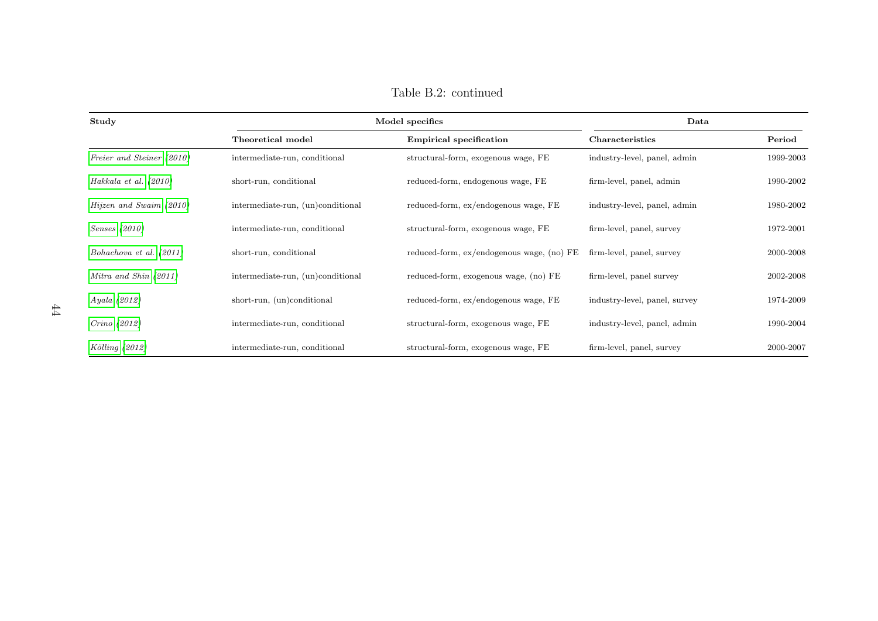Table B.2: continued

| Study | Model specifics | | Data | |
|---|---|---|---|---|
| | **Theoretical model** | **Empirical specification** | **Characteristics** | **Period** |
| *Freier and Steiner (2010)* | intermediate-run, conditional | structural-form, exogenous wage, FE | industry-level, panel, admin | 1999-2003 |
| *Hakkala et al. (2010)* | short-run, conditional | reduced-form, endogenous wage, FE | firm-level, panel, admin | 1990-2002 |
| *Hijzen and Swaim (2010)* | intermediate-run, (un)conditional | reduced-form, ex/endogenous wage, FE | industry-level, panel, admin | 1980-2002 |
| *Senses (2010)* | intermediate-run, conditional | structural-form, exogenous wage, FE | firm-level, panel, survey | 1972-2001 |
| *Bohachova et al. (2011)* | short-run, conditional | reduced-form, ex/endogenous wage, (no) FE | firm-level, panel, survey | 2000-2008 |
| *Mitra and Shin (2011)* | intermediate-run, (un)conditional | reduced-form, exogenous wage, (no) FE | firm-level, panel survey | 2002-2008 |
| *Ayala (2012)* | short-run, (un)conditional | reduced-form, ex/endogenous wage, FE | industry-level, panel, survey | 1974-2009 |
| *Crino (2012)* | intermediate-run, conditional | structural-form, exogenous wage, FE | industry-level, panel, admin | 1990-2004 |
| *Kölling (2012)* | intermediate-run, conditional | structural-form, exogenous wage, FE | firm-level, panel, survey | 2000-2007 |